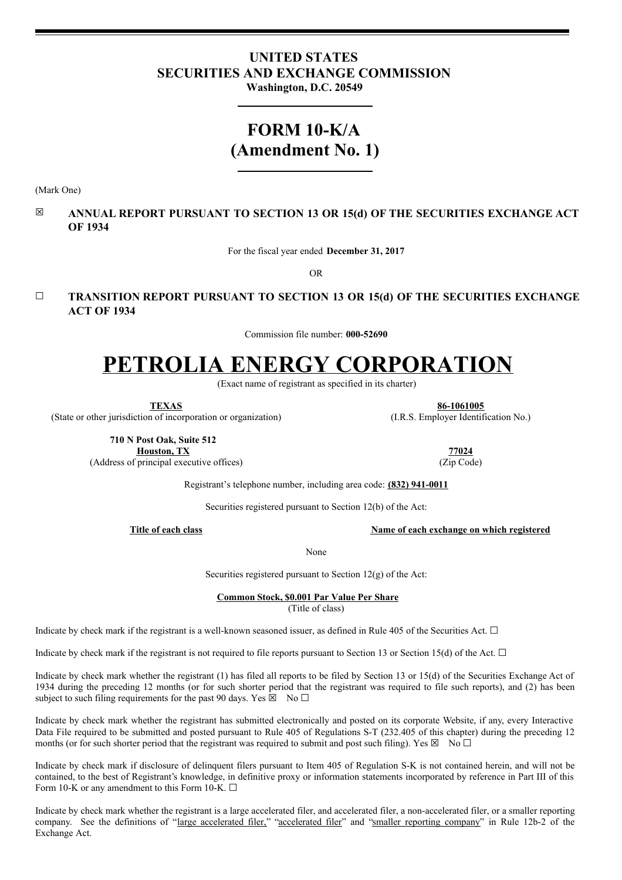# UNITED STATES
# SECURITIES AND EXCHANGE COMMISSION

**Washington, D.C. 20549**

# FORM 10-K/A
# (Amendment No. 1)

(Mark One)

☒ **ANNUAL REPORT PURSUANT TO SECTION 13 OR 15(d) OF THE SECURITIES EXCHANGE ACT OF 1934**

For the fiscal year ended **December 31, 2017**

OR

☐ **TRANSITION REPORT PURSUANT TO SECTION 13 OR 15(d) OF THE SECURITIES EXCHANGE ACT OF 1934**

Commission file number: **000-52690**

# PETROLIA ENERGY CORPORATION

(Exact name of registrant as specified in its charter)

| **TEXAS** | **86-1061005** |
|---|---|
| (State or other jurisdiction of incorporation or organization) | (I.R.S. Employer Identification No.) |
| **710 N Post Oak, Suite 512** **Houston, TX** | **77024** |
| (Address of principal executive offices) | (Zip Code) |

Registrant's telephone number, including area code: **(832) 941-0011**

Securities registered pursuant to Section 12(b) of the Act:

| Title of each class | Name of each exchange on which registered |
|---|---|
| None | |

Securities registered pursuant to Section 12(g) of the Act:

**Common Stock, $0.001 Par Value Per Share**
(Title of class)

Indicate by check mark if the registrant is a well-known seasoned issuer, as defined in Rule 405 of the Securities Act. ☐

Indicate by check mark if the registrant is not required to file reports pursuant to Section 13 or Section 15(d) of the Act. ☐

Indicate by check mark whether the registrant (1) has filed all reports to be filed by Section 13 or 15(d) of the Securities Exchange Act of 1934 during the preceding 12 months (or for such shorter period that the registrant was required to file such reports), and (2) has been subject to such filing requirements for the past 90 days. Yes ☒ No ☐

Indicate by check mark whether the registrant has submitted electronically and posted on its corporate Website, if any, every Interactive Data File required to be submitted and posted pursuant to Rule 405 of Regulations S-T (232.405 of this chapter) during the preceding 12 months (or for such shorter period that the registrant was required to submit and post such filing). Yes ☒ No ☐

Indicate by check mark if disclosure of delinquent filers pursuant to Item 405 of Regulation S-K is not contained herein, and will not be contained, to the best of Registrant's knowledge, in definitive proxy or information statements incorporated by reference in Part III of this Form 10-K or any amendment to this Form 10-K. ☐

Indicate by check mark whether the registrant is a large accelerated filer, and accelerated filer, a non-accelerated filer, or a smaller reporting company. See the definitions of "large accelerated filer," "accelerated filer" and "smaller reporting company" in Rule 12b-2 of the Exchange Act.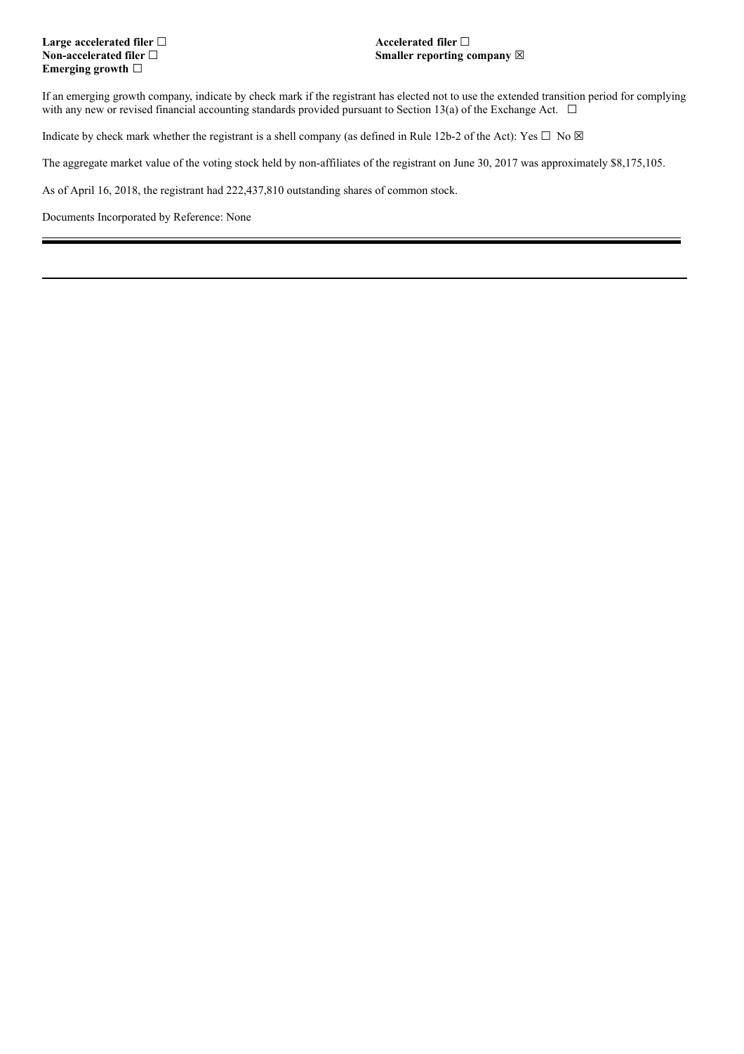| | |
|---|---|
| **Large accelerated filer** ☐ | **Accelerated filer** ☐ |
| **Non-accelerated filer** ☐ | **Smaller reporting company** ☒ |
| **Emerging growth** ☐ | |

If an emerging growth company, indicate by check mark if the registrant has elected not to use the extended transition period for complying with any new or revised financial accounting standards provided pursuant to Section 13(a) of the Exchange Act. ☐

Indicate by check mark whether the registrant is a shell company (as defined in Rule 12b-2 of the Act): Yes ☐ No ☒

The aggregate market value of the voting stock held by non-affiliates of the registrant on June 30, 2017 was approximately $8,175,105.

As of April 16, 2018, the registrant had 222,437,810 outstanding shares of common stock.

Documents Incorporated by Reference: None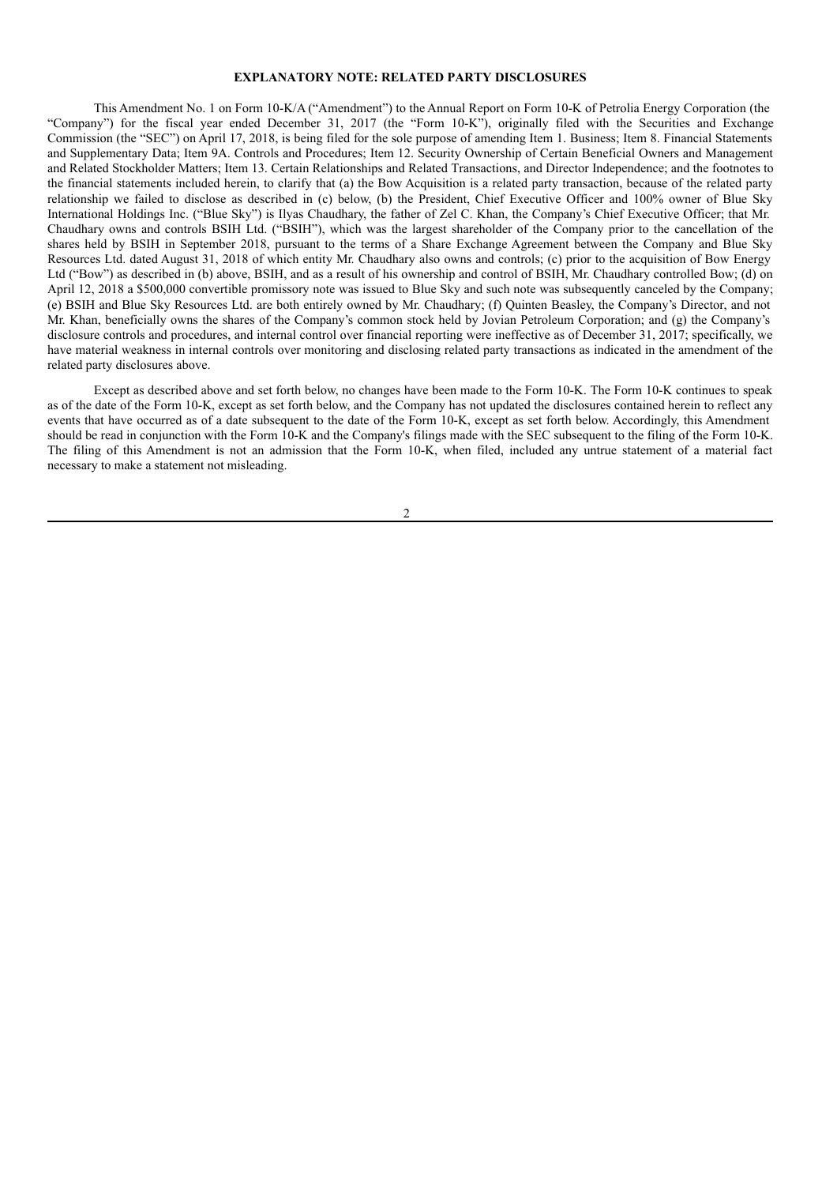**EXPLANATORY NOTE: RELATED PARTY DISCLOSURES**

This Amendment No. 1 on Form 10-K/A ("Amendment") to the Annual Report on Form 10-K of Petrolia Energy Corporation (the "Company") for the fiscal year ended December 31, 2017 (the "Form 10-K"), originally filed with the Securities and Exchange Commission (the "SEC") on April 17, 2018, is being filed for the sole purpose of amending Item 1. Business; Item 8. Financial Statements and Supplementary Data; Item 9A. Controls and Procedures; Item 12. Security Ownership of Certain Beneficial Owners and Management and Related Stockholder Matters; Item 13. Certain Relationships and Related Transactions, and Director Independence; and the footnotes to the financial statements included herein, to clarify that (a) the Bow Acquisition is a related party transaction, because of the related party relationship we failed to disclose as described in (c) below, (b) the President, Chief Executive Officer and 100% owner of Blue Sky International Holdings Inc. ("Blue Sky") is Ilyas Chaudhary, the father of Zel C. Khan, the Company's Chief Executive Officer; that Mr. Chaudhary owns and controls BSIH Ltd. ("BSIH"), which was the largest shareholder of the Company prior to the cancellation of the shares held by BSIH in September 2018, pursuant to the terms of a Share Exchange Agreement between the Company and Blue Sky Resources Ltd. dated August 31, 2018 of which entity Mr. Chaudhary also owns and controls; (c) prior to the acquisition of Bow Energy Ltd ("Bow") as described in (b) above, BSIH, and as a result of his ownership and control of BSIH, Mr. Chaudhary controlled Bow; (d) on April 12, 2018 a $500,000 convertible promissory note was issued to Blue Sky and such note was subsequently canceled by the Company; (e) BSIH and Blue Sky Resources Ltd. are both entirely owned by Mr. Chaudhary; (f) Quinten Beasley, the Company's Director, and not Mr. Khan, beneficially owns the shares of the Company's common stock held by Jovian Petroleum Corporation; and (g) the Company's disclosure controls and procedures, and internal control over financial reporting were ineffective as of December 31, 2017; specifically, we have material weakness in internal controls over monitoring and disclosing related party transactions as indicated in the amendment of the related party disclosures above.

Except as described above and set forth below, no changes have been made to the Form 10-K. The Form 10-K continues to speak as of the date of the Form 10-K, except as set forth below, and the Company has not updated the disclosures contained herein to reflect any events that have occurred as of a date subsequent to the date of the Form 10-K, except as set forth below. Accordingly, this Amendment should be read in conjunction with the Form 10-K and the Company's filings made with the SEC subsequent to the filing of the Form 10-K. The filing of this Amendment is not an admission that the Form 10-K, when filed, included any untrue statement of a material fact necessary to make a statement not misleading.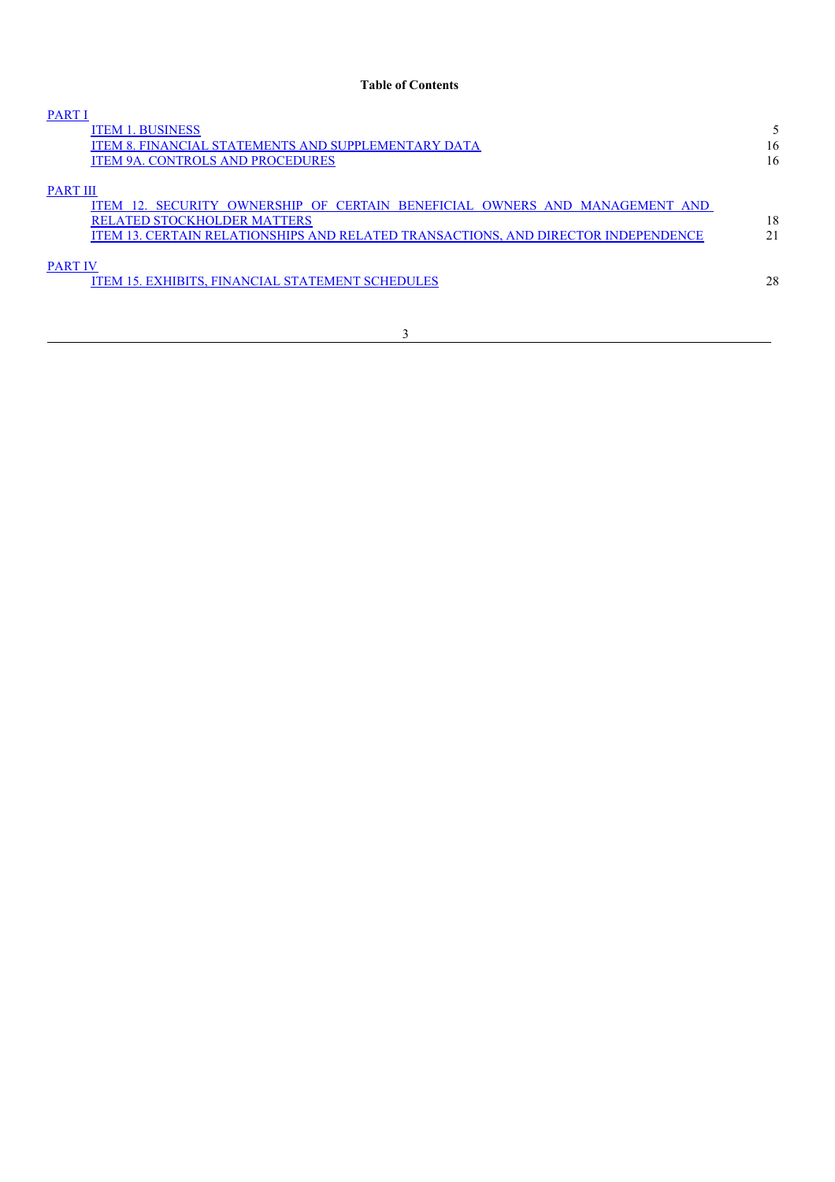**Table of Contents**

| | |
|---|---|
| PART I | |
| ITEM 1. BUSINESS | 5 |
| ITEM 8. FINANCIAL STATEMENTS AND SUPPLEMENTARY DATA | 16 |
| ITEM 9A. CONTROLS AND PROCEDURES | 16 |
| PART III | |
| ITEM 12. SECURITY OWNERSHIP OF CERTAIN BENEFICIAL OWNERS AND MANAGEMENT AND RELATED STOCKHOLDER MATTERS | 18 |
| ITEM 13. CERTAIN RELATIONSHIPS AND RELATED TRANSACTIONS, AND DIRECTOR INDEPENDENCE | 21 |
| PART IV | |
| ITEM 15. EXHIBITS, FINANCIAL STATEMENT SCHEDULES | 28 |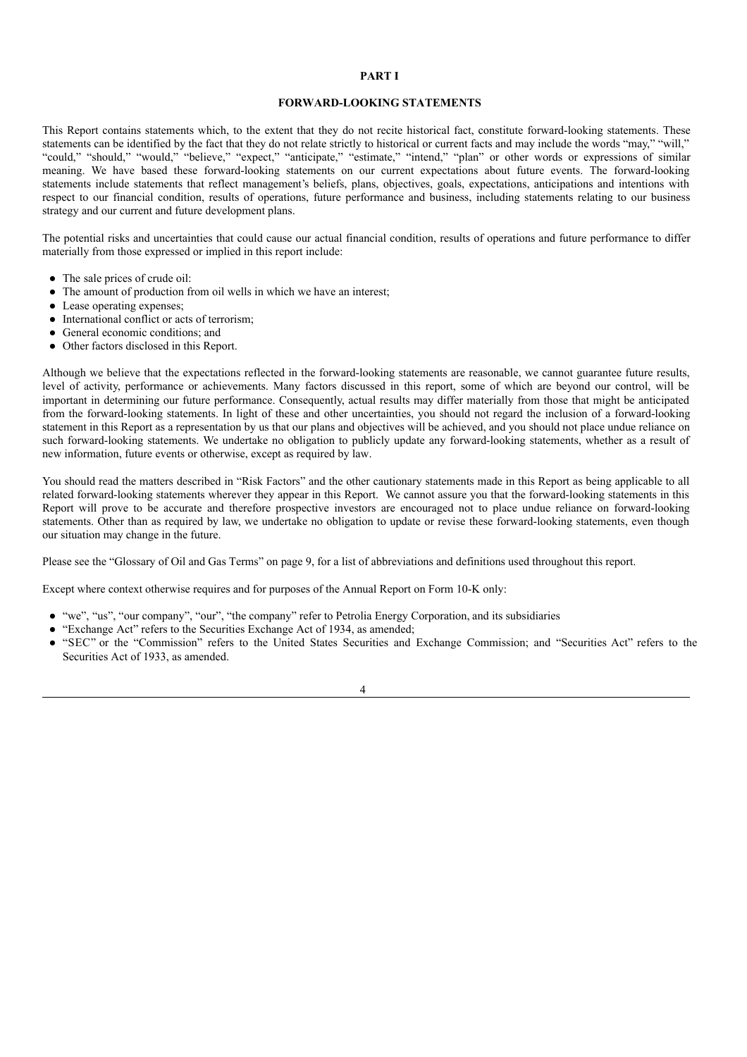# PART I

## FORWARD-LOOKING STATEMENTS

This Report contains statements which, to the extent that they do not recite historical fact, constitute forward-looking statements. These statements can be identified by the fact that they do not relate strictly to historical or current facts and may include the words "may," "will," "could," "should," "would," "believe," "expect," "anticipate," "estimate," "intend," "plan" or other words or expressions of similar meaning. We have based these forward-looking statements on our current expectations about future events. The forward-looking statements include statements that reflect management's beliefs, plans, objectives, goals, expectations, anticipations and intentions with respect to our financial condition, results of operations, future performance and business, including statements relating to our business strategy and our current and future development plans.

The potential risks and uncertainties that could cause our actual financial condition, results of operations and future performance to differ materially from those expressed or implied in this report include:

- The sale prices of crude oil:
- The amount of production from oil wells in which we have an interest;
- Lease operating expenses;
- International conflict or acts of terrorism;
- General economic conditions; and
- Other factors disclosed in this Report.

Although we believe that the expectations reflected in the forward-looking statements are reasonable, we cannot guarantee future results, level of activity, performance or achievements. Many factors discussed in this report, some of which are beyond our control, will be important in determining our future performance. Consequently, actual results may differ materially from those that might be anticipated from the forward-looking statements. In light of these and other uncertainties, you should not regard the inclusion of a forward-looking statement in this Report as a representation by us that our plans and objectives will be achieved, and you should not place undue reliance on such forward-looking statements. We undertake no obligation to publicly update any forward-looking statements, whether as a result of new information, future events or otherwise, except as required by law.

You should read the matters described in "Risk Factors" and the other cautionary statements made in this Report as being applicable to all related forward-looking statements wherever they appear in this Report. We cannot assure you that the forward-looking statements in this Report will prove to be accurate and therefore prospective investors are encouraged not to place undue reliance on forward-looking statements. Other than as required by law, we undertake no obligation to update or revise these forward-looking statements, even though our situation may change in the future.

Please see the "Glossary of Oil and Gas Terms" on page 9, for a list of abbreviations and definitions used throughout this report.

Except where context otherwise requires and for purposes of the Annual Report on Form 10-K only:

- "we", "us", "our company", "our", "the company" refer to Petrolia Energy Corporation, and its subsidiaries
- "Exchange Act" refers to the Securities Exchange Act of 1934, as amended;
- "SEC" or the "Commission" refers to the United States Securities and Exchange Commission; and "Securities Act" refers to the Securities Act of 1933, as amended.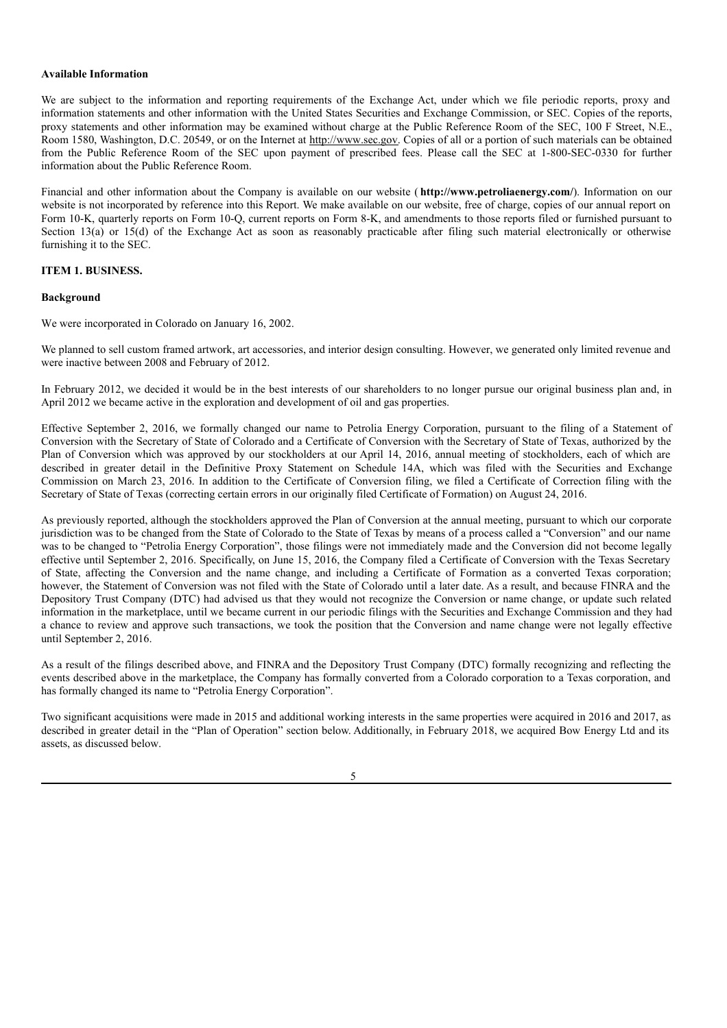**Available Information**

We are subject to the information and reporting requirements of the Exchange Act, under which we file periodic reports, proxy and information statements and other information with the United States Securities and Exchange Commission, or SEC. Copies of the reports, proxy statements and other information may be examined without charge at the Public Reference Room of the SEC, 100 F Street, N.E., Room 1580, Washington, D.C. 20549, or on the Internet at http://www.sec.gov. Copies of all or a portion of such materials can be obtained from the Public Reference Room of the SEC upon payment of prescribed fees. Please call the SEC at 1-800-SEC-0330 for further information about the Public Reference Room.

Financial and other information about the Company is available on our website ( **http://www.petroliaenergy.com/**). Information on our website is not incorporated by reference into this Report. We make available on our website, free of charge, copies of our annual report on Form 10-K, quarterly reports on Form 10-Q, current reports on Form 8-K, and amendments to those reports filed or furnished pursuant to Section 13(a) or 15(d) of the Exchange Act as soon as reasonably practicable after filing such material electronically or otherwise furnishing it to the SEC.

## ITEM 1. BUSINESS.

**Background**

We were incorporated in Colorado on January 16, 2002.

We planned to sell custom framed artwork, art accessories, and interior design consulting. However, we generated only limited revenue and were inactive between 2008 and February of 2012.

In February 2012, we decided it would be in the best interests of our shareholders to no longer pursue our original business plan and, in April 2012 we became active in the exploration and development of oil and gas properties.

Effective September 2, 2016, we formally changed our name to Petrolia Energy Corporation, pursuant to the filing of a Statement of Conversion with the Secretary of State of Colorado and a Certificate of Conversion with the Secretary of State of Texas, authorized by the Plan of Conversion which was approved by our stockholders at our April 14, 2016, annual meeting of stockholders, each of which are described in greater detail in the Definitive Proxy Statement on Schedule 14A, which was filed with the Securities and Exchange Commission on March 23, 2016. In addition to the Certificate of Conversion filing, we filed a Certificate of Correction filing with the Secretary of State of Texas (correcting certain errors in our originally filed Certificate of Formation) on August 24, 2016.

As previously reported, although the stockholders approved the Plan of Conversion at the annual meeting, pursuant to which our corporate jurisdiction was to be changed from the State of Colorado to the State of Texas by means of a process called a "Conversion" and our name was to be changed to "Petrolia Energy Corporation", those filings were not immediately made and the Conversion did not become legally effective until September 2, 2016. Specifically, on June 15, 2016, the Company filed a Certificate of Conversion with the Texas Secretary of State, affecting the Conversion and the name change, and including a Certificate of Formation as a converted Texas corporation; however, the Statement of Conversion was not filed with the State of Colorado until a later date. As a result, and because FINRA and the Depository Trust Company (DTC) had advised us that they would not recognize the Conversion or name change, or update such related information in the marketplace, until we became current in our periodic filings with the Securities and Exchange Commission and they had a chance to review and approve such transactions, we took the position that the Conversion and name change were not legally effective until September 2, 2016.

As a result of the filings described above, and FINRA and the Depository Trust Company (DTC) formally recognizing and reflecting the events described above in the marketplace, the Company has formally converted from a Colorado corporation to a Texas corporation, and has formally changed its name to "Petrolia Energy Corporation".

Two significant acquisitions were made in 2015 and additional working interests in the same properties were acquired in 2016 and 2017, as described in greater detail in the "Plan of Operation" section below. Additionally, in February 2018, we acquired Bow Energy Ltd and its assets, as discussed below.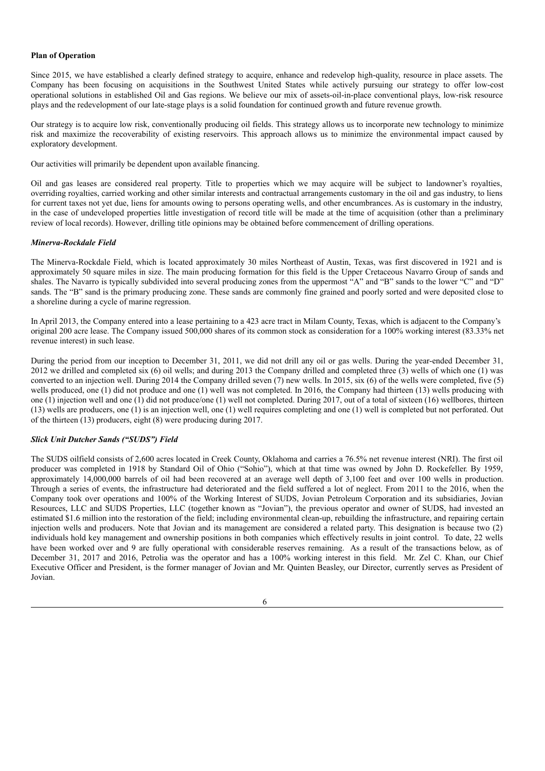**Plan of Operation**

Since 2015, we have established a clearly defined strategy to acquire, enhance and redevelop high-quality, resource in place assets. The Company has been focusing on acquisitions in the Southwest United States while actively pursuing our strategy to offer low-cost operational solutions in established Oil and Gas regions. We believe our mix of assets-oil-in-place conventional plays, low-risk resource plays and the redevelopment of our late-stage plays is a solid foundation for continued growth and future revenue growth.

Our strategy is to acquire low risk, conventionally producing oil fields. This strategy allows us to incorporate new technology to minimize risk and maximize the recoverability of existing reservoirs. This approach allows us to minimize the environmental impact caused by exploratory development.

Our activities will primarily be dependent upon available financing.

Oil and gas leases are considered real property. Title to properties which we may acquire will be subject to landowner's royalties, overriding royalties, carried working and other similar interests and contractual arrangements customary in the oil and gas industry, to liens for current taxes not yet due, liens for amounts owing to persons operating wells, and other encumbrances. As is customary in the industry, in the case of undeveloped properties little investigation of record title will be made at the time of acquisition (other than a preliminary review of local records). However, drilling title opinions may be obtained before commencement of drilling operations.

***Minerva-Rockdale Field***

The Minerva-Rockdale Field, which is located approximately 30 miles Northeast of Austin, Texas, was first discovered in 1921 and is approximately 50 square miles in size. The main producing formation for this field is the Upper Cretaceous Navarro Group of sands and shales. The Navarro is typically subdivided into several producing zones from the uppermost "A" and "B" sands to the lower "C" and "D" sands. The "B" sand is the primary producing zone. These sands are commonly fine grained and poorly sorted and were deposited close to a shoreline during a cycle of marine regression.

In April 2013, the Company entered into a lease pertaining to a 423 acre tract in Milam County, Texas, which is adjacent to the Company's original 200 acre lease. The Company issued 500,000 shares of its common stock as consideration for a 100% working interest (83.33% net revenue interest) in such lease.

During the period from our inception to December 31, 2011, we did not drill any oil or gas wells. During the year-ended December 31, 2012 we drilled and completed six (6) oil wells; and during 2013 the Company drilled and completed three (3) wells of which one (1) was converted to an injection well. During 2014 the Company drilled seven (7) new wells. In 2015, six (6) of the wells were completed, five (5) wells produced, one (1) did not produce and one (1) well was not completed. In 2016, the Company had thirteen (13) wells producing with one (1) injection well and one (1) did not produce/one (1) well not completed. During 2017, out of a total of sixteen (16) wellbores, thirteen (13) wells are producers, one (1) is an injection well, one (1) well requires completing and one (1) well is completed but not perforated. Out of the thirteen (13) producers, eight (8) were producing during 2017.

***Slick Unit Dutcher Sands ("SUDS") Field***

The SUDS oilfield consists of 2,600 acres located in Creek County, Oklahoma and carries a 76.5% net revenue interest (NRI). The first oil producer was completed in 1918 by Standard Oil of Ohio ("Sohio"), which at that time was owned by John D. Rockefeller. By 1959, approximately 14,000,000 barrels of oil had been recovered at an average well depth of 3,100 feet and over 100 wells in production. Through a series of events, the infrastructure had deteriorated and the field suffered a lot of neglect. From 2011 to the 2016, when the Company took over operations and 100% of the Working Interest of SUDS, Jovian Petroleum Corporation and its subsidiaries, Jovian Resources, LLC and SUDS Properties, LLC (together known as "Jovian"), the previous operator and owner of SUDS, had invested an estimated $1.6 million into the restoration of the field; including environmental clean-up, rebuilding the infrastructure, and repairing certain injection wells and producers. Note that Jovian and its management are considered a related party. This designation is because two (2) individuals hold key management and ownership positions in both companies which effectively results in joint control. To date, 22 wells have been worked over and 9 are fully operational with considerable reserves remaining. As a result of the transactions below, as of December 31, 2017 and 2016, Petrolia was the operator and has a 100% working interest in this field. Mr. Zel C. Khan, our Chief Executive Officer and President, is the former manager of Jovian and Mr. Quinten Beasley, our Director, currently serves as President of Jovian.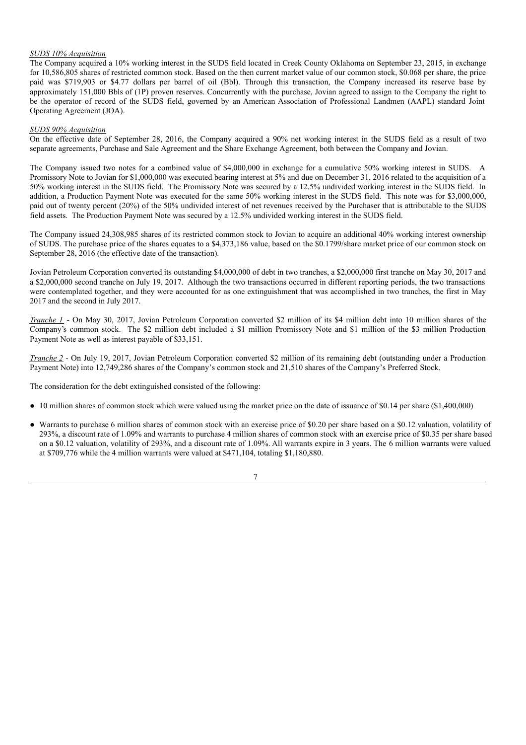*SUDS 10% Acquisition*

The Company acquired a 10% working interest in the SUDS field located in Creek County Oklahoma on September 23, 2015, in exchange for 10,586,805 shares of restricted common stock. Based on the then current market value of our common stock, $0.068 per share, the price paid was $719,903 or $4.77 dollars per barrel of oil (Bbl). Through this transaction, the Company increased its reserve base by approximately 151,000 Bbls of (1P) proven reserves. Concurrently with the purchase, Jovian agreed to assign to the Company the right to be the operator of record of the SUDS field, governed by an American Association of Professional Landmen (AAPL) standard Joint Operating Agreement (JOA).

*SUDS 90% Acquisition*

On the effective date of September 28, 2016, the Company acquired a 90% net working interest in the SUDS field as a result of two separate agreements, Purchase and Sale Agreement and the Share Exchange Agreement, both between the Company and Jovian.

The Company issued two notes for a combined value of $4,000,000 in exchange for a cumulative 50% working interest in SUDS. A Promissory Note to Jovian for $1,000,000 was executed bearing interest at 5% and due on December 31, 2016 related to the acquisition of a 50% working interest in the SUDS field. The Promissory Note was secured by a 12.5% undivided working interest in the SUDS field. In addition, a Production Payment Note was executed for the same 50% working interest in the SUDS field. This note was for $3,000,000, paid out of twenty percent (20%) of the 50% undivided interest of net revenues received by the Purchaser that is attributable to the SUDS field assets. The Production Payment Note was secured by a 12.5% undivided working interest in the SUDS field.

The Company issued 24,308,985 shares of its restricted common stock to Jovian to acquire an additional 40% working interest ownership of SUDS. The purchase price of the shares equates to a $4,373,186 value, based on the $0.1799/share market price of our common stock on September 28, 2016 (the effective date of the transaction).

Jovian Petroleum Corporation converted its outstanding $4,000,000 of debt in two tranches, a $2,000,000 first tranche on May 30, 2017 and a $2,000,000 second tranche on July 19, 2017. Although the two transactions occurred in different reporting periods, the two transactions were contemplated together, and they were accounted for as one extinguishment that was accomplished in two tranches, the first in May 2017 and the second in July 2017.

*Tranche 1* - On May 30, 2017, Jovian Petroleum Corporation converted $2 million of its $4 million debt into 10 million shares of the Company's common stock. The $2 million debt included a $1 million Promissory Note and $1 million of the $3 million Production Payment Note as well as interest payable of $33,151.

*Tranche 2* - On July 19, 2017, Jovian Petroleum Corporation converted $2 million of its remaining debt (outstanding under a Production Payment Note) into 12,749,286 shares of the Company's common stock and 21,510 shares of the Company's Preferred Stock.

The consideration for the debt extinguished consisted of the following:

- 10 million shares of common stock which were valued using the market price on the date of issuance of $0.14 per share ($1,400,000)
- Warrants to purchase 6 million shares of common stock with an exercise price of $0.20 per share based on a $0.12 valuation, volatility of 293%, a discount rate of 1.09% and warrants to purchase 4 million shares of common stock with an exercise price of $0.35 per share based on a $0.12 valuation, volatility of 293%, and a discount rate of 1.09%. All warrants expire in 3 years. The 6 million warrants were valued at $709,776 while the 4 million warrants were valued at $471,104, totaling $1,180,880.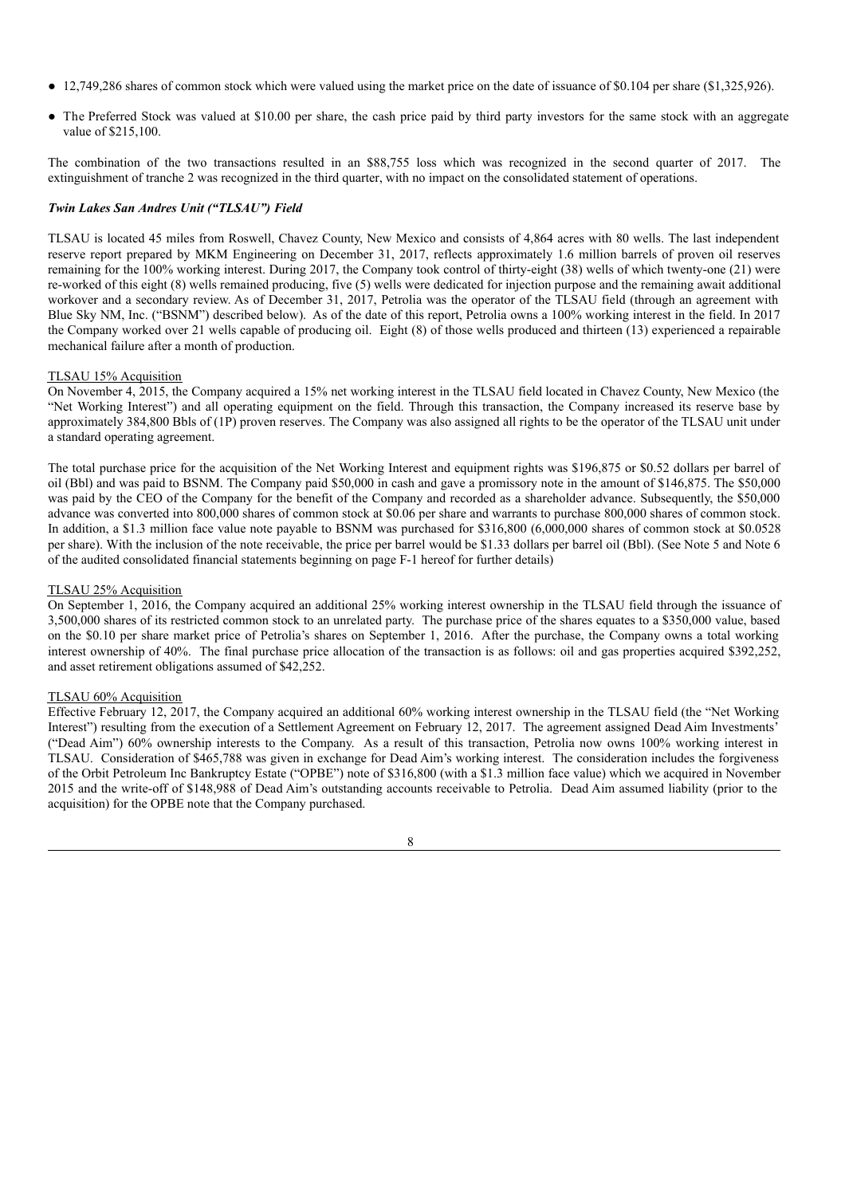- 12,749,286 shares of common stock which were valued using the market price on the date of issuance of $0.104 per share ($1,325,926).
- The Preferred Stock was valued at $10.00 per share, the cash price paid by third party investors for the same stock with an aggregate value of $215,100.

The combination of the two transactions resulted in an $88,755 loss which was recognized in the second quarter of 2017. The extinguishment of tranche 2 was recognized in the third quarter, with no impact on the consolidated statement of operations.

***Twin Lakes San Andres Unit ("TLSAU") Field***

TLSAU is located 45 miles from Roswell, Chavez County, New Mexico and consists of 4,864 acres with 80 wells. The last independent reserve report prepared by MKM Engineering on December 31, 2017, reflects approximately 1.6 million barrels of proven oil reserves remaining for the 100% working interest. During 2017, the Company took control of thirty-eight (38) wells of which twenty-one (21) were re-worked of this eight (8) wells remained producing, five (5) wells were dedicated for injection purpose and the remaining await additional workover and a secondary review. As of December 31, 2017, Petrolia was the operator of the TLSAU field (through an agreement with Blue Sky NM, Inc. ("BSNM") described below). As of the date of this report, Petrolia owns a 100% working interest in the field. In 2017 the Company worked over 21 wells capable of producing oil. Eight (8) of those wells produced and thirteen (13) experienced a repairable mechanical failure after a month of production.

<u>TLSAU 15% Acquisition</u>

On November 4, 2015, the Company acquired a 15% net working interest in the TLSAU field located in Chavez County, New Mexico (the "Net Working Interest") and all operating equipment on the field. Through this transaction, the Company increased its reserve base by approximately 384,800 Bbls of (1P) proven reserves. The Company was also assigned all rights to be the operator of the TLSAU unit under a standard operating agreement.

The total purchase price for the acquisition of the Net Working Interest and equipment rights was $196,875 or $0.52 dollars per barrel of oil (Bbl) and was paid to BSNM. The Company paid $50,000 in cash and gave a promissory note in the amount of $146,875. The $50,000 was paid by the CEO of the Company for the benefit of the Company and recorded as a shareholder advance. Subsequently, the $50,000 advance was converted into 800,000 shares of common stock at $0.06 per share and warrants to purchase 800,000 shares of common stock. In addition, a $1.3 million face value note payable to BSNM was purchased for $316,800 (6,000,000 shares of common stock at $0.0528 per share). With the inclusion of the note receivable, the price per barrel would be $1.33 dollars per barrel oil (Bbl). (See Note 5 and Note 6 of the audited consolidated financial statements beginning on page F-1 hereof for further details)

<u>TLSAU 25% Acquisition</u>

On September 1, 2016, the Company acquired an additional 25% working interest ownership in the TLSAU field through the issuance of 3,500,000 shares of its restricted common stock to an unrelated party. The purchase price of the shares equates to a $350,000 value, based on the $0.10 per share market price of Petrolia's shares on September 1, 2016. After the purchase, the Company owns a total working interest ownership of 40%. The final purchase price allocation of the transaction is as follows: oil and gas properties acquired $392,252, and asset retirement obligations assumed of $42,252.

<u>TLSAU 60% Acquisition</u>

Effective February 12, 2017, the Company acquired an additional 60% working interest ownership in the TLSAU field (the "Net Working Interest") resulting from the execution of a Settlement Agreement on February 12, 2017. The agreement assigned Dead Aim Investments' ("Dead Aim") 60% ownership interests to the Company. As a result of this transaction, Petrolia now owns 100% working interest in TLSAU. Consideration of $465,788 was given in exchange for Dead Aim's working interest. The consideration includes the forgiveness of the Orbit Petroleum Inc Bankruptcy Estate ("OPBE") note of $316,800 (with a $1.3 million face value) which we acquired in November 2015 and the write-off of $148,988 of Dead Aim's outstanding accounts receivable to Petrolia. Dead Aim assumed liability (prior to the acquisition) for the OPBE note that the Company purchased.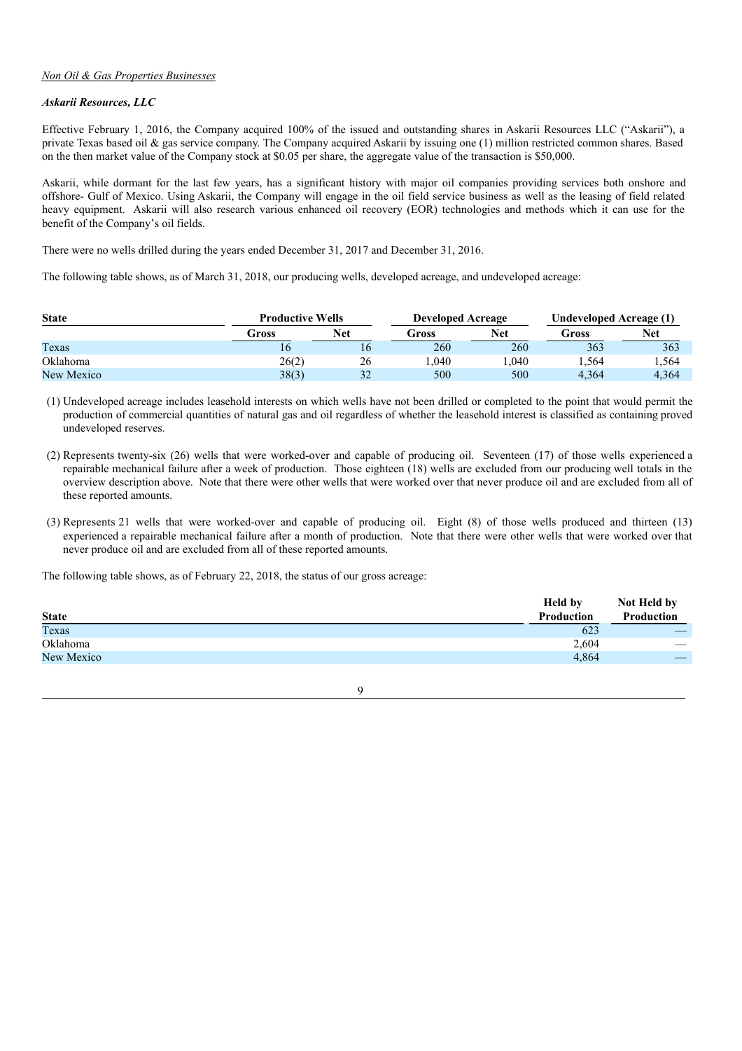*Non Oil & Gas Properties Businesses*

***Askarii Resources, LLC***

Effective February 1, 2016, the Company acquired 100% of the issued and outstanding shares in Askarii Resources LLC ("Askarii"), a private Texas based oil & gas service company. The Company acquired Askarii by issuing one (1) million restricted common shares. Based on the then market value of the Company stock at $0.05 per share, the aggregate value of the transaction is $50,000.

Askarii, while dormant for the last few years, has a significant history with major oil companies providing services both onshore and offshore- Gulf of Mexico. Using Askarii, the Company will engage in the oil field service business as well as the leasing of field related heavy equipment. Askarii will also research various enhanced oil recovery (EOR) technologies and methods which it can use for the benefit of the Company's oil fields.

There were no wells drilled during the years ended December 31, 2017 and December 31, 2016.

The following table shows, as of March 31, 2018, our producing wells, developed acreage, and undeveloped acreage:

| State | Productive Wells | | Developed Acreage | | Undeveloped Acreage (1) | |
|---|---|---|---|---|---|---|
| | Gross | Net | Gross | Net | Gross | Net |
| Texas | 16 | 16 | 260 | 260 | 363 | 363 |
| Oklahoma | 26(2) | 26 | 1,040 | 1,040 | 1,564 | 1,564 |
| New Mexico | 38(3) | 32 | 500 | 500 | 4,364 | 4,364 |

(1) Undeveloped acreage includes leasehold interests on which wells have not been drilled or completed to the point that would permit the production of commercial quantities of natural gas and oil regardless of whether the leasehold interest is classified as containing proved undeveloped reserves.

(2) Represents twenty-six (26) wells that were worked-over and capable of producing oil. Seventeen (17) of those wells experienced a repairable mechanical failure after a week of production. Those eighteen (18) wells are excluded from our producing well totals in the overview description above. Note that there were other wells that were worked over that never produce oil and are excluded from all of these reported amounts.

(3) Represents 21 wells that were worked-over and capable of producing oil. Eight (8) of those wells produced and thirteen (13) experienced a repairable mechanical failure after a month of production. Note that there were other wells that were worked over that never produce oil and are excluded from all of these reported amounts.

The following table shows, as of February 22, 2018, the status of our gross acreage:

| State | Held by Production | Not Held by Production |
|---|---|---|
| Texas | 623 | — |
| Oklahoma | 2,604 | — |
| New Mexico | 4,864 | — |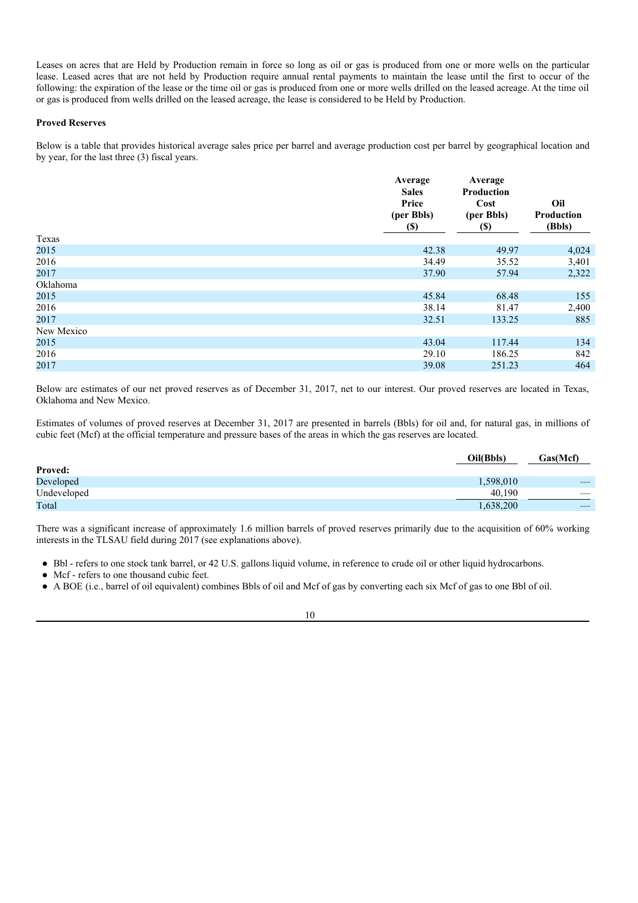Leases on acres that are Held by Production remain in force so long as oil or gas is produced from one or more wells on the particular lease. Leased acres that are not held by Production require annual rental payments to maintain the lease until the first to occur of the following: the expiration of the lease or the time oil or gas is produced from one or more wells drilled on the leased acreage. At the time oil or gas is produced from wells drilled on the leased acreage, the lease is considered to be Held by Production.

**Proved Reserves**

Below is a table that provides historical average sales price per barrel and average production cost per barrel by geographical location and by year, for the last three (3) fiscal years.

| | Average Sales Price (per Bbls) ($) | Average Production Cost (per Bbls) ($) | Oil Production (Bbls) |
|---|---|---|---|
| Texas | | | |
| 2015 | 42.38 | 49.97 | 4,024 |
| 2016 | 34.49 | 35.52 | 3,401 |
| 2017 | 37.90 | 57.94 | 2,322 |
| Oklahoma | | | |
| 2015 | 45.84 | 68.48 | 155 |
| 2016 | 38.14 | 81.47 | 2,400 |
| 2017 | 32.51 | 133.25 | 885 |
| New Mexico | | | |
| 2015 | 43.04 | 117.44 | 134 |
| 2016 | 29.10 | 186.25 | 842 |
| 2017 | 39.08 | 251.23 | 464 |

Below are estimates of our net proved reserves as of December 31, 2017, net to our interest. Our proved reserves are located in Texas, Oklahoma and New Mexico.

Estimates of volumes of proved reserves at December 31, 2017 are presented in barrels (Bbls) for oil and, for natural gas, in millions of cubic feet (Mcf) at the official temperature and pressure bases of the areas in which the gas reserves are located.

| | Oil(Bbls) | Gas(Mcf) |
|---|---|---|
| **Proved:** | | |
| Developed | 1,598,010 | — |
| Undeveloped | 40,190 | — |
| Total | 1,638,200 | — |

There was a significant increase of approximately 1.6 million barrels of proved reserves primarily due to the acquisition of 60% working interests in the TLSAU field during 2017 (see explanations above).

- Bbl - refers to one stock tank barrel, or 42 U.S. gallons liquid volume, in reference to crude oil or other liquid hydrocarbons.
- Mcf - refers to one thousand cubic feet.
- A BOE (i.e., barrel of oil equivalent) combines Bbls of oil and Mcf of gas by converting each six Mcf of gas to one Bbl of oil.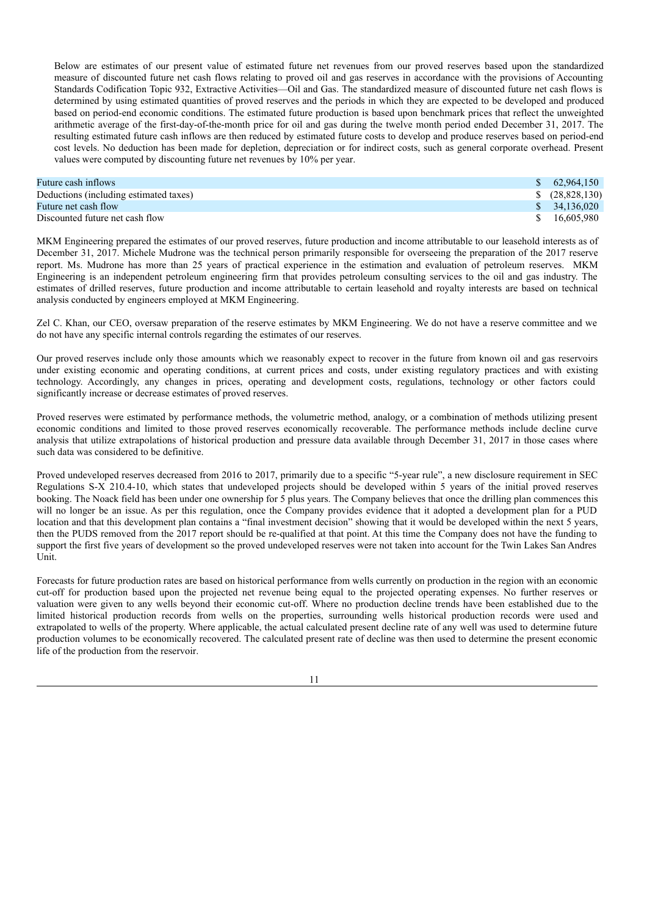Below are estimates of our present value of estimated future net revenues from our proved reserves based upon the standardized measure of discounted future net cash flows relating to proved oil and gas reserves in accordance with the provisions of Accounting Standards Codification Topic 932, Extractive Activities—Oil and Gas. The standardized measure of discounted future net cash flows is determined by using estimated quantities of proved reserves and the periods in which they are expected to be developed and produced based on period-end economic conditions. The estimated future production is based upon benchmark prices that reflect the unweighted arithmetic average of the first-day-of-the-month price for oil and gas during the twelve month period ended December 31, 2017. The resulting estimated future cash inflows are then reduced by estimated future costs to develop and produce reserves based on period-end cost levels. No deduction has been made for depletion, depreciation or for indirect costs, such as general corporate overhead. Present values were computed by discounting future net revenues by 10% per year.

| | |
|---|---|
| Future cash inflows | $ 62,964,150 |
| Deductions (including estimated taxes) | $ (28,828,130) |
| Future net cash flow | $ 34,136,020 |
| Discounted future net cash flow | $ 16,605,980 |

MKM Engineering prepared the estimates of our proved reserves, future production and income attributable to our leasehold interests as of December 31, 2017. Michele Mudrone was the technical person primarily responsible for overseeing the preparation of the 2017 reserve report. Ms. Mudrone has more than 25 years of practical experience in the estimation and evaluation of petroleum reserves. MKM Engineering is an independent petroleum engineering firm that provides petroleum consulting services to the oil and gas industry. The estimates of drilled reserves, future production and income attributable to certain leasehold and royalty interests are based on technical analysis conducted by engineers employed at MKM Engineering.

Zel C. Khan, our CEO, oversaw preparation of the reserve estimates by MKM Engineering. We do not have a reserve committee and we do not have any specific internal controls regarding the estimates of our reserves.

Our proved reserves include only those amounts which we reasonably expect to recover in the future from known oil and gas reservoirs under existing economic and operating conditions, at current prices and costs, under existing regulatory practices and with existing technology. Accordingly, any changes in prices, operating and development costs, regulations, technology or other factors could significantly increase or decrease estimates of proved reserves.

Proved reserves were estimated by performance methods, the volumetric method, analogy, or a combination of methods utilizing present economic conditions and limited to those proved reserves economically recoverable. The performance methods include decline curve analysis that utilize extrapolations of historical production and pressure data available through December 31, 2017 in those cases where such data was considered to be definitive.

Proved undeveloped reserves decreased from 2016 to 2017, primarily due to a specific "5-year rule", a new disclosure requirement in SEC Regulations S-X 210.4-10, which states that undeveloped projects should be developed within 5 years of the initial proved reserves booking. The Noack field has been under one ownership for 5 plus years. The Company believes that once the drilling plan commences this will no longer be an issue. As per this regulation, once the Company provides evidence that it adopted a development plan for a PUD location and that this development plan contains a "final investment decision" showing that it would be developed within the next 5 years, then the PUDS removed from the 2017 report should be re-qualified at that point. At this time the Company does not have the funding to support the first five years of development so the proved undeveloped reserves were not taken into account for the Twin Lakes San Andres Unit.

Forecasts for future production rates are based on historical performance from wells currently on production in the region with an economic cut-off for production based upon the projected net revenue being equal to the projected operating expenses. No further reserves or valuation were given to any wells beyond their economic cut-off. Where no production decline trends have been established due to the limited historical production records from wells on the properties, surrounding wells historical production records were used and extrapolated to wells of the property. Where applicable, the actual calculated present decline rate of any well was used to determine future production volumes to be economically recovered. The calculated present rate of decline was then used to determine the present economic life of the production from the reservoir.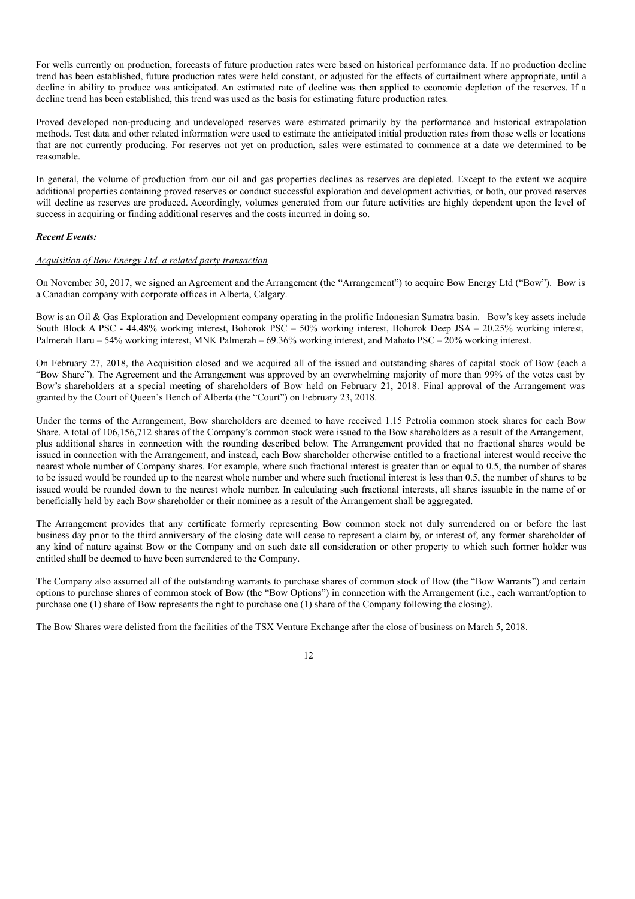For wells currently on production, forecasts of future production rates were based on historical performance data. If no production decline trend has been established, future production rates were held constant, or adjusted for the effects of curtailment where appropriate, until a decline in ability to produce was anticipated. An estimated rate of decline was then applied to economic depletion of the reserves. If a decline trend has been established, this trend was used as the basis for estimating future production rates.

Proved developed non-producing and undeveloped reserves were estimated primarily by the performance and historical extrapolation methods. Test data and other related information were used to estimate the anticipated initial production rates from those wells or locations that are not currently producing. For reserves not yet on production, sales were estimated to commence at a date we determined to be reasonable.

In general, the volume of production from our oil and gas properties declines as reserves are depleted. Except to the extent we acquire additional properties containing proved reserves or conduct successful exploration and development activities, or both, our proved reserves will decline as reserves are produced. Accordingly, volumes generated from our future activities are highly dependent upon the level of success in acquiring or finding additional reserves and the costs incurred in doing so.

***Recent Events:***

*Acquisition of Bow Energy Ltd, a related party transaction*

On November 30, 2017, we signed an Agreement and the Arrangement (the "Arrangement") to acquire Bow Energy Ltd ("Bow"). Bow is a Canadian company with corporate offices in Alberta, Calgary.

Bow is an Oil & Gas Exploration and Development company operating in the prolific Indonesian Sumatra basin. Bow's key assets include South Block A PSC - 44.48% working interest, Bohorok PSC – 50% working interest, Bohorok Deep JSA – 20.25% working interest, Palmerah Baru – 54% working interest, MNK Palmerah – 69.36% working interest, and Mahato PSC – 20% working interest.

On February 27, 2018, the Acquisition closed and we acquired all of the issued and outstanding shares of capital stock of Bow (each a "Bow Share"). The Agreement and the Arrangement was approved by an overwhelming majority of more than 99% of the votes cast by Bow's shareholders at a special meeting of shareholders of Bow held on February 21, 2018. Final approval of the Arrangement was granted by the Court of Queen's Bench of Alberta (the "Court") on February 23, 2018.

Under the terms of the Arrangement, Bow shareholders are deemed to have received 1.15 Petrolia common stock shares for each Bow Share. A total of 106,156,712 shares of the Company's common stock were issued to the Bow shareholders as a result of the Arrangement, plus additional shares in connection with the rounding described below. The Arrangement provided that no fractional shares would be issued in connection with the Arrangement, and instead, each Bow shareholder otherwise entitled to a fractional interest would receive the nearest whole number of Company shares. For example, where such fractional interest is greater than or equal to 0.5, the number of shares to be issued would be rounded up to the nearest whole number and where such fractional interest is less than 0.5, the number of shares to be issued would be rounded down to the nearest whole number. In calculating such fractional interests, all shares issuable in the name of or beneficially held by each Bow shareholder or their nominee as a result of the Arrangement shall be aggregated.

The Arrangement provides that any certificate formerly representing Bow common stock not duly surrendered on or before the last business day prior to the third anniversary of the closing date will cease to represent a claim by, or interest of, any former shareholder of any kind of nature against Bow or the Company and on such date all consideration or other property to which such former holder was entitled shall be deemed to have been surrendered to the Company.

The Company also assumed all of the outstanding warrants to purchase shares of common stock of Bow (the "Bow Warrants") and certain options to purchase shares of common stock of Bow (the "Bow Options") in connection with the Arrangement (i.e., each warrant/option to purchase one (1) share of Bow represents the right to purchase one (1) share of the Company following the closing).

The Bow Shares were delisted from the facilities of the TSX Venture Exchange after the close of business on March 5, 2018.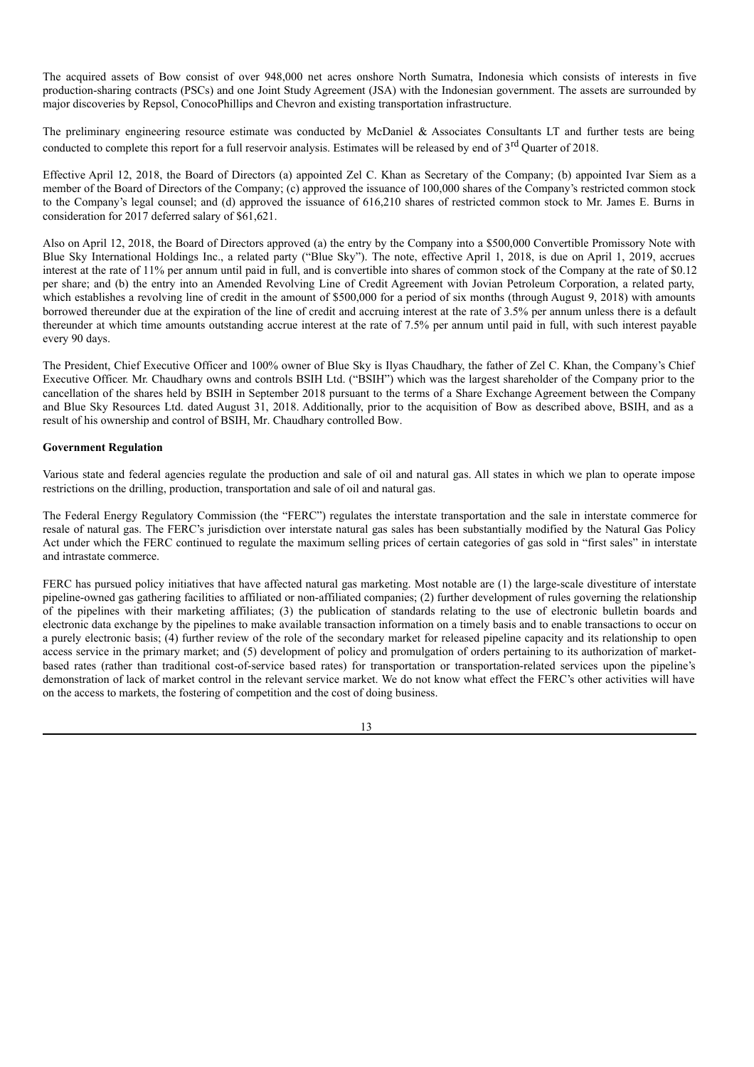The acquired assets of Bow consist of over 948,000 net acres onshore North Sumatra, Indonesia which consists of interests in five production-sharing contracts (PSCs) and one Joint Study Agreement (JSA) with the Indonesian government. The assets are surrounded by major discoveries by Repsol, ConocoPhillips and Chevron and existing transportation infrastructure.

The preliminary engineering resource estimate was conducted by McDaniel & Associates Consultants LT and further tests are being conducted to complete this report for a full reservoir analysis. Estimates will be released by end of 3rd Quarter of 2018.

Effective April 12, 2018, the Board of Directors (a) appointed Zel C. Khan as Secretary of the Company; (b) appointed Ivar Siem as a member of the Board of Directors of the Company; (c) approved the issuance of 100,000 shares of the Company's restricted common stock to the Company's legal counsel; and (d) approved the issuance of 616,210 shares of restricted common stock to Mr. James E. Burns in consideration for 2017 deferred salary of $61,621.

Also on April 12, 2018, the Board of Directors approved (a) the entry by the Company into a $500,000 Convertible Promissory Note with Blue Sky International Holdings Inc., a related party ("Blue Sky"). The note, effective April 1, 2018, is due on April 1, 2019, accrues interest at the rate of 11% per annum until paid in full, and is convertible into shares of common stock of the Company at the rate of $0.12 per share; and (b) the entry into an Amended Revolving Line of Credit Agreement with Jovian Petroleum Corporation, a related party, which establishes a revolving line of credit in the amount of $500,000 for a period of six months (through August 9, 2018) with amounts borrowed thereunder due at the expiration of the line of credit and accruing interest at the rate of 3.5% per annum unless there is a default thereunder at which time amounts outstanding accrue interest at the rate of 7.5% per annum until paid in full, with such interest payable every 90 days.

The President, Chief Executive Officer and 100% owner of Blue Sky is Ilyas Chaudhary, the father of Zel C. Khan, the Company's Chief Executive Officer. Mr. Chaudhary owns and controls BSIH Ltd. ("BSIH") which was the largest shareholder of the Company prior to the cancellation of the shares held by BSIH in September 2018 pursuant to the terms of a Share Exchange Agreement between the Company and Blue Sky Resources Ltd. dated August 31, 2018. Additionally, prior to the acquisition of Bow as described above, BSIH, and as a result of his ownership and control of BSIH, Mr. Chaudhary controlled Bow.

**Government Regulation**

Various state and federal agencies regulate the production and sale of oil and natural gas. All states in which we plan to operate impose restrictions on the drilling, production, transportation and sale of oil and natural gas.

The Federal Energy Regulatory Commission (the "FERC") regulates the interstate transportation and the sale in interstate commerce for resale of natural gas. The FERC's jurisdiction over interstate natural gas sales has been substantially modified by the Natural Gas Policy Act under which the FERC continued to regulate the maximum selling prices of certain categories of gas sold in "first sales" in interstate and intrastate commerce.

FERC has pursued policy initiatives that have affected natural gas marketing. Most notable are (1) the large-scale divestiture of interstate pipeline-owned gas gathering facilities to affiliated or non-affiliated companies; (2) further development of rules governing the relationship of the pipelines with their marketing affiliates; (3) the publication of standards relating to the use of electronic bulletin boards and electronic data exchange by the pipelines to make available transaction information on a timely basis and to enable transactions to occur on a purely electronic basis; (4) further review of the role of the secondary market for released pipeline capacity and its relationship to open access service in the primary market; and (5) development of policy and promulgation of orders pertaining to its authorization of market-based rates (rather than traditional cost-of-service based rates) for transportation or transportation-related services upon the pipeline's demonstration of lack of market control in the relevant service market. We do not know what effect the FERC's other activities will have on the access to markets, the fostering of competition and the cost of doing business.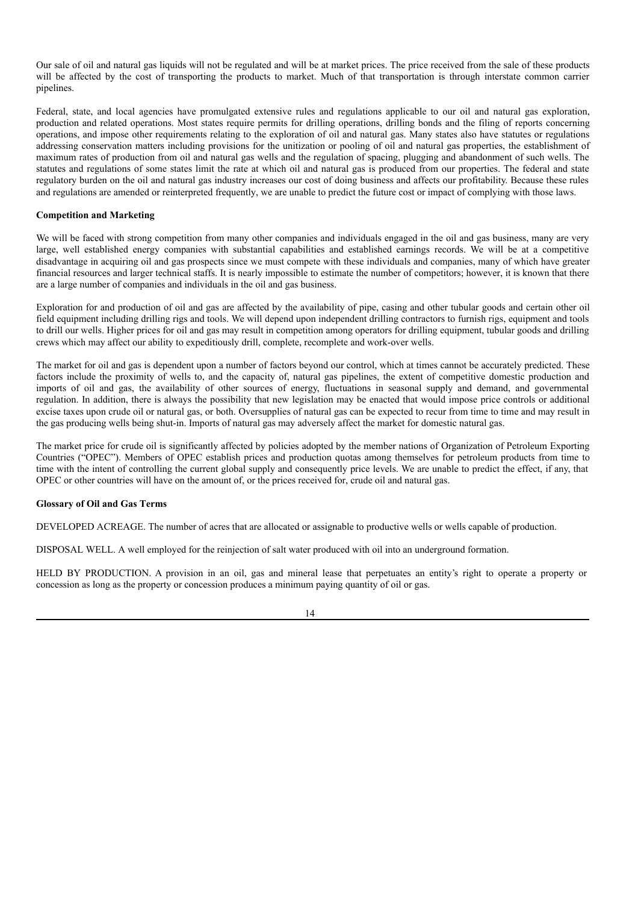Our sale of oil and natural gas liquids will not be regulated and will be at market prices. The price received from the sale of these products will be affected by the cost of transporting the products to market. Much of that transportation is through interstate common carrier pipelines.

Federal, state, and local agencies have promulgated extensive rules and regulations applicable to our oil and natural gas exploration, production and related operations. Most states require permits for drilling operations, drilling bonds and the filing of reports concerning operations, and impose other requirements relating to the exploration of oil and natural gas. Many states also have statutes or regulations addressing conservation matters including provisions for the unitization or pooling of oil and natural gas properties, the establishment of maximum rates of production from oil and natural gas wells and the regulation of spacing, plugging and abandonment of such wells. The statutes and regulations of some states limit the rate at which oil and natural gas is produced from our properties. The federal and state regulatory burden on the oil and natural gas industry increases our cost of doing business and affects our profitability. Because these rules and regulations are amended or reinterpreted frequently, we are unable to predict the future cost or impact of complying with those laws.

**Competition and Marketing**

We will be faced with strong competition from many other companies and individuals engaged in the oil and gas business, many are very large, well established energy companies with substantial capabilities and established earnings records. We will be at a competitive disadvantage in acquiring oil and gas prospects since we must compete with these individuals and companies, many of which have greater financial resources and larger technical staffs. It is nearly impossible to estimate the number of competitors; however, it is known that there are a large number of companies and individuals in the oil and gas business.

Exploration for and production of oil and gas are affected by the availability of pipe, casing and other tubular goods and certain other oil field equipment including drilling rigs and tools. We will depend upon independent drilling contractors to furnish rigs, equipment and tools to drill our wells. Higher prices for oil and gas may result in competition among operators for drilling equipment, tubular goods and drilling crews which may affect our ability to expeditiously drill, complete, recomplete and work-over wells.

The market for oil and gas is dependent upon a number of factors beyond our control, which at times cannot be accurately predicted. These factors include the proximity of wells to, and the capacity of, natural gas pipelines, the extent of competitive domestic production and imports of oil and gas, the availability of other sources of energy, fluctuations in seasonal supply and demand, and governmental regulation. In addition, there is always the possibility that new legislation may be enacted that would impose price controls or additional excise taxes upon crude oil or natural gas, or both. Oversupplies of natural gas can be expected to recur from time to time and may result in the gas producing wells being shut-in. Imports of natural gas may adversely affect the market for domestic natural gas.

The market price for crude oil is significantly affected by policies adopted by the member nations of Organization of Petroleum Exporting Countries ("OPEC"). Members of OPEC establish prices and production quotas among themselves for petroleum products from time to time with the intent of controlling the current global supply and consequently price levels. We are unable to predict the effect, if any, that OPEC or other countries will have on the amount of, or the prices received for, crude oil and natural gas.

**Glossary of Oil and Gas Terms**

DEVELOPED ACREAGE. The number of acres that are allocated or assignable to productive wells or wells capable of production.

DISPOSAL WELL. A well employed for the reinjection of salt water produced with oil into an underground formation.

HELD BY PRODUCTION. A provision in an oil, gas and mineral lease that perpetuates an entity's right to operate a property or concession as long as the property or concession produces a minimum paying quantity of oil or gas.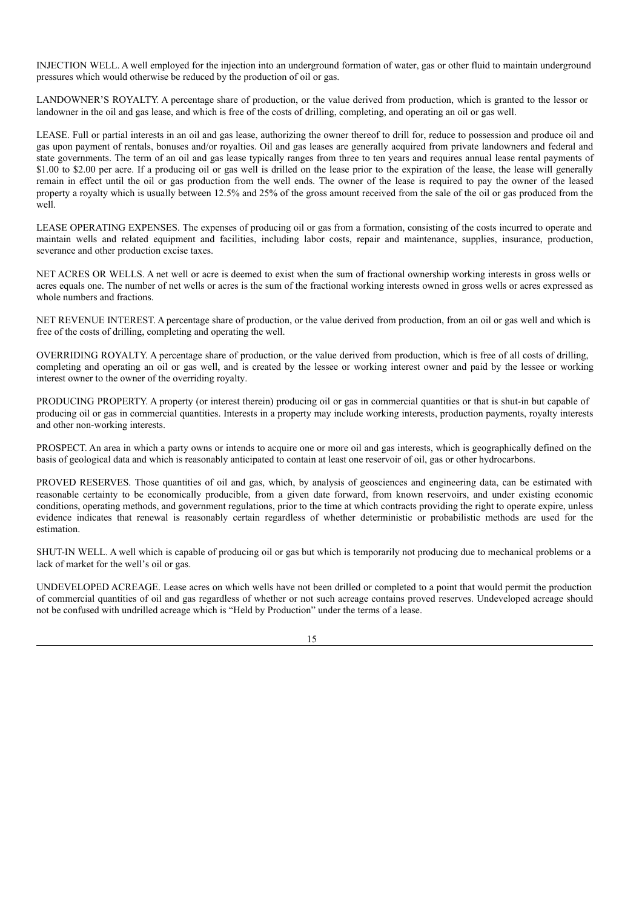INJECTION WELL. A well employed for the injection into an underground formation of water, gas or other fluid to maintain underground pressures which would otherwise be reduced by the production of oil or gas.

LANDOWNER'S ROYALTY. A percentage share of production, or the value derived from production, which is granted to the lessor or landowner in the oil and gas lease, and which is free of the costs of drilling, completing, and operating an oil or gas well.

LEASE. Full or partial interests in an oil and gas lease, authorizing the owner thereof to drill for, reduce to possession and produce oil and gas upon payment of rentals, bonuses and/or royalties. Oil and gas leases are generally acquired from private landowners and federal and state governments. The term of an oil and gas lease typically ranges from three to ten years and requires annual lease rental payments of $1.00 to $2.00 per acre. If a producing oil or gas well is drilled on the lease prior to the expiration of the lease, the lease will generally remain in effect until the oil or gas production from the well ends. The owner of the lease is required to pay the owner of the leased property a royalty which is usually between 12.5% and 25% of the gross amount received from the sale of the oil or gas produced from the well.

LEASE OPERATING EXPENSES. The expenses of producing oil or gas from a formation, consisting of the costs incurred to operate and maintain wells and related equipment and facilities, including labor costs, repair and maintenance, supplies, insurance, production, severance and other production excise taxes.

NET ACRES OR WELLS. A net well or acre is deemed to exist when the sum of fractional ownership working interests in gross wells or acres equals one. The number of net wells or acres is the sum of the fractional working interests owned in gross wells or acres expressed as whole numbers and fractions.

NET REVENUE INTEREST. A percentage share of production, or the value derived from production, from an oil or gas well and which is free of the costs of drilling, completing and operating the well.

OVERRIDING ROYALTY. A percentage share of production, or the value derived from production, which is free of all costs of drilling, completing and operating an oil or gas well, and is created by the lessee or working interest owner and paid by the lessee or working interest owner to the owner of the overriding royalty.

PRODUCING PROPERTY. A property (or interest therein) producing oil or gas in commercial quantities or that is shut-in but capable of producing oil or gas in commercial quantities. Interests in a property may include working interests, production payments, royalty interests and other non-working interests.

PROSPECT. An area in which a party owns or intends to acquire one or more oil and gas interests, which is geographically defined on the basis of geological data and which is reasonably anticipated to contain at least one reservoir of oil, gas or other hydrocarbons.

PROVED RESERVES. Those quantities of oil and gas, which, by analysis of geosciences and engineering data, can be estimated with reasonable certainty to be economically producible, from a given date forward, from known reservoirs, and under existing economic conditions, operating methods, and government regulations, prior to the time at which contracts providing the right to operate expire, unless evidence indicates that renewal is reasonably certain regardless of whether deterministic or probabilistic methods are used for the estimation.

SHUT-IN WELL. A well which is capable of producing oil or gas but which is temporarily not producing due to mechanical problems or a lack of market for the well's oil or gas.

UNDEVELOPED ACREAGE. Lease acres on which wells have not been drilled or completed to a point that would permit the production of commercial quantities of oil and gas regardless of whether or not such acreage contains proved reserves. Undeveloped acreage should not be confused with undrilled acreage which is "Held by Production" under the terms of a lease.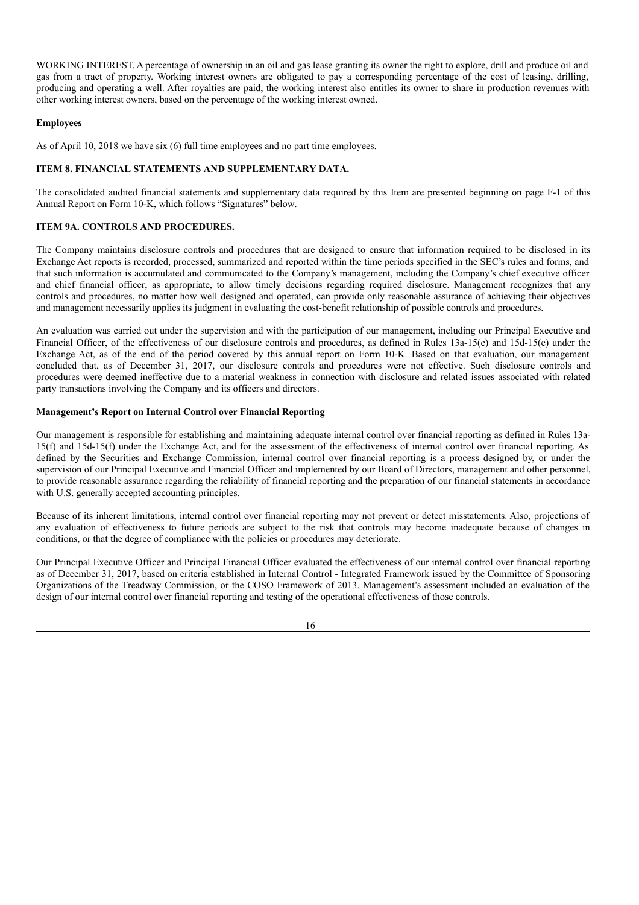WORKING INTEREST. A percentage of ownership in an oil and gas lease granting its owner the right to explore, drill and produce oil and gas from a tract of property. Working interest owners are obligated to pay a corresponding percentage of the cost of leasing, drilling, producing and operating a well. After royalties are paid, the working interest also entitles its owner to share in production revenues with other working interest owners, based on the percentage of the working interest owned.

**Employees**

As of April 10, 2018 we have six (6) full time employees and no part time employees.

**ITEM 8. FINANCIAL STATEMENTS AND SUPPLEMENTARY DATA.**

The consolidated audited financial statements and supplementary data required by this Item are presented beginning on page F-1 of this Annual Report on Form 10-K, which follows "Signatures" below.

**ITEM 9A. CONTROLS AND PROCEDURES.**

The Company maintains disclosure controls and procedures that are designed to ensure that information required to be disclosed in its Exchange Act reports is recorded, processed, summarized and reported within the time periods specified in the SEC's rules and forms, and that such information is accumulated and communicated to the Company's management, including the Company's chief executive officer and chief financial officer, as appropriate, to allow timely decisions regarding required disclosure. Management recognizes that any controls and procedures, no matter how well designed and operated, can provide only reasonable assurance of achieving their objectives and management necessarily applies its judgment in evaluating the cost-benefit relationship of possible controls and procedures.

An evaluation was carried out under the supervision and with the participation of our management, including our Principal Executive and Financial Officer, of the effectiveness of our disclosure controls and procedures, as defined in Rules 13a-15(e) and 15d-15(e) under the Exchange Act, as of the end of the period covered by this annual report on Form 10-K. Based on that evaluation, our management concluded that, as of December 31, 2017, our disclosure controls and procedures were not effective. Such disclosure controls and procedures were deemed ineffective due to a material weakness in connection with disclosure and related issues associated with related party transactions involving the Company and its officers and directors.

**Management's Report on Internal Control over Financial Reporting**

Our management is responsible for establishing and maintaining adequate internal control over financial reporting as defined in Rules 13a-15(f) and 15d-15(f) under the Exchange Act, and for the assessment of the effectiveness of internal control over financial reporting. As defined by the Securities and Exchange Commission, internal control over financial reporting is a process designed by, or under the supervision of our Principal Executive and Financial Officer and implemented by our Board of Directors, management and other personnel, to provide reasonable assurance regarding the reliability of financial reporting and the preparation of our financial statements in accordance with U.S. generally accepted accounting principles.

Because of its inherent limitations, internal control over financial reporting may not prevent or detect misstatements. Also, projections of any evaluation of effectiveness to future periods are subject to the risk that controls may become inadequate because of changes in conditions, or that the degree of compliance with the policies or procedures may deteriorate.

Our Principal Executive Officer and Principal Financial Officer evaluated the effectiveness of our internal control over financial reporting as of December 31, 2017, based on criteria established in Internal Control - Integrated Framework issued by the Committee of Sponsoring Organizations of the Treadway Commission, or the COSO Framework of 2013. Management's assessment included an evaluation of the design of our internal control over financial reporting and testing of the operational effectiveness of those controls.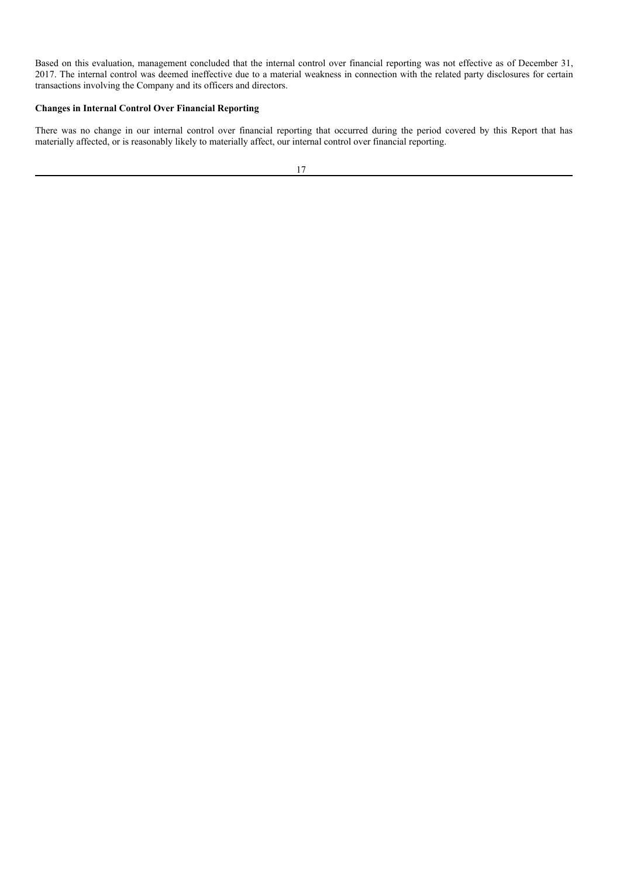Based on this evaluation, management concluded that the internal control over financial reporting was not effective as of December 31, 2017. The internal control was deemed ineffective due to a material weakness in connection with the related party disclosures for certain transactions involving the Company and its officers and directors.

**Changes in Internal Control Over Financial Reporting**

There was no change in our internal control over financial reporting that occurred during the period covered by this Report that has materially affected, or is reasonably likely to materially affect, our internal control over financial reporting.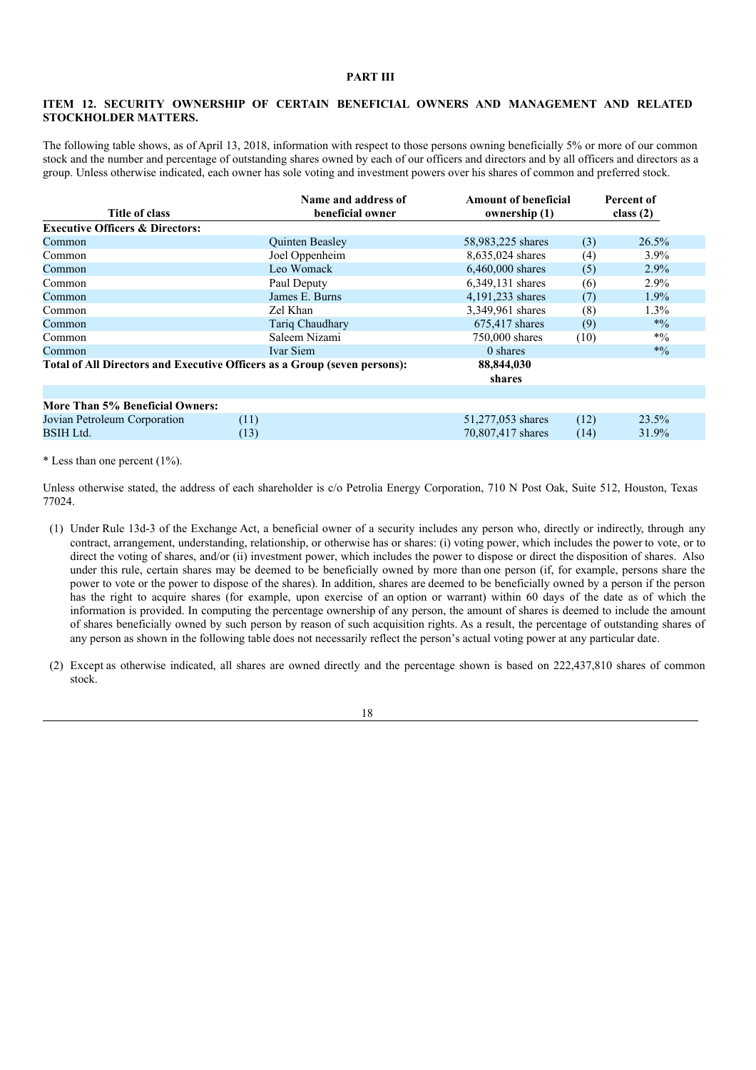**PART III**

## ITEM 12. SECURITY OWNERSHIP OF CERTAIN BENEFICIAL OWNERS AND MANAGEMENT AND RELATED STOCKHOLDER MATTERS.

The following table shows, as of April 13, 2018, information with respect to those persons owning beneficially 5% or more of our common stock and the number and percentage of outstanding shares owned by each of our officers and directors and by all officers and directors as a group. Unless otherwise indicated, each owner has sole voting and investment powers over his shares of common and preferred stock.

| Title of class | | Name and address of beneficial owner | Amount of beneficial ownership (1) | | Percent of class (2) |
|---|---|---|---|---|---|
| **Executive Officers & Directors:** | | | | | |
| Common | | Quinten Beasley | 58,983,225 shares | (3) | 26.5% |
| Common | | Joel Oppenheim | 8,635,024 shares | (4) | 3.9% |
| Common | | Leo Womack | 6,460,000 shares | (5) | 2.9% |
| Common | | Paul Deputy | 6,349,131 shares | (6) | 2.9% |
| Common | | James E. Burns | 4,191,233 shares | (7) | 1.9% |
| Common | | Zel Khan | 3,349,961 shares | (8) | 1.3% |
| Common | | Tariq Chaudhary | 675,417 shares | (9) | *% |
| Common | | Saleem Nizami | 750,000 shares | (10) | *% |
| Common | | Ivar Siem | 0 shares | | *% |
| **Total of All Directors and Executive Officers as a Group (seven persons):** | | | **88,844,030 shares** | | |
| | | | | | |
| **More Than 5% Beneficial Owners:** | | | | | |
| Jovian Petroleum Corporation | (11) | | 51,277,053 shares | (12) | 23.5% |
| BSIH Ltd. | (13) | | 70,807,417 shares | (14) | 31.9% |

* Less than one percent (1%).

Unless otherwise stated, the address of each shareholder is c/o Petrolia Energy Corporation, 710 N Post Oak, Suite 512, Houston, Texas 77024.

(1) Under Rule 13d-3 of the Exchange Act, a beneficial owner of a security includes any person who, directly or indirectly, through any contract, arrangement, understanding, relationship, or otherwise has or shares: (i) voting power, which includes the power to vote, or to direct the voting of shares, and/or (ii) investment power, which includes the power to dispose or direct the disposition of shares. Also under this rule, certain shares may be deemed to be beneficially owned by more than one person (if, for example, persons share the power to vote or the power to dispose of the shares). In addition, shares are deemed to be beneficially owned by a person if the person has the right to acquire shares (for example, upon exercise of an option or warrant) within 60 days of the date as of which the information is provided. In computing the percentage ownership of any person, the amount of shares is deemed to include the amount of shares beneficially owned by such person by reason of such acquisition rights. As a result, the percentage of outstanding shares of any person as shown in the following table does not necessarily reflect the person's actual voting power at any particular date.

(2) Except as otherwise indicated, all shares are owned directly and the percentage shown is based on 222,437,810 shares of common stock.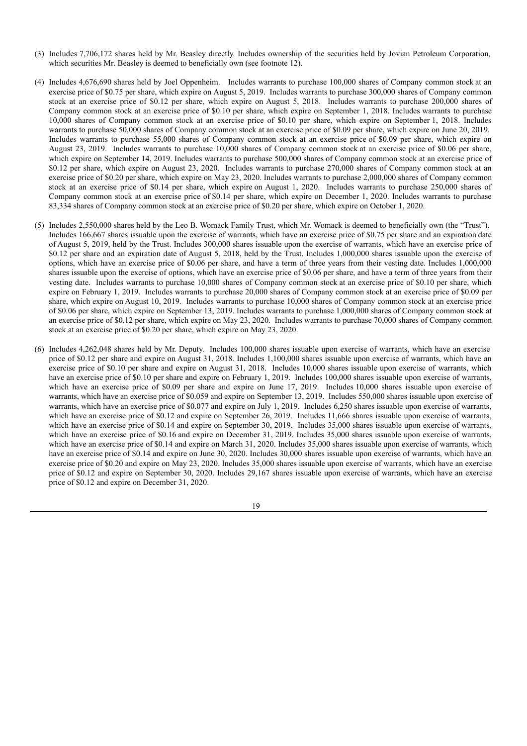(3) Includes 7,706,172 shares held by Mr. Beasley directly. Includes ownership of the securities held by Jovian Petroleum Corporation, which securities Mr. Beasley is deemed to beneficially own (see footnote 12).

(4) Includes 4,676,690 shares held by Joel Oppenheim. Includes warrants to purchase 100,000 shares of Company common stock at an exercise price of $0.75 per share, which expire on August 5, 2019. Includes warrants to purchase 300,000 shares of Company common stock at an exercise price of $0.12 per share, which expire on August 5, 2018. Includes warrants to purchase 200,000 shares of Company common stock at an exercise price of $0.10 per share, which expire on September 1, 2018. Includes warrants to purchase 10,000 shares of Company common stock at an exercise price of $0.10 per share, which expire on September 1, 2018. Includes warrants to purchase 50,000 shares of Company common stock at an exercise price of $0.09 per share, which expire on June 20, 2019. Includes warrants to purchase 55,000 shares of Company common stock at an exercise price of $0.09 per share, which expire on August 23, 2019. Includes warrants to purchase 10,000 shares of Company common stock at an exercise price of $0.06 per share, which expire on September 14, 2019. Includes warrants to purchase 500,000 shares of Company common stock at an exercise price of $0.12 per share, which expire on August 23, 2020. Includes warrants to purchase 270,000 shares of Company common stock at an exercise price of $0.20 per share, which expire on May 23, 2020. Includes warrants to purchase 2,000,000 shares of Company common stock at an exercise price of $0.14 per share, which expire on August 1, 2020. Includes warrants to purchase 250,000 shares of Company common stock at an exercise price of $0.14 per share, which expire on December 1, 2020. Includes warrants to purchase 83,334 shares of Company common stock at an exercise price of $0.20 per share, which expire on October 1, 2020.

(5) Includes 2,550,000 shares held by the Leo B. Womack Family Trust, which Mr. Womack is deemed to beneficially own (the "Trust"). Includes 166,667 shares issuable upon the exercise of warrants, which have an exercise price of $0.75 per share and an expiration date of August 5, 2019, held by the Trust. Includes 300,000 shares issuable upon the exercise of warrants, which have an exercise price of $0.12 per share and an expiration date of August 5, 2018, held by the Trust. Includes 1,000,000 shares issuable upon the exercise of options, which have an exercise price of $0.06 per share, and have a term of three years from their vesting date. Includes 1,000,000 shares issuable upon the exercise of options, which have an exercise price of $0.06 per share, and have a term of three years from their vesting date. Includes warrants to purchase 10,000 shares of Company common stock at an exercise price of $0.10 per share, which expire on February 1, 2019. Includes warrants to purchase 20,000 shares of Company common stock at an exercise price of $0.09 per share, which expire on August 10, 2019. Includes warrants to purchase 10,000 shares of Company common stock at an exercise price of $0.06 per share, which expire on September 13, 2019. Includes warrants to purchase 1,000,000 shares of Company common stock at an exercise price of $0.12 per share, which expire on May 23, 2020. Includes warrants to purchase 70,000 shares of Company common stock at an exercise price of $0.20 per share, which expire on May 23, 2020.

(6) Includes 4,262,048 shares held by Mr. Deputy. Includes 100,000 shares issuable upon exercise of warrants, which have an exercise price of $0.12 per share and expire on August 31, 2018. Includes 1,100,000 shares issuable upon exercise of warrants, which have an exercise price of $0.10 per share and expire on August 31, 2018. Includes 10,000 shares issuable upon exercise of warrants, which have an exercise price of $0.10 per share and expire on February 1, 2019. Includes 100,000 shares issuable upon exercise of warrants, which have an exercise price of $0.09 per share and expire on June 17, 2019. Includes 10,000 shares issuable upon exercise of warrants, which have an exercise price of $0.059 and expire on September 13, 2019. Includes 550,000 shares issuable upon exercise of warrants, which have an exercise price of $0.077 and expire on July 1, 2019. Includes 6,250 shares issuable upon exercise of warrants, which have an exercise price of $0.12 and expire on September 26, 2019. Includes 11,666 shares issuable upon exercise of warrants, which have an exercise price of $0.14 and expire on September 30, 2019. Includes 35,000 shares issuable upon exercise of warrants, which have an exercise price of $0.16 and expire on December 31, 2019. Includes 35,000 shares issuable upon exercise of warrants, which have an exercise price of $0.14 and expire on March 31, 2020. Includes 35,000 shares issuable upon exercise of warrants, which have an exercise price of $0.14 and expire on June 30, 2020. Includes 30,000 shares issuable upon exercise of warrants, which have an exercise price of $0.20 and expire on May 23, 2020. Includes 35,000 shares issuable upon exercise of warrants, which have an exercise price of $0.12 and expire on September 30, 2020. Includes 29,167 shares issuable upon exercise of warrants, which have an exercise price of $0.12 and expire on December 31, 2020.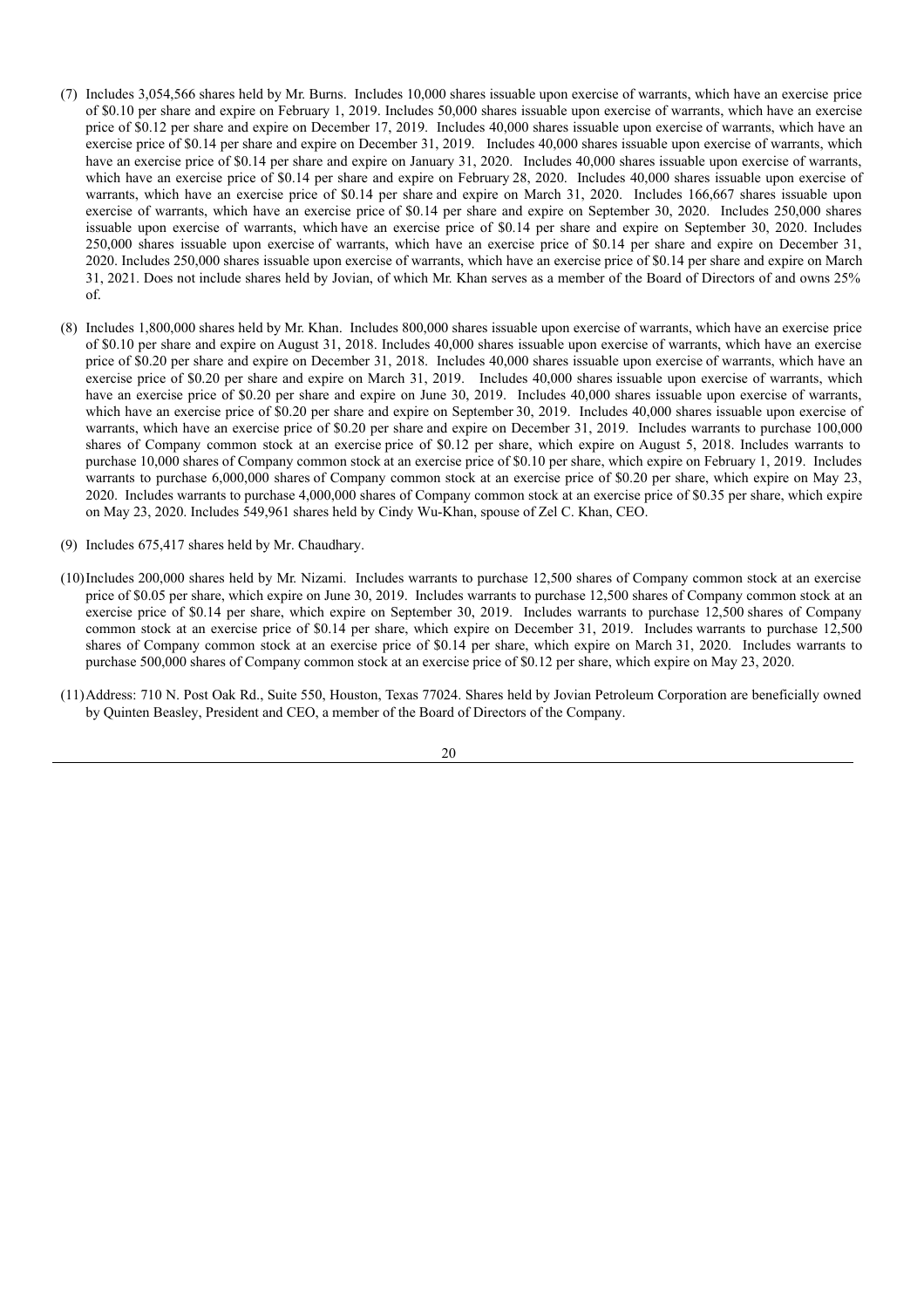(7) Includes 3,054,566 shares held by Mr. Burns. Includes 10,000 shares issuable upon exercise of warrants, which have an exercise price of $0.10 per share and expire on February 1, 2019. Includes 50,000 shares issuable upon exercise of warrants, which have an exercise price of $0.12 per share and expire on December 17, 2019. Includes 40,000 shares issuable upon exercise of warrants, which have an exercise price of $0.14 per share and expire on December 31, 2019. Includes 40,000 shares issuable upon exercise of warrants, which have an exercise price of $0.14 per share and expire on January 31, 2020. Includes 40,000 shares issuable upon exercise of warrants, which have an exercise price of $0.14 per share and expire on February 28, 2020. Includes 40,000 shares issuable upon exercise of warrants, which have an exercise price of $0.14 per share and expire on March 31, 2020. Includes 166,667 shares issuable upon exercise of warrants, which have an exercise price of $0.14 per share and expire on September 30, 2020. Includes 250,000 shares issuable upon exercise of warrants, which have an exercise price of $0.14 per share and expire on September 30, 2020. Includes 250,000 shares issuable upon exercise of warrants, which have an exercise price of $0.14 per share and expire on December 31, 2020. Includes 250,000 shares issuable upon exercise of warrants, which have an exercise price of $0.14 per share and expire on March 31, 2021. Does not include shares held by Jovian, of which Mr. Khan serves as a member of the Board of Directors of and owns 25% of.

(8) Includes 1,800,000 shares held by Mr. Khan. Includes 800,000 shares issuable upon exercise of warrants, which have an exercise price of $0.10 per share and expire on August 31, 2018. Includes 40,000 shares issuable upon exercise of warrants, which have an exercise price of $0.20 per share and expire on December 31, 2018. Includes 40,000 shares issuable upon exercise of warrants, which have an exercise price of $0.20 per share and expire on March 31, 2019. Includes 40,000 shares issuable upon exercise of warrants, which have an exercise price of $0.20 per share and expire on June 30, 2019. Includes 40,000 shares issuable upon exercise of warrants, which have an exercise price of $0.20 per share and expire on September 30, 2019. Includes 40,000 shares issuable upon exercise of warrants, which have an exercise price of $0.20 per share and expire on December 31, 2019. Includes warrants to purchase 100,000 shares of Company common stock at an exercise price of $0.12 per share, which expire on August 5, 2018. Includes warrants to purchase 10,000 shares of Company common stock at an exercise price of $0.10 per share, which expire on February 1, 2019. Includes warrants to purchase 6,000,000 shares of Company common stock at an exercise price of $0.20 per share, which expire on May 23, 2020. Includes warrants to purchase 4,000,000 shares of Company common stock at an exercise price of $0.35 per share, which expire on May 23, 2020. Includes 549,961 shares held by Cindy Wu-Khan, spouse of Zel C. Khan, CEO.

(9) Includes 675,417 shares held by Mr. Chaudhary.

(10) Includes 200,000 shares held by Mr. Nizami. Includes warrants to purchase 12,500 shares of Company common stock at an exercise price of $0.05 per share, which expire on June 30, 2019. Includes warrants to purchase 12,500 shares of Company common stock at an exercise price of $0.14 per share, which expire on September 30, 2019. Includes warrants to purchase 12,500 shares of Company common stock at an exercise price of $0.14 per share, which expire on December 31, 2019. Includes warrants to purchase 12,500 shares of Company common stock at an exercise price of $0.14 per share, which expire on March 31, 2020. Includes warrants to purchase 500,000 shares of Company common stock at an exercise price of $0.12 per share, which expire on May 23, 2020.

(11) Address: 710 N. Post Oak Rd., Suite 550, Houston, Texas 77024. Shares held by Jovian Petroleum Corporation are beneficially owned by Quinten Beasley, President and CEO, a member of the Board of Directors of the Company.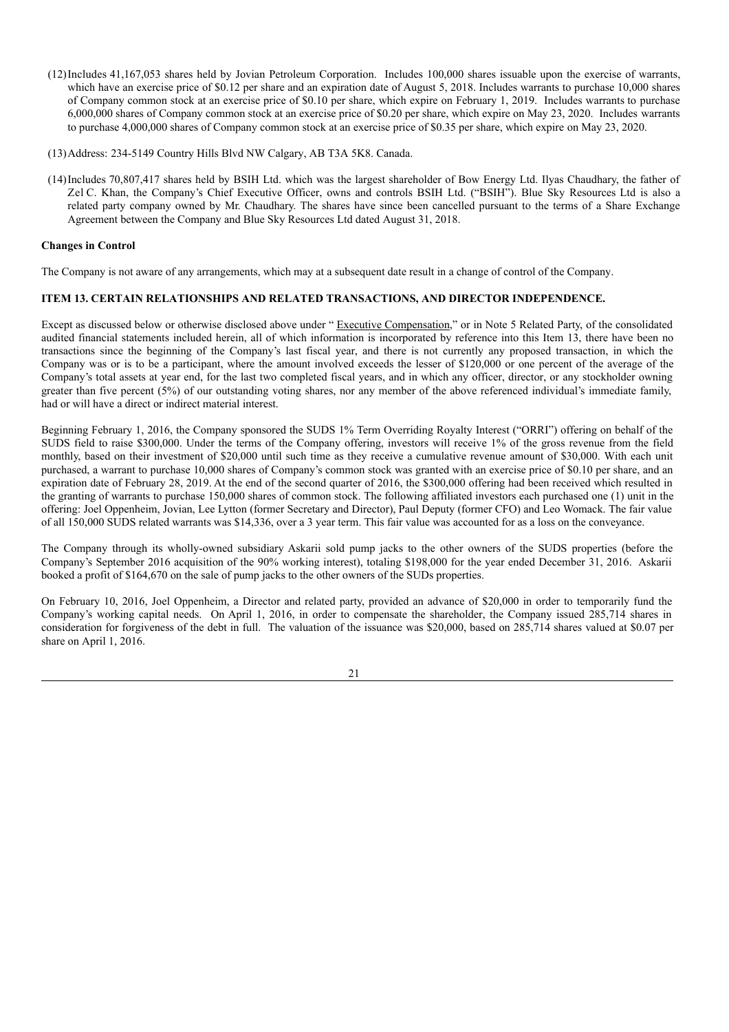(12) Includes 41,167,053 shares held by Jovian Petroleum Corporation. Includes 100,000 shares issuable upon the exercise of warrants, which have an exercise price of $0.12 per share and an expiration date of August 5, 2018. Includes warrants to purchase 10,000 shares of Company common stock at an exercise price of $0.10 per share, which expire on February 1, 2019. Includes warrants to purchase 6,000,000 shares of Company common stock at an exercise price of $0.20 per share, which expire on May 23, 2020. Includes warrants to purchase 4,000,000 shares of Company common stock at an exercise price of $0.35 per share, which expire on May 23, 2020.

(13) Address: 234-5149 Country Hills Blvd NW Calgary, AB T3A 5K8. Canada.

(14) Includes 70,807,417 shares held by BSIH Ltd. which was the largest shareholder of Bow Energy Ltd. Ilyas Chaudhary, the father of Zel C. Khan, the Company's Chief Executive Officer, owns and controls BSIH Ltd. ("BSIH"). Blue Sky Resources Ltd is also a related party company owned by Mr. Chaudhary. The shares have since been cancelled pursuant to the terms of a Share Exchange Agreement between the Company and Blue Sky Resources Ltd dated August 31, 2018.

**Changes in Control**

The Company is not aware of any arrangements, which may at a subsequent date result in a change of control of the Company.

### ITEM 13. CERTAIN RELATIONSHIPS AND RELATED TRANSACTIONS, AND DIRECTOR INDEPENDENCE.

Except as discussed below or otherwise disclosed above under " Executive Compensation," or in Note 5 Related Party, of the consolidated audited financial statements included herein, all of which information is incorporated by reference into this Item 13, there have been no transactions since the beginning of the Company's last fiscal year, and there is not currently any proposed transaction, in which the Company was or is to be a participant, where the amount involved exceeds the lesser of $120,000 or one percent of the average of the Company's total assets at year end, for the last two completed fiscal years, and in which any officer, director, or any stockholder owning greater than five percent (5%) of our outstanding voting shares, nor any member of the above referenced individual's immediate family, had or will have a direct or indirect material interest.

Beginning February 1, 2016, the Company sponsored the SUDS 1% Term Overriding Royalty Interest ("ORRI") offering on behalf of the SUDS field to raise $300,000. Under the terms of the Company offering, investors will receive 1% of the gross revenue from the field monthly, based on their investment of $20,000 until such time as they receive a cumulative revenue amount of $30,000. With each unit purchased, a warrant to purchase 10,000 shares of Company's common stock was granted with an exercise price of $0.10 per share, and an expiration date of February 28, 2019. At the end of the second quarter of 2016, the $300,000 offering had been received which resulted in the granting of warrants to purchase 150,000 shares of common stock. The following affiliated investors each purchased one (1) unit in the offering: Joel Oppenheim, Jovian, Lee Lytton (former Secretary and Director), Paul Deputy (former CFO) and Leo Womack. The fair value of all 150,000 SUDS related warrants was $14,336, over a 3 year term. This fair value was accounted for as a loss on the conveyance.

The Company through its wholly-owned subsidiary Askarii sold pump jacks to the other owners of the SUDS properties (before the Company's September 2016 acquisition of the 90% working interest), totaling $198,000 for the year ended December 31, 2016. Askarii booked a profit of $164,670 on the sale of pump jacks to the other owners of the SUDs properties.

On February 10, 2016, Joel Oppenheim, a Director and related party, provided an advance of $20,000 in order to temporarily fund the Company's working capital needs. On April 1, 2016, in order to compensate the shareholder, the Company issued 285,714 shares in consideration for forgiveness of the debt in full. The valuation of the issuance was $20,000, based on 285,714 shares valued at $0.07 per share on April 1, 2016.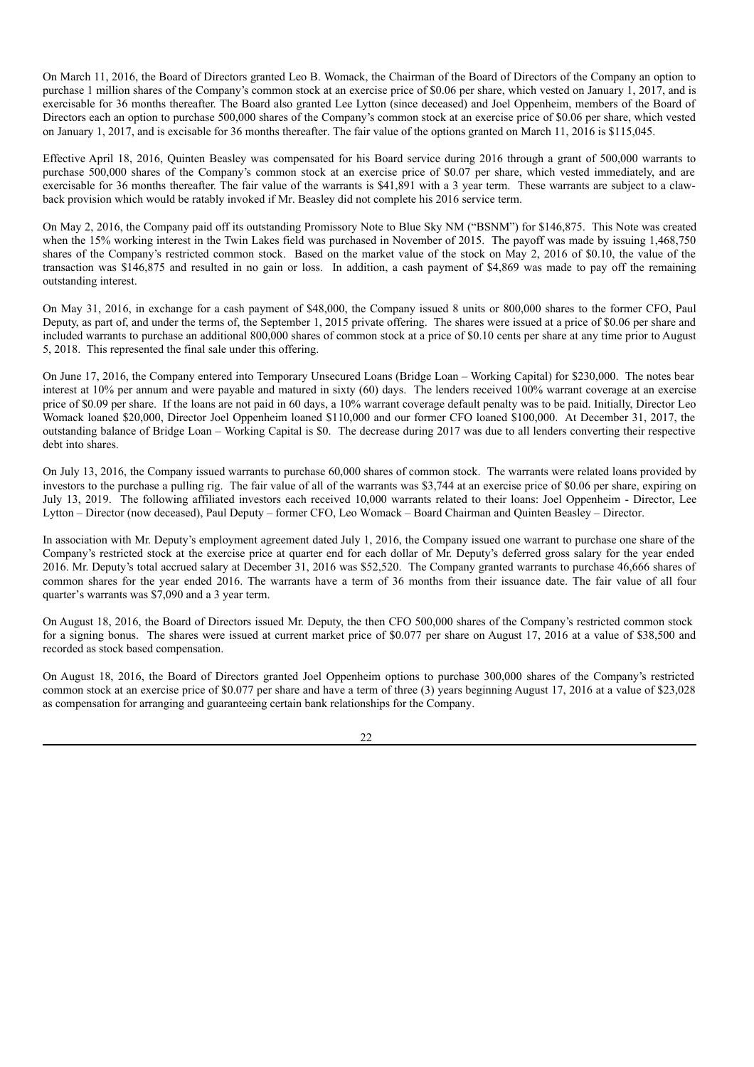On March 11, 2016, the Board of Directors granted Leo B. Womack, the Chairman of the Board of Directors of the Company an option to purchase 1 million shares of the Company's common stock at an exercise price of $0.06 per share, which vested on January 1, 2017, and is exercisable for 36 months thereafter. The Board also granted Lee Lytton (since deceased) and Joel Oppenheim, members of the Board of Directors each an option to purchase 500,000 shares of the Company's common stock at an exercise price of $0.06 per share, which vested on January 1, 2017, and is excisable for 36 months thereafter. The fair value of the options granted on March 11, 2016 is $115,045.

Effective April 18, 2016, Quinten Beasley was compensated for his Board service during 2016 through a grant of 500,000 warrants to purchase 500,000 shares of the Company's common stock at an exercise price of $0.07 per share, which vested immediately, and are exercisable for 36 months thereafter. The fair value of the warrants is $41,891 with a 3 year term. These warrants are subject to a claw-back provision which would be ratably invoked if Mr. Beasley did not complete his 2016 service term.

On May 2, 2016, the Company paid off its outstanding Promissory Note to Blue Sky NM ("BSNM") for $146,875. This Note was created when the 15% working interest in the Twin Lakes field was purchased in November of 2015. The payoff was made by issuing 1,468,750 shares of the Company's restricted common stock. Based on the market value of the stock on May 2, 2016 of $0.10, the value of the transaction was $146,875 and resulted in no gain or loss. In addition, a cash payment of $4,869 was made to pay off the remaining outstanding interest.

On May 31, 2016, in exchange for a cash payment of $48,000, the Company issued 8 units or 800,000 shares to the former CFO, Paul Deputy, as part of, and under the terms of, the September 1, 2015 private offering. The shares were issued at a price of $0.06 per share and included warrants to purchase an additional 800,000 shares of common stock at a price of $0.10 cents per share at any time prior to August 5, 2018. This represented the final sale under this offering.

On June 17, 2016, the Company entered into Temporary Unsecured Loans (Bridge Loan – Working Capital) for $230,000. The notes bear interest at 10% per annum and were payable and matured in sixty (60) days. The lenders received 100% warrant coverage at an exercise price of $0.09 per share. If the loans are not paid in 60 days, a 10% warrant coverage default penalty was to be paid. Initially, Director Leo Womack loaned $20,000, Director Joel Oppenheim loaned $110,000 and our former CFO loaned $100,000. At December 31, 2017, the outstanding balance of Bridge Loan – Working Capital is $0. The decrease during 2017 was due to all lenders converting their respective debt into shares.

On July 13, 2016, the Company issued warrants to purchase 60,000 shares of common stock. The warrants were related loans provided by investors to the purchase a pulling rig. The fair value of all of the warrants was $3,744 at an exercise price of $0.06 per share, expiring on July 13, 2019. The following affiliated investors each received 10,000 warrants related to their loans: Joel Oppenheim - Director, Lee Lytton – Director (now deceased), Paul Deputy – former CFO, Leo Womack – Board Chairman and Quinten Beasley – Director.

In association with Mr. Deputy's employment agreement dated July 1, 2016, the Company issued one warrant to purchase one share of the Company's restricted stock at the exercise price at quarter end for each dollar of Mr. Deputy's deferred gross salary for the year ended 2016. Mr. Deputy's total accrued salary at December 31, 2016 was $52,520. The Company granted warrants to purchase 46,666 shares of common shares for the year ended 2016. The warrants have a term of 36 months from their issuance date. The fair value of all four quarter's warrants was $7,090 and a 3 year term.

On August 18, 2016, the Board of Directors issued Mr. Deputy, the then CFO 500,000 shares of the Company's restricted common stock for a signing bonus. The shares were issued at current market price of $0.077 per share on August 17, 2016 at a value of $38,500 and recorded as stock based compensation.

On August 18, 2016, the Board of Directors granted Joel Oppenheim options to purchase 300,000 shares of the Company's restricted common stock at an exercise price of $0.077 per share and have a term of three (3) years beginning August 17, 2016 at a value of $23,028 as compensation for arranging and guaranteeing certain bank relationships for the Company.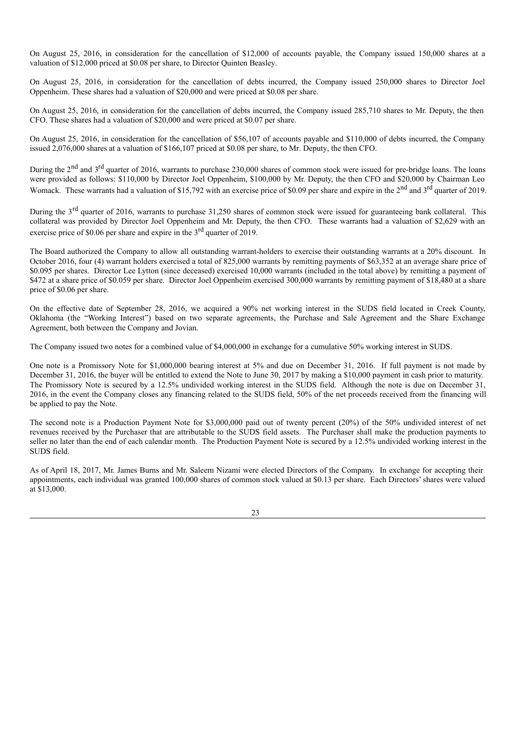On August 25, 2016, in consideration for the cancellation of $12,000 of accounts payable, the Company issued 150,000 shares at a valuation of $12,000 priced at $0.08 per share, to Director Quinten Beasley.

On August 25, 2016, in consideration for the cancellation of debts incurred, the Company issued 250,000 shares to Director Joel Oppenheim. These shares had a valuation of $20,000 and were priced at $0.08 per share.

On August 25, 2016, in consideration for the cancellation of debts incurred, the Company issued 285,710 shares to Mr. Deputy, the then CFO. These shares had a valuation of $20,000 and were priced at $0.07 per share.

On August 25, 2016, in consideration for the cancellation of $56,107 of accounts payable and $110,000 of debts incurred, the Company issued 2,076,000 shares at a valuation of $166,107 priced at $0.08 per share, to Mr. Deputy, the then CFO.

During the 2nd and 3rd quarter of 2016, warrants to purchase 230,000 shares of common stock were issued for pre-bridge loans. The loans were provided as follows: $110,000 by Director Joel Oppenheim, $100,000 by Mr. Deputy, the then CFO and $20,000 by Chairman Leo Womack. These warrants had a valuation of $15,792 with an exercise price of $0.09 per share and expire in the 2nd and 3rd quarter of 2019.

During the 3rd quarter of 2016, warrants to purchase 31,250 shares of common stock were issued for guaranteeing bank collateral. This collateral was provided by Director Joel Oppenheim and Mr. Deputy, the then CFO. These warrants had a valuation of $2,629 with an exercise price of $0.06 per share and expire in the 3rd quarter of 2019.

The Board authorized the Company to allow all outstanding warrant-holders to exercise their outstanding warrants at a 20% discount. In October 2016, four (4) warrant holders exercised a total of 825,000 warrants by remitting payments of $63,352 at an average share price of $0.095 per shares. Director Lee Lytton (since deceased) exercised 10,000 warrants (included in the total above) by remitting a payment of $472 at a share price of $0.059 per share. Director Joel Oppenheim exercised 300,000 warrants by remitting payment of $18,480 at a share price of $0.06 per share.

On the effective date of September 28, 2016, we acquired a 90% net working interest in the SUDS field located in Creek County, Oklahoma (the "Working Interest") based on two separate agreements, the Purchase and Sale Agreement and the Share Exchange Agreement, both between the Company and Jovian.

The Company issued two notes for a combined value of $4,000,000 in exchange for a cumulative 50% working interest in SUDS.

One note is a Promissory Note for $1,000,000 bearing interest at 5% and due on December 31, 2016. If full payment is not made by December 31, 2016, the buyer will be entitled to extend the Note to June 30, 2017 by making a $10,000 payment in cash prior to maturity. The Promissory Note is secured by a 12.5% undivided working interest in the SUDS field. Although the note is due on December 31, 2016, in the event the Company closes any financing related to the SUDS field, 50% of the net proceeds received from the financing will be applied to pay the Note.

The second note is a Production Payment Note for $3,000,000 paid out of twenty percent (20%) of the 50% undivided interest of net revenues received by the Purchaser that are attributable to the SUDS field assets. The Purchaser shall make the production payments to seller no later than the end of each calendar month. The Production Payment Note is secured by a 12.5% undivided working interest in the SUDS field.

As of April 18, 2017, Mr. James Burns and Mr. Saleem Nizami were elected Directors of the Company. In exchange for accepting their appointments, each individual was granted 100,000 shares of common stock valued at $0.13 per share. Each Directors' shares were valued at $13,000.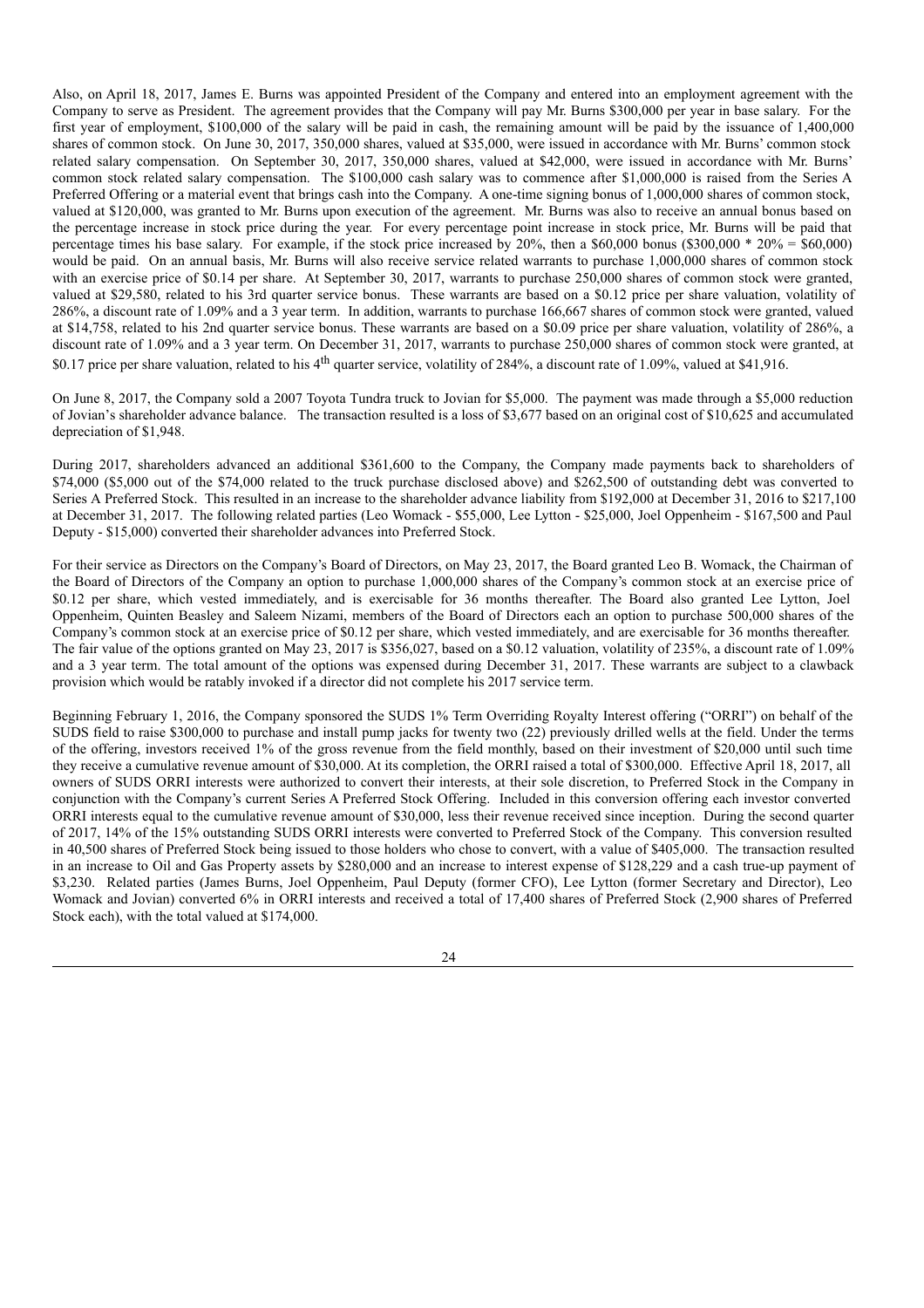Also, on April 18, 2017, James E. Burns was appointed President of the Company and entered into an employment agreement with the Company to serve as President. The agreement provides that the Company will pay Mr. Burns $300,000 per year in base salary. For the first year of employment, $100,000 of the salary will be paid in cash, the remaining amount will be paid by the issuance of 1,400,000 shares of common stock. On June 30, 2017, 350,000 shares, valued at $35,000, were issued in accordance with Mr. Burns' common stock related salary compensation. On September 30, 2017, 350,000 shares, valued at $42,000, were issued in accordance with Mr. Burns' common stock related salary compensation. The $100,000 cash salary was to commence after $1,000,000 is raised from the Series A Preferred Offering or a material event that brings cash into the Company. A one-time signing bonus of 1,000,000 shares of common stock, valued at $120,000, was granted to Mr. Burns upon execution of the agreement. Mr. Burns was also to receive an annual bonus based on the percentage increase in stock price during the year. For every percentage point increase in stock price, Mr. Burns will be paid that percentage times his base salary. For example, if the stock price increased by 20%, then a $60,000 bonus ($300,000 * 20% = $60,000) would be paid. On an annual basis, Mr. Burns will also receive service related warrants to purchase 1,000,000 shares of common stock with an exercise price of $0.14 per share. At September 30, 2017, warrants to purchase 250,000 shares of common stock were granted, valued at $29,580, related to his 3rd quarter service bonus. These warrants are based on a $0.12 price per share valuation, volatility of 286%, a discount rate of 1.09% and a 3 year term. In addition, warrants to purchase 166,667 shares of common stock were granted, valued at $14,758, related to his 2nd quarter service bonus. These warrants are based on a $0.09 price per share valuation, volatility of 286%, a discount rate of 1.09% and a 3 year term. On December 31, 2017, warrants to purchase 250,000 shares of common stock were granted, at $0.17 price per share valuation, related to his 4th quarter service, volatility of 284%, a discount rate of 1.09%, valued at $41,916.

On June 8, 2017, the Company sold a 2007 Toyota Tundra truck to Jovian for $5,000. The payment was made through a $5,000 reduction of Jovian's shareholder advance balance. The transaction resulted is a loss of $3,677 based on an original cost of $10,625 and accumulated depreciation of $1,948.

During 2017, shareholders advanced an additional $361,600 to the Company, the Company made payments back to shareholders of $74,000 ($5,000 out of the $74,000 related to the truck purchase disclosed above) and $262,500 of outstanding debt was converted to Series A Preferred Stock. This resulted in an increase to the shareholder advance liability from $192,000 at December 31, 2016 to $217,100 at December 31, 2017. The following related parties (Leo Womack - $55,000, Lee Lytton - $25,000, Joel Oppenheim - $167,500 and Paul Deputy - $15,000) converted their shareholder advances into Preferred Stock.

For their service as Directors on the Company's Board of Directors, on May 23, 2017, the Board granted Leo B. Womack, the Chairman of the Board of Directors of the Company an option to purchase 1,000,000 shares of the Company's common stock at an exercise price of $0.12 per share, which vested immediately, and is exercisable for 36 months thereafter. The Board also granted Lee Lytton, Joel Oppenheim, Quinten Beasley and Saleem Nizami, members of the Board of Directors each an option to purchase 500,000 shares of the Company's common stock at an exercise price of $0.12 per share, which vested immediately, and are exercisable for 36 months thereafter. The fair value of the options granted on May 23, 2017 is $356,027, based on a $0.12 valuation, volatility of 235%, a discount rate of 1.09% and a 3 year term. The total amount of the options was expensed during December 31, 2017. These warrants are subject to a clawback provision which would be ratably invoked if a director did not complete his 2017 service term.

Beginning February 1, 2016, the Company sponsored the SUDS 1% Term Overriding Royalty Interest offering ("ORRI") on behalf of the SUDS field to raise $300,000 to purchase and install pump jacks for twenty two (22) previously drilled wells at the field. Under the terms of the offering, investors received 1% of the gross revenue from the field monthly, based on their investment of $20,000 until such time they receive a cumulative revenue amount of $30,000. At its completion, the ORRI raised a total of $300,000. Effective April 18, 2017, all owners of SUDS ORRI interests were authorized to convert their interests, at their sole discretion, to Preferred Stock in the Company in conjunction with the Company's current Series A Preferred Stock Offering. Included in this conversion offering each investor converted ORRI interests equal to the cumulative revenue amount of $30,000, less their revenue received since inception. During the second quarter of 2017, 14% of the 15% outstanding SUDS ORRI interests were converted to Preferred Stock of the Company. This conversion resulted in 40,500 shares of Preferred Stock being issued to those holders who chose to convert, with a value of $405,000. The transaction resulted in an increase to Oil and Gas Property assets by $280,000 and an increase to interest expense of $128,229 and a cash true-up payment of $3,230. Related parties (James Burns, Joel Oppenheim, Paul Deputy (former CFO), Lee Lytton (former Secretary and Director), Leo Womack and Jovian) converted 6% in ORRI interests and received a total of 17,400 shares of Preferred Stock (2,900 shares of Preferred Stock each), with the total valued at $174,000.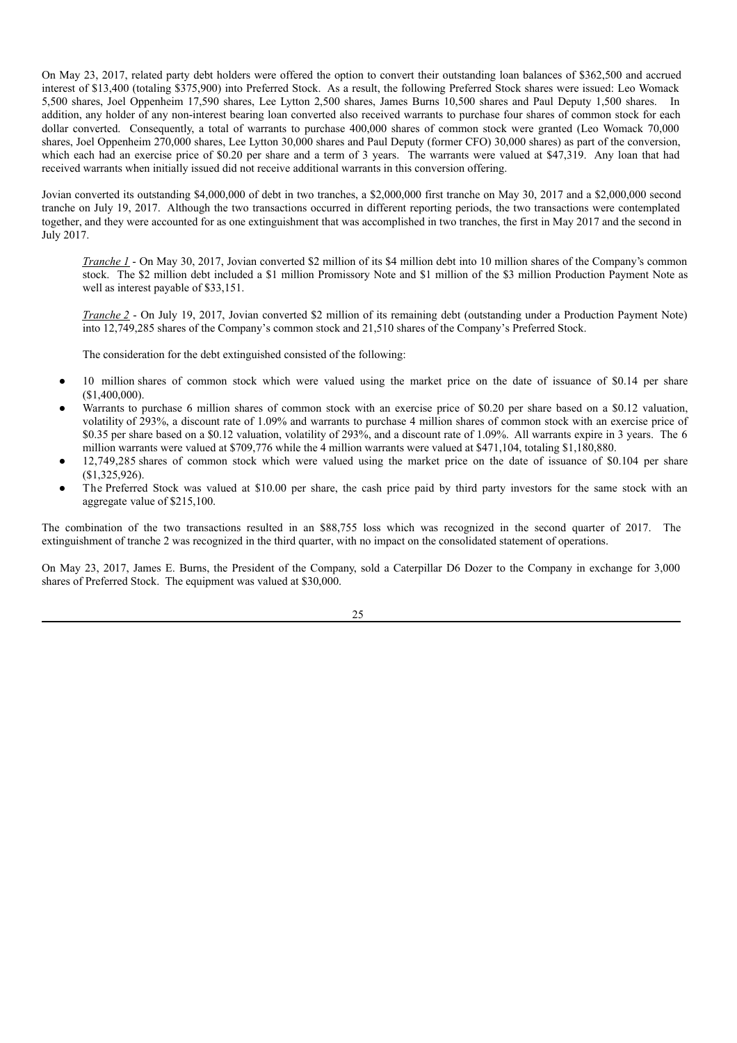On May 23, 2017, related party debt holders were offered the option to convert their outstanding loan balances of $362,500 and accrued interest of $13,400 (totaling $375,900) into Preferred Stock. As a result, the following Preferred Stock shares were issued: Leo Womack 5,500 shares, Joel Oppenheim 17,590 shares, Lee Lytton 2,500 shares, James Burns 10,500 shares and Paul Deputy 1,500 shares. In addition, any holder of any non-interest bearing loan converted also received warrants to purchase four shares of common stock for each dollar converted. Consequently, a total of warrants to purchase 400,000 shares of common stock were granted (Leo Womack 70,000 shares, Joel Oppenheim 270,000 shares, Lee Lytton 30,000 shares and Paul Deputy (former CFO) 30,000 shares) as part of the conversion, which each had an exercise price of $0.20 per share and a term of 3 years. The warrants were valued at $47,319. Any loan that had received warrants when initially issued did not receive additional warrants in this conversion offering.

Jovian converted its outstanding $4,000,000 of debt in two tranches, a $2,000,000 first tranche on May 30, 2017 and a $2,000,000 second tranche on July 19, 2017. Although the two transactions occurred in different reporting periods, the two transactions were contemplated together, and they were accounted for as one extinguishment that was accomplished in two tranches, the first in May 2017 and the second in July 2017.

*Tranche 1* - On May 30, 2017, Jovian converted $2 million of its $4 million debt into 10 million shares of the Company's common stock. The $2 million debt included a $1 million Promissory Note and $1 million of the $3 million Production Payment Note as well as interest payable of $33,151.

*Tranche 2* - On July 19, 2017, Jovian converted $2 million of its remaining debt (outstanding under a Production Payment Note) into 12,749,285 shares of the Company's common stock and 21,510 shares of the Company's Preferred Stock.

The consideration for the debt extinguished consisted of the following:

- 10 million shares of common stock which were valued using the market price on the date of issuance of $0.14 per share ($1,400,000).
- Warrants to purchase 6 million shares of common stock with an exercise price of $0.20 per share based on a $0.12 valuation, volatility of 293%, a discount rate of 1.09% and warrants to purchase 4 million shares of common stock with an exercise price of $0.35 per share based on a $0.12 valuation, volatility of 293%, and a discount rate of 1.09%. All warrants expire in 3 years. The 6 million warrants were valued at $709,776 while the 4 million warrants were valued at $471,104, totaling $1,180,880.
- 12,749,285 shares of common stock which were valued using the market price on the date of issuance of $0.104 per share ($1,325,926).
- The Preferred Stock was valued at $10.00 per share, the cash price paid by third party investors for the same stock with an aggregate value of $215,100.

The combination of the two transactions resulted in an $88,755 loss which was recognized in the second quarter of 2017. The extinguishment of tranche 2 was recognized in the third quarter, with no impact on the consolidated statement of operations.

On May 23, 2017, James E. Burns, the President of the Company, sold a Caterpillar D6 Dozer to the Company in exchange for 3,000 shares of Preferred Stock. The equipment was valued at $30,000.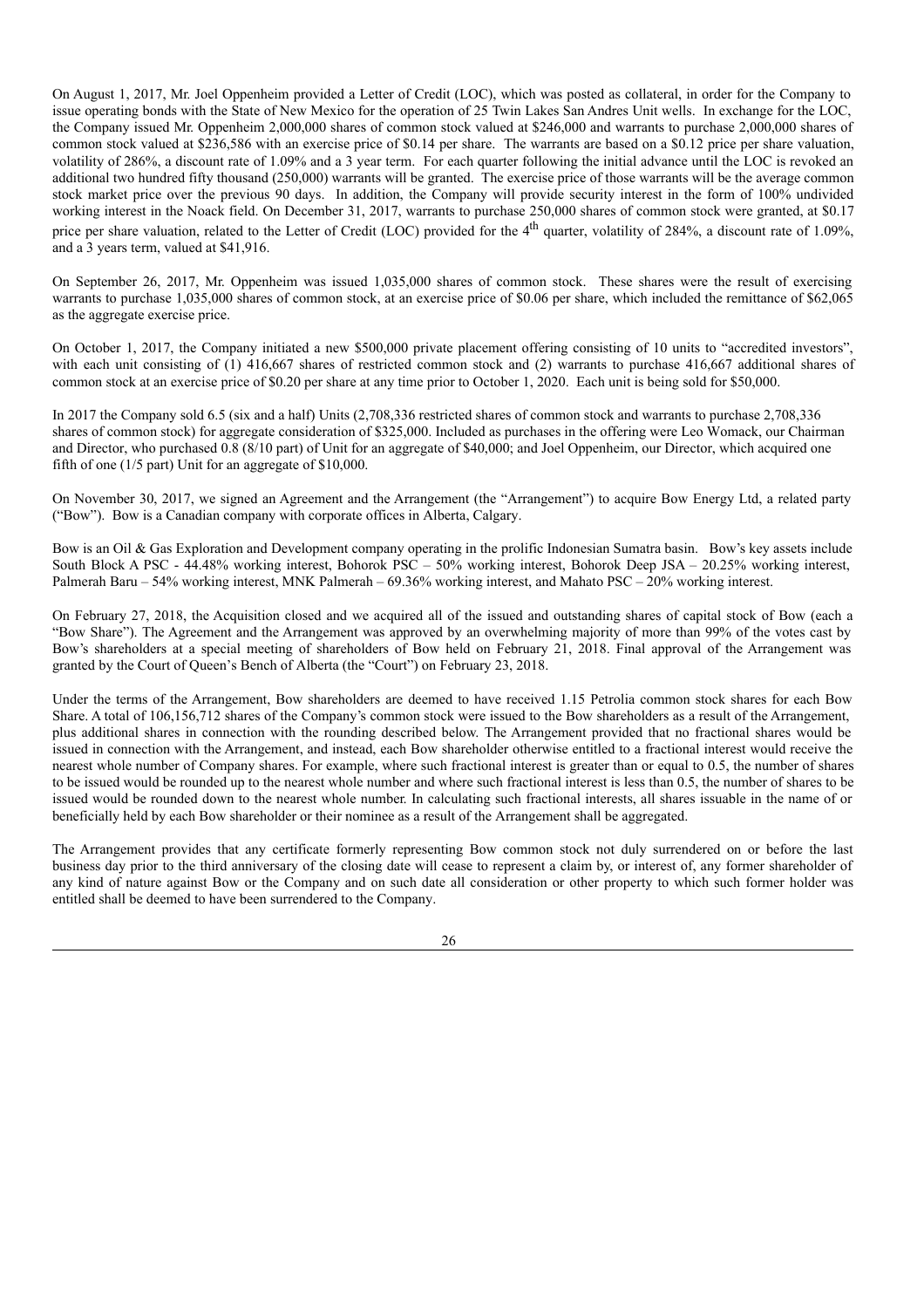On August 1, 2017, Mr. Joel Oppenheim provided a Letter of Credit (LOC), which was posted as collateral, in order for the Company to issue operating bonds with the State of New Mexico for the operation of 25 Twin Lakes San Andres Unit wells. In exchange for the LOC, the Company issued Mr. Oppenheim 2,000,000 shares of common stock valued at $246,000 and warrants to purchase 2,000,000 shares of common stock valued at $236,586 with an exercise price of $0.14 per share. The warrants are based on a $0.12 price per share valuation, volatility of 286%, a discount rate of 1.09% and a 3 year term. For each quarter following the initial advance until the LOC is revoked an additional two hundred fifty thousand (250,000) warrants will be granted. The exercise price of those warrants will be the average common stock market price over the previous 90 days. In addition, the Company will provide security interest in the form of 100% undivided working interest in the Noack field. On December 31, 2017, warrants to purchase 250,000 shares of common stock were granted, at $0.17 price per share valuation, related to the Letter of Credit (LOC) provided for the 4th quarter, volatility of 284%, a discount rate of 1.09%, and a 3 years term, valued at $41,916.

On September 26, 2017, Mr. Oppenheim was issued 1,035,000 shares of common stock. These shares were the result of exercising warrants to purchase 1,035,000 shares of common stock, at an exercise price of $0.06 per share, which included the remittance of $62,065 as the aggregate exercise price.

On October 1, 2017, the Company initiated a new $500,000 private placement offering consisting of 10 units to "accredited investors", with each unit consisting of (1) 416,667 shares of restricted common stock and (2) warrants to purchase 416,667 additional shares of common stock at an exercise price of $0.20 per share at any time prior to October 1, 2020. Each unit is being sold for $50,000.

In 2017 the Company sold 6.5 (six and a half) Units (2,708,336 restricted shares of common stock and warrants to purchase 2,708,336 shares of common stock) for aggregate consideration of $325,000. Included as purchases in the offering were Leo Womack, our Chairman and Director, who purchased 0.8 (8/10 part) of Unit for an aggregate of $40,000; and Joel Oppenheim, our Director, which acquired one fifth of one (1/5 part) Unit for an aggregate of $10,000.

On November 30, 2017, we signed an Agreement and the Arrangement (the "Arrangement") to acquire Bow Energy Ltd, a related party ("Bow"). Bow is a Canadian company with corporate offices in Alberta, Calgary.

Bow is an Oil & Gas Exploration and Development company operating in the prolific Indonesian Sumatra basin. Bow's key assets include South Block A PSC - 44.48% working interest, Bohorok PSC – 50% working interest, Bohorok Deep JSA – 20.25% working interest, Palmerah Baru – 54% working interest, MNK Palmerah – 69.36% working interest, and Mahato PSC – 20% working interest.

On February 27, 2018, the Acquisition closed and we acquired all of the issued and outstanding shares of capital stock of Bow (each a "Bow Share"). The Agreement and the Arrangement was approved by an overwhelming majority of more than 99% of the votes cast by Bow's shareholders at a special meeting of shareholders of Bow held on February 21, 2018. Final approval of the Arrangement was granted by the Court of Queen's Bench of Alberta (the "Court") on February 23, 2018.

Under the terms of the Arrangement, Bow shareholders are deemed to have received 1.15 Petrolia common stock shares for each Bow Share. A total of 106,156,712 shares of the Company's common stock were issued to the Bow shareholders as a result of the Arrangement, plus additional shares in connection with the rounding described below. The Arrangement provided that no fractional shares would be issued in connection with the Arrangement, and instead, each Bow shareholder otherwise entitled to a fractional interest would receive the nearest whole number of Company shares. For example, where such fractional interest is greater than or equal to 0.5, the number of shares to be issued would be rounded up to the nearest whole number and where such fractional interest is less than 0.5, the number of shares to be issued would be rounded down to the nearest whole number. In calculating such fractional interests, all shares issuable in the name of or beneficially held by each Bow shareholder or their nominee as a result of the Arrangement shall be aggregated.

The Arrangement provides that any certificate formerly representing Bow common stock not duly surrendered on or before the last business day prior to the third anniversary of the closing date will cease to represent a claim by, or interest of, any former shareholder of any kind of nature against Bow or the Company and on such date all consideration or other property to which such former holder was entitled shall be deemed to have been surrendered to the Company.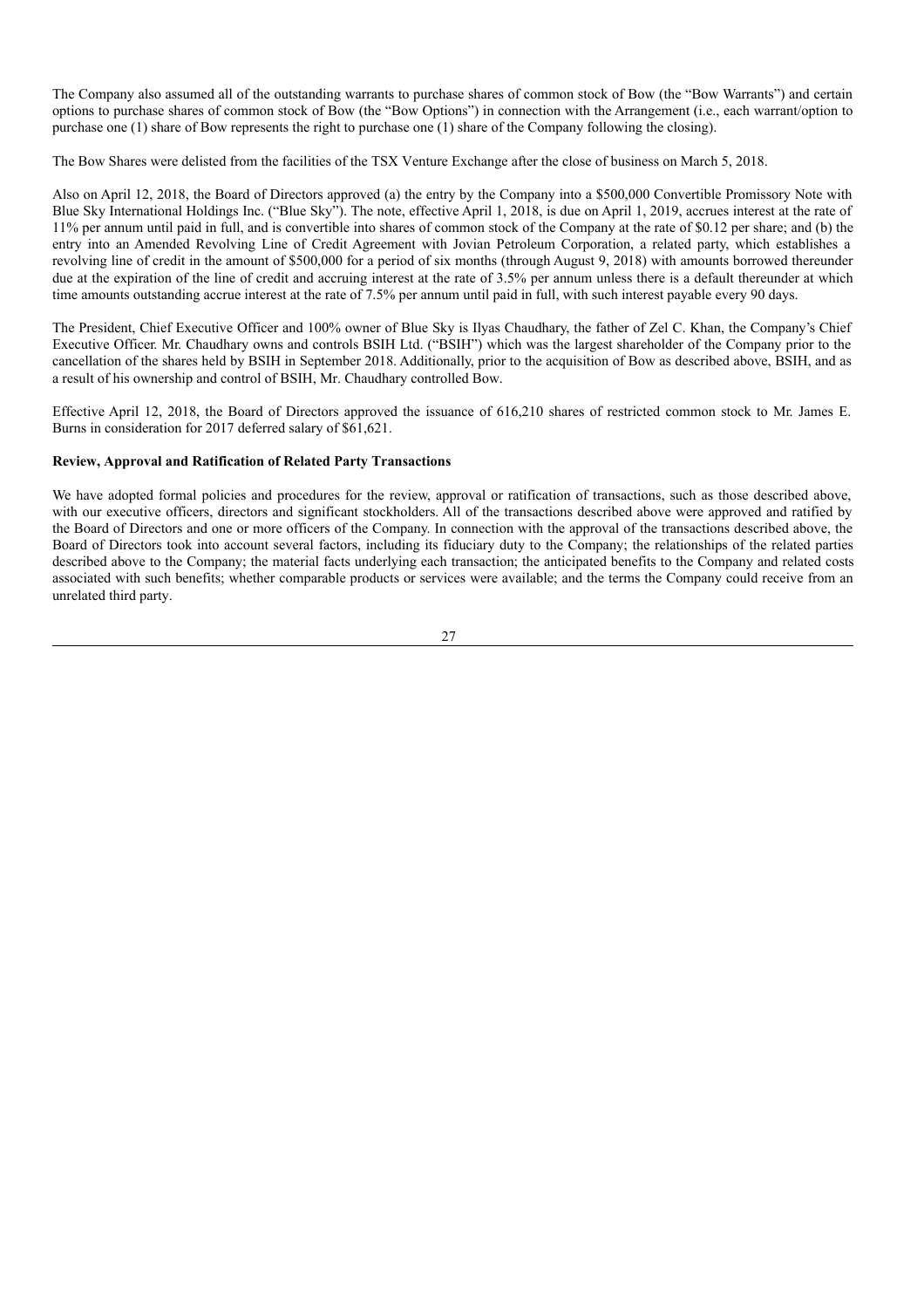The Company also assumed all of the outstanding warrants to purchase shares of common stock of Bow (the "Bow Warrants") and certain options to purchase shares of common stock of Bow (the "Bow Options") in connection with the Arrangement (i.e., each warrant/option to purchase one (1) share of Bow represents the right to purchase one (1) share of the Company following the closing).

The Bow Shares were delisted from the facilities of the TSX Venture Exchange after the close of business on March 5, 2018.

Also on April 12, 2018, the Board of Directors approved (a) the entry by the Company into a $500,000 Convertible Promissory Note with Blue Sky International Holdings Inc. ("Blue Sky"). The note, effective April 1, 2018, is due on April 1, 2019, accrues interest at the rate of 11% per annum until paid in full, and is convertible into shares of common stock of the Company at the rate of $0.12 per share; and (b) the entry into an Amended Revolving Line of Credit Agreement with Jovian Petroleum Corporation, a related party, which establishes a revolving line of credit in the amount of $500,000 for a period of six months (through August 9, 2018) with amounts borrowed thereunder due at the expiration of the line of credit and accruing interest at the rate of 3.5% per annum unless there is a default thereunder at which time amounts outstanding accrue interest at the rate of 7.5% per annum until paid in full, with such interest payable every 90 days.

The President, Chief Executive Officer and 100% owner of Blue Sky is Ilyas Chaudhary, the father of Zel C. Khan, the Company's Chief Executive Officer. Mr. Chaudhary owns and controls BSIH Ltd. ("BSIH") which was the largest shareholder of the Company prior to the cancellation of the shares held by BSIH in September 2018. Additionally, prior to the acquisition of Bow as described above, BSIH, and as a result of his ownership and control of BSIH, Mr. Chaudhary controlled Bow.

Effective April 12, 2018, the Board of Directors approved the issuance of 616,210 shares of restricted common stock to Mr. James E. Burns in consideration for 2017 deferred salary of $61,621.

**Review, Approval and Ratification of Related Party Transactions**

We have adopted formal policies and procedures for the review, approval or ratification of transactions, such as those described above, with our executive officers, directors and significant stockholders. All of the transactions described above were approved and ratified by the Board of Directors and one or more officers of the Company. In connection with the approval of the transactions described above, the Board of Directors took into account several factors, including its fiduciary duty to the Company; the relationships of the related parties described above to the Company; the material facts underlying each transaction; the anticipated benefits to the Company and related costs associated with such benefits; whether comparable products or services were available; and the terms the Company could receive from an unrelated third party.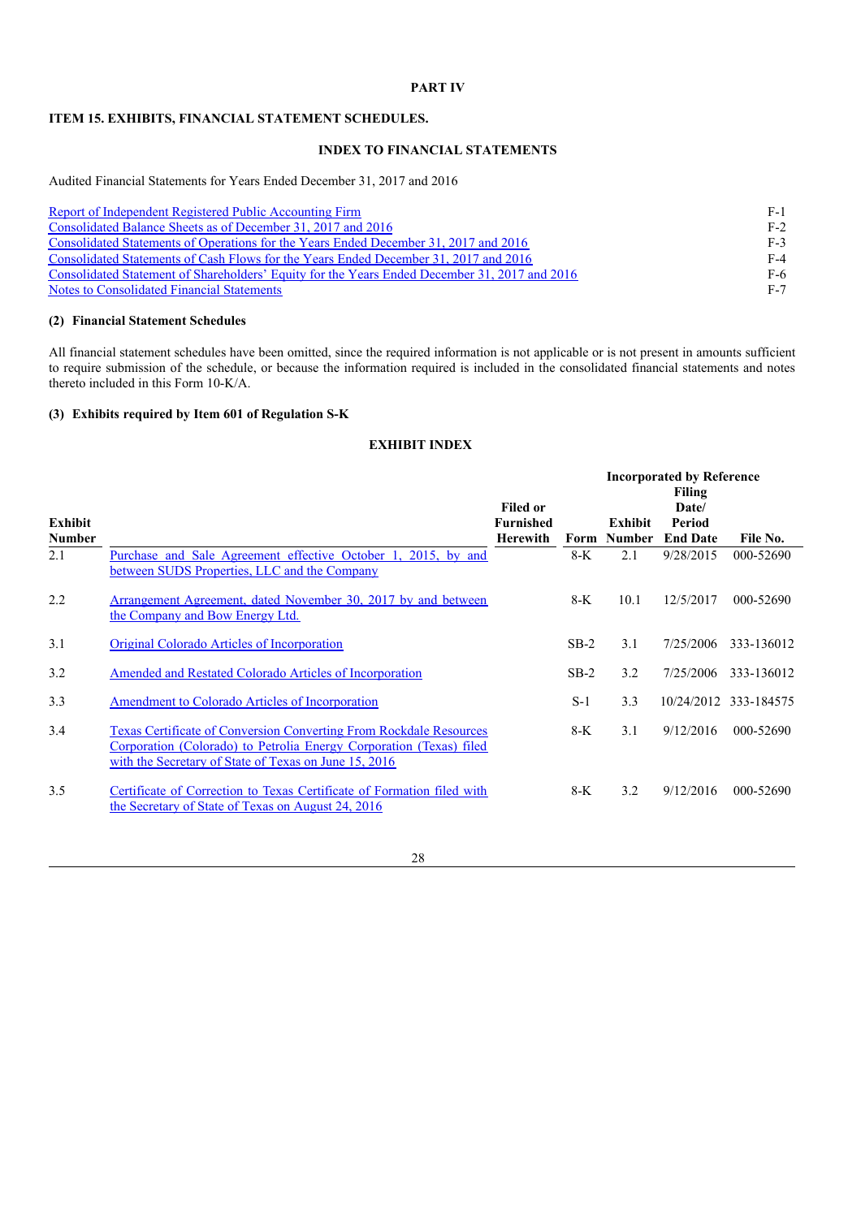# PART IV

## ITEM 15. EXHIBITS, FINANCIAL STATEMENT SCHEDULES.

### INDEX TO FINANCIAL STATEMENTS

Audited Financial Statements for Years Ended December 31, 2017 and 2016

| | |
|---|---|
| Report of Independent Registered Public Accounting Firm | F-1 |
| Consolidated Balance Sheets as of December 31, 2017 and 2016 | F-2 |
| Consolidated Statements of Operations for the Years Ended December 31, 2017 and 2016 | F-3 |
| Consolidated Statements of Cash Flows for the Years Ended December 31, 2017 and 2016 | F-4 |
| Consolidated Statement of Shareholders' Equity for the Years Ended December 31, 2017 and 2016 | F-6 |
| Notes to Consolidated Financial Statements | F-7 |

**(2) Financial Statement Schedules**

All financial statement schedules have been omitted, since the required information is not applicable or is not present in amounts sufficient to require submission of the schedule, or because the information required is included in the consolidated financial statements and notes thereto included in this Form 10-K/A.

**(3) Exhibits required by Item 601 of Regulation S-K**

### EXHIBIT INDEX

| | | | Incorporated by Reference | | | |
|---|---|---|---|---|---|---|
| Exhibit Number | | Filed or Furnished Herewith | Form | Exhibit Number | Filing Date/ Period End Date | File No. |
| 2.1 | Purchase and Sale Agreement effective October 1, 2015, by and between SUDS Properties, LLC and the Company | | 8-K | 2.1 | 9/28/2015 | 000-52690 |
| 2.2 | Arrangement Agreement, dated November 30, 2017 by and between the Company and Bow Energy Ltd. | | 8-K | 10.1 | 12/5/2017 | 000-52690 |
| 3.1 | Original Colorado Articles of Incorporation | | SB-2 | 3.1 | 7/25/2006 | 333-136012 |
| 3.2 | Amended and Restated Colorado Articles of Incorporation | | SB-2 | 3.2 | 7/25/2006 | 333-136012 |
| 3.3 | Amendment to Colorado Articles of Incorporation | | S-1 | 3.3 | 10/24/2012 | 333-184575 |
| 3.4 | Texas Certificate of Conversion Converting From Rockdale Resources Corporation (Colorado) to Petrolia Energy Corporation (Texas) filed with the Secretary of State of Texas on June 15, 2016 | | 8-K | 3.1 | 9/12/2016 | 000-52690 |
| 3.5 | Certificate of Correction to Texas Certificate of Formation filed with the Secretary of State of Texas on August 24, 2016 | | 8-K | 3.2 | 9/12/2016 | 000-52690 |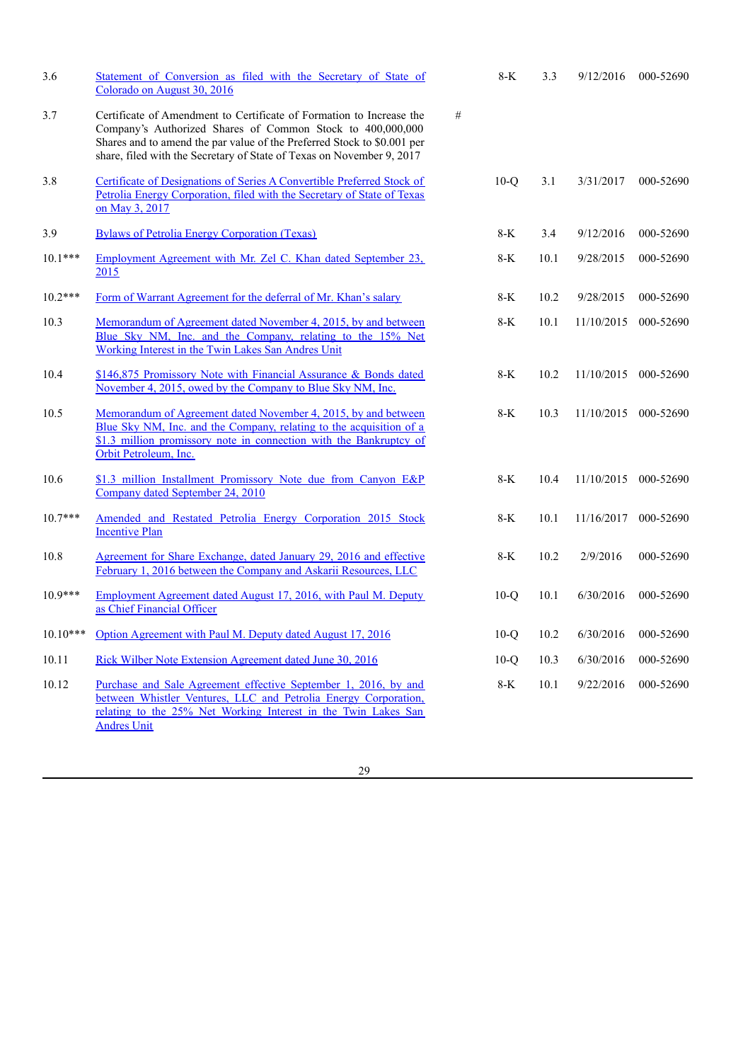| | | | | | | |
|---|---|---|---|---|---|---|
| 3.6 | Statement of Conversion as filed with the Secretary of State of Colorado on August 30, 2016 | | 8-K | 3.3 | 9/12/2016 | 000-52690 |
| 3.7 | Certificate of Amendment to Certificate of Formation to Increase the Company's Authorized Shares of Common Stock to 400,000,000 Shares and to amend the par value of the Preferred Stock to $0.001 per share, filed with the Secretary of State of Texas on November 9, 2017 | # | | | | |
| 3.8 | Certificate of Designations of Series A Convertible Preferred Stock of Petrolia Energy Corporation, filed with the Secretary of State of Texas on May 3, 2017 | | 10-Q | 3.1 | 3/31/2017 | 000-52690 |
| 3.9 | Bylaws of Petrolia Energy Corporation (Texas) | | 8-K | 3.4 | 9/12/2016 | 000-52690 |
| 10.1*** | Employment Agreement with Mr. Zel C. Khan dated September 23, 2015 | | 8-K | 10.1 | 9/28/2015 | 000-52690 |
| 10.2*** | Form of Warrant Agreement for the deferral of Mr. Khan's salary | | 8-K | 10.2 | 9/28/2015 | 000-52690 |
| 10.3 | Memorandum of Agreement dated November 4, 2015, by and between Blue Sky NM, Inc. and the Company, relating to the 15% Net Working Interest in the Twin Lakes San Andres Unit | | 8-K | 10.1 | 11/10/2015 | 000-52690 |
| 10.4 | $146,875 Promissory Note with Financial Assurance & Bonds dated November 4, 2015, owed by the Company to Blue Sky NM, Inc. | | 8-K | 10.2 | 11/10/2015 | 000-52690 |
| 10.5 | Memorandum of Agreement dated November 4, 2015, by and between Blue Sky NM, Inc. and the Company, relating to the acquisition of a $1.3 million promissory note in connection with the Bankruptcy of Orbit Petroleum, Inc. | | 8-K | 10.3 | 11/10/2015 | 000-52690 |
| 10.6 | $1.3 million Installment Promissory Note due from Canyon E&P Company dated September 24, 2010 | | 8-K | 10.4 | 11/10/2015 | 000-52690 |
| 10.7*** | Amended and Restated Petrolia Energy Corporation 2015 Stock Incentive Plan | | 8-K | 10.1 | 11/16/2017 | 000-52690 |
| 10.8 | Agreement for Share Exchange, dated January 29, 2016 and effective February 1, 2016 between the Company and Askarii Resources, LLC | | 8-K | 10.2 | 2/9/2016 | 000-52690 |
| 10.9*** | Employment Agreement dated August 17, 2016, with Paul M. Deputy as Chief Financial Officer | | 10-Q | 10.1 | 6/30/2016 | 000-52690 |
| 10.10*** | Option Agreement with Paul M. Deputy dated August 17, 2016 | | 10-Q | 10.2 | 6/30/2016 | 000-52690 |
| 10.11 | Rick Wilber Note Extension Agreement dated June 30, 2016 | | 10-Q | 10.3 | 6/30/2016 | 000-52690 |
| 10.12 | Purchase and Sale Agreement effective September 1, 2016, by and between Whistler Ventures, LLC and Petrolia Energy Corporation, relating to the 25% Net Working Interest in the Twin Lakes San Andres Unit | | 8-K | 10.1 | 9/22/2016 | 000-52690 |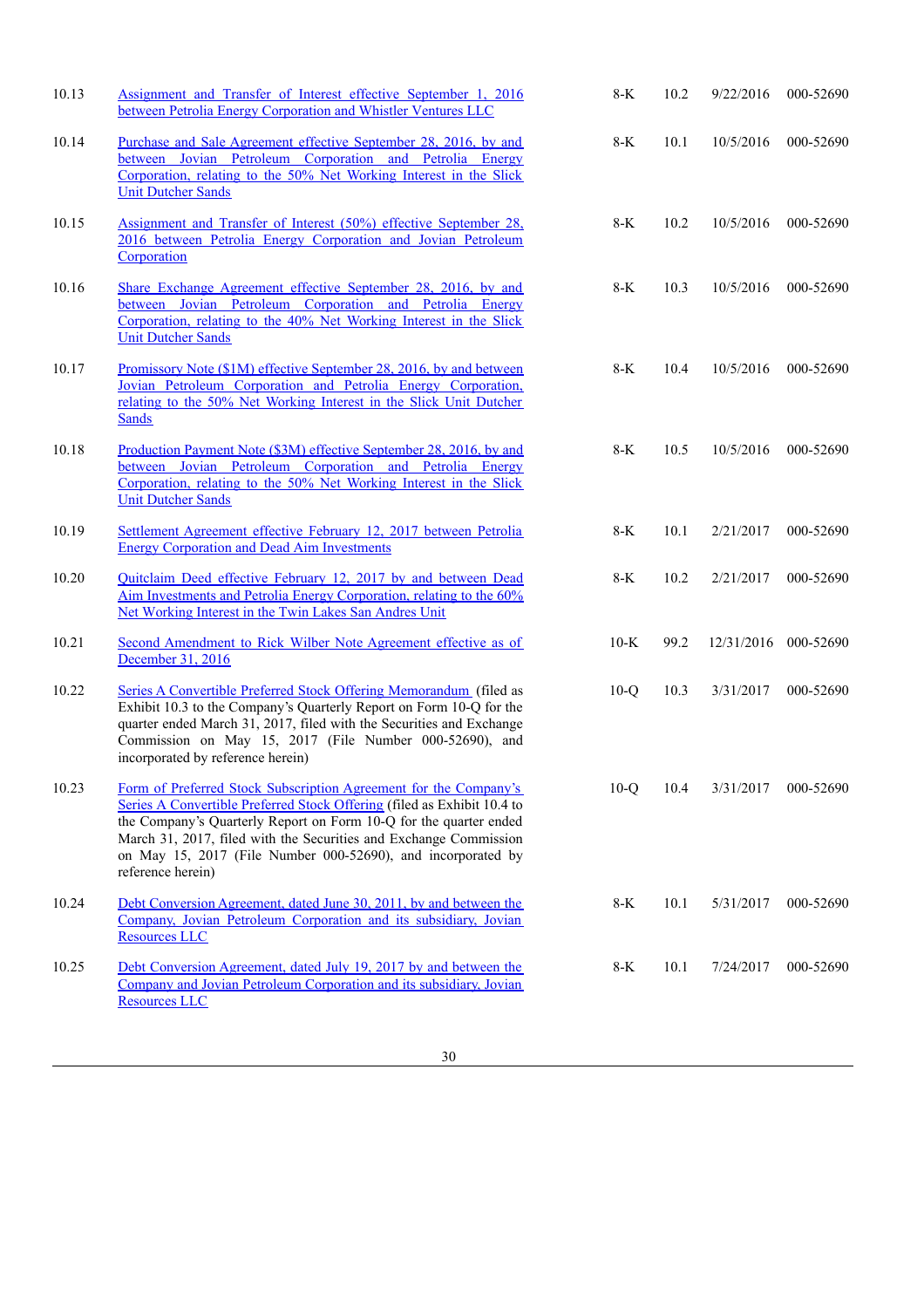| | | | | | |
|---|---|---|---|---|---|
| 10.13 | Assignment and Transfer of Interest effective September 1, 2016 between Petrolia Energy Corporation and Whistler Ventures LLC | 8-K | 10.2 | 9/22/2016 | 000-52690 |
| 10.14 | Purchase and Sale Agreement effective September 28, 2016, by and between Jovian Petroleum Corporation and Petrolia Energy Corporation, relating to the 50% Net Working Interest in the Slick Unit Dutcher Sands | 8-K | 10.1 | 10/5/2016 | 000-52690 |
| 10.15 | Assignment and Transfer of Interest (50%) effective September 28, 2016 between Petrolia Energy Corporation and Jovian Petroleum Corporation | 8-K | 10.2 | 10/5/2016 | 000-52690 |
| 10.16 | Share Exchange Agreement effective September 28, 2016, by and between Jovian Petroleum Corporation and Petrolia Energy Corporation, relating to the 40% Net Working Interest in the Slick Unit Dutcher Sands | 8-K | 10.3 | 10/5/2016 | 000-52690 |
| 10.17 | Promissory Note ($1M) effective September 28, 2016, by and between Jovian Petroleum Corporation and Petrolia Energy Corporation, relating to the 50% Net Working Interest in the Slick Unit Dutcher Sands | 8-K | 10.4 | 10/5/2016 | 000-52690 |
| 10.18 | Production Payment Note ($3M) effective September 28, 2016, by and between Jovian Petroleum Corporation and Petrolia Energy Corporation, relating to the 50% Net Working Interest in the Slick Unit Dutcher Sands | 8-K | 10.5 | 10/5/2016 | 000-52690 |
| 10.19 | Settlement Agreement effective February 12, 2017 between Petrolia Energy Corporation and Dead Aim Investments | 8-K | 10.1 | 2/21/2017 | 000-52690 |
| 10.20 | Quitclaim Deed effective February 12, 2017 by and between Dead Aim Investments and Petrolia Energy Corporation, relating to the 60% Net Working Interest in the Twin Lakes San Andres Unit | 8-K | 10.2 | 2/21/2017 | 000-52690 |
| 10.21 | Second Amendment to Rick Wilber Note Agreement effective as of December 31, 2016 | 10-K | 99.2 | 12/31/2016 | 000-52690 |
| 10.22 | Series A Convertible Preferred Stock Offering Memorandum (filed as Exhibit 10.3 to the Company's Quarterly Report on Form 10-Q for the quarter ended March 31, 2017, filed with the Securities and Exchange Commission on May 15, 2017 (File Number 000-52690), and incorporated by reference herein) | 10-Q | 10.3 | 3/31/2017 | 000-52690 |
| 10.23 | Form of Preferred Stock Subscription Agreement for the Company's Series A Convertible Preferred Stock Offering (filed as Exhibit 10.4 to the Company's Quarterly Report on Form 10-Q for the quarter ended March 31, 2017, filed with the Securities and Exchange Commission on May 15, 2017 (File Number 000-52690), and incorporated by reference herein) | 10-Q | 10.4 | 3/31/2017 | 000-52690 |
| 10.24 | Debt Conversion Agreement, dated June 30, 2011, by and between the Company, Jovian Petroleum Corporation and its subsidiary, Jovian Resources LLC | 8-K | 10.1 | 5/31/2017 | 000-52690 |
| 10.25 | Debt Conversion Agreement, dated July 19, 2017 by and between the Company and Jovian Petroleum Corporation and its subsidiary, Jovian Resources LLC | 8-K | 10.1 | 7/24/2017 | 000-52690 |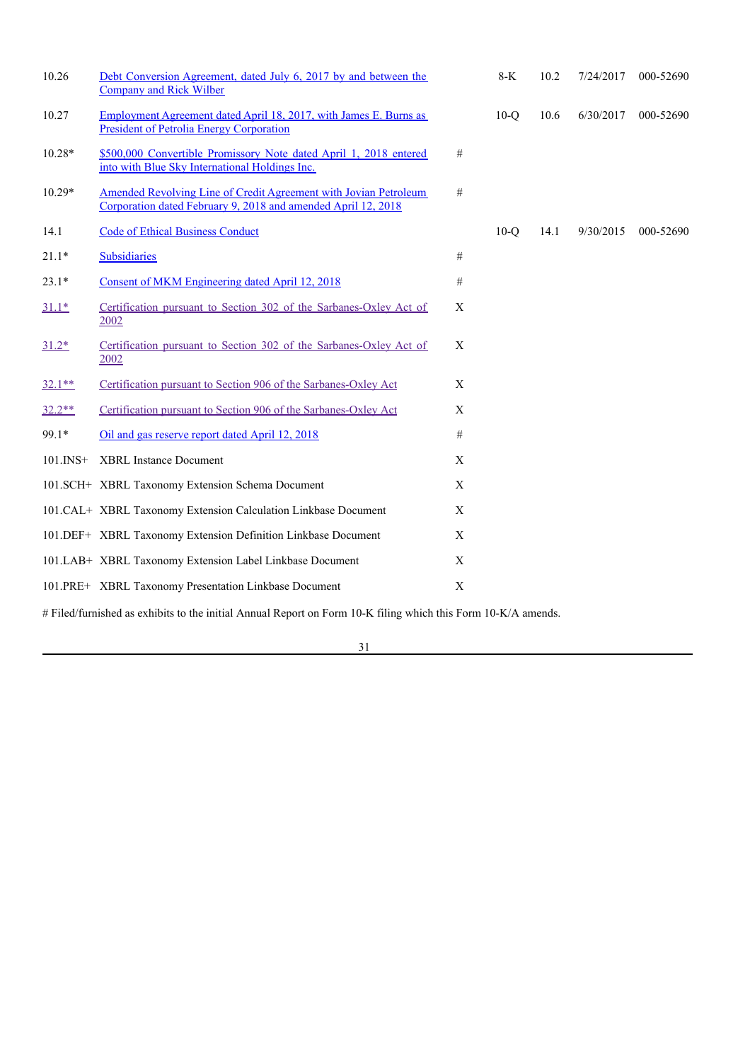| | | | | | | |
|---|---|---|---|---|---|---|
| 10.26 | Debt Conversion Agreement, dated July 6, 2017 by and between the Company and Rick Wilber | | 8-K | 10.2 | 7/24/2017 | 000-52690 |
| 10.27 | Employment Agreement dated April 18, 2017, with James E. Burns as President of Petrolia Energy Corporation | | 10-Q | 10.6 | 6/30/2017 | 000-52690 |
| 10.28* | $500,000 Convertible Promissory Note dated April 1, 2018 entered into with Blue Sky International Holdings Inc. | # | | | | |
| 10.29* | Amended Revolving Line of Credit Agreement with Jovian Petroleum Corporation dated February 9, 2018 and amended April 12, 2018 | # | | | | |
| 14.1 | Code of Ethical Business Conduct | | 10-Q | 14.1 | 9/30/2015 | 000-52690 |
| 21.1* | Subsidiaries | # | | | | |
| 23.1* | Consent of MKM Engineering dated April 12, 2018 | # | | | | |
| 31.1* | Certification pursuant to Section 302 of the Sarbanes-Oxley Act of 2002 | X | | | | |
| 31.2* | Certification pursuant to Section 302 of the Sarbanes-Oxley Act of 2002 | X | | | | |
| 32.1** | Certification pursuant to Section 906 of the Sarbanes-Oxley Act | X | | | | |
| 32.2** | Certification pursuant to Section 906 of the Sarbanes-Oxley Act | X | | | | |
| 99.1* | Oil and gas reserve report dated April 12, 2018 | # | | | | |
| 101.INS+ | XBRL Instance Document | X | | | | |
| 101.SCH+ | XBRL Taxonomy Extension Schema Document | X | | | | |
| 101.CAL+ | XBRL Taxonomy Extension Calculation Linkbase Document | X | | | | |
| 101.DEF+ | XBRL Taxonomy Extension Definition Linkbase Document | X | | | | |
| 101.LAB+ | XBRL Taxonomy Extension Label Linkbase Document | X | | | | |
| 101.PRE+ | XBRL Taxonomy Presentation Linkbase Document | X | | | | |

# Filed/furnished as exhibits to the initial Annual Report on Form 10-K filing which this Form 10-K/A amends.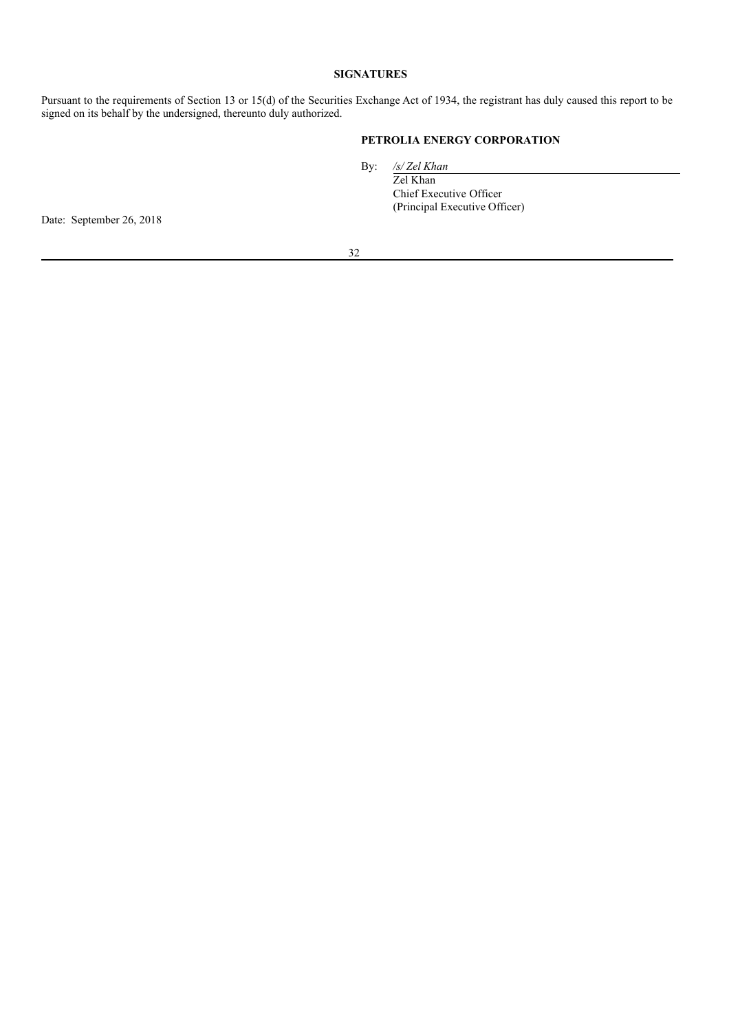**SIGNATURES**

Pursuant to the requirements of Section 13 or 15(d) of the Securities Exchange Act of 1934, the registrant has duly caused this report to be signed on its behalf by the undersigned, thereunto duly authorized.

**PETROLIA ENERGY CORPORATION**

By: */s/ Zel Khan*
Zel Khan
Chief Executive Officer
(Principal Executive Officer)

Date: September 26, 2018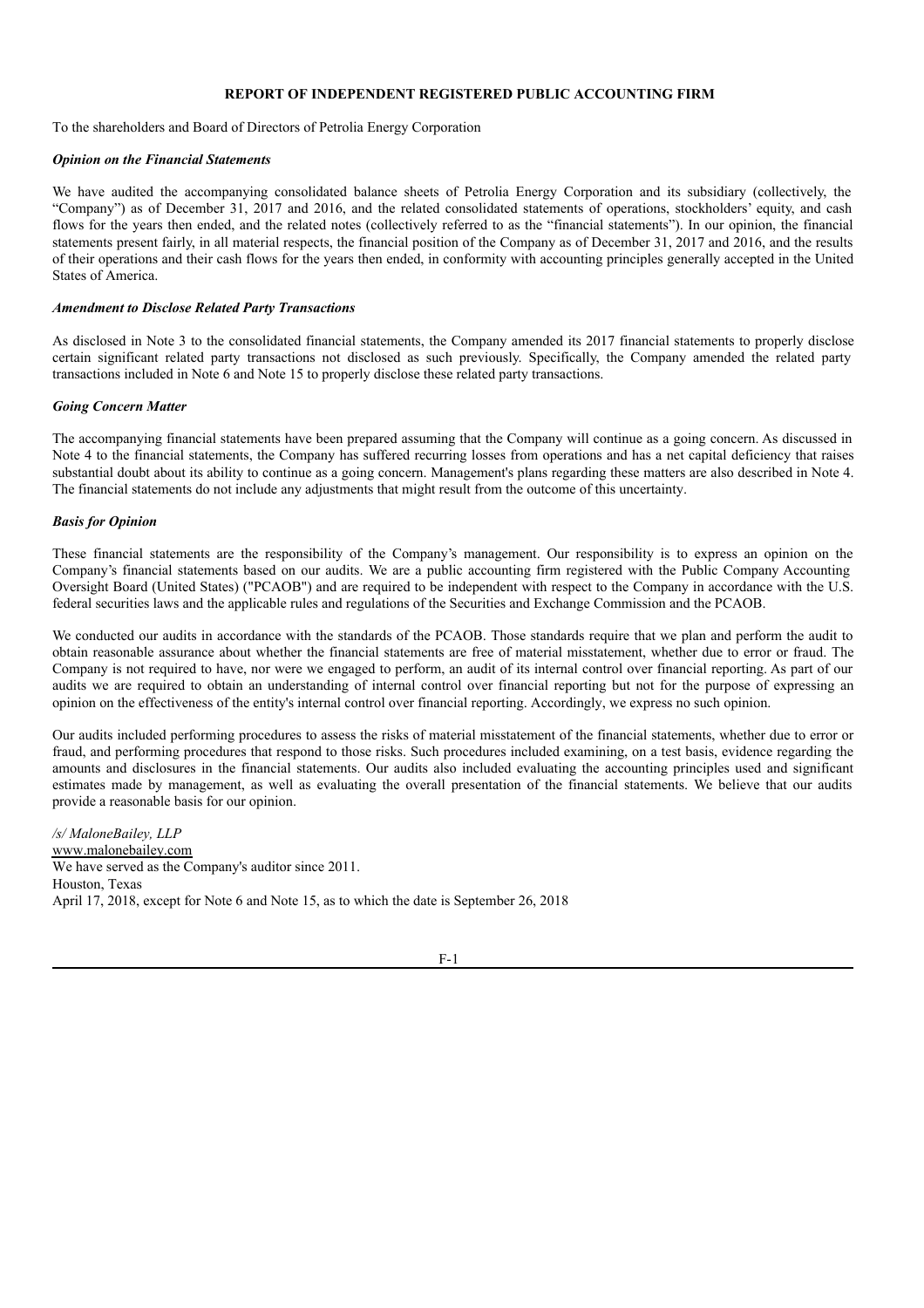# REPORT OF INDEPENDENT REGISTERED PUBLIC ACCOUNTING FIRM

To the shareholders and Board of Directors of Petrolia Energy Corporation

***Opinion on the Financial Statements***

We have audited the accompanying consolidated balance sheets of Petrolia Energy Corporation and its subsidiary (collectively, the "Company") as of December 31, 2017 and 2016, and the related consolidated statements of operations, stockholders' equity, and cash flows for the years then ended, and the related notes (collectively referred to as the "financial statements"). In our opinion, the financial statements present fairly, in all material respects, the financial position of the Company as of December 31, 2017 and 2016, and the results of their operations and their cash flows for the years then ended, in conformity with accounting principles generally accepted in the United States of America.

***Amendment to Disclose Related Party Transactions***

As disclosed in Note 3 to the consolidated financial statements, the Company amended its 2017 financial statements to properly disclose certain significant related party transactions not disclosed as such previously. Specifically, the Company amended the related party transactions included in Note 6 and Note 15 to properly disclose these related party transactions.

***Going Concern Matter***

The accompanying financial statements have been prepared assuming that the Company will continue as a going concern. As discussed in Note 4 to the financial statements, the Company has suffered recurring losses from operations and has a net capital deficiency that raises substantial doubt about its ability to continue as a going concern. Management's plans regarding these matters are also described in Note 4. The financial statements do not include any adjustments that might result from the outcome of this uncertainty.

***Basis for Opinion***

These financial statements are the responsibility of the Company's management. Our responsibility is to express an opinion on the Company's financial statements based on our audits. We are a public accounting firm registered with the Public Company Accounting Oversight Board (United States) ("PCAOB") and are required to be independent with respect to the Company in accordance with the U.S. federal securities laws and the applicable rules and regulations of the Securities and Exchange Commission and the PCAOB.

We conducted our audits in accordance with the standards of the PCAOB. Those standards require that we plan and perform the audit to obtain reasonable assurance about whether the financial statements are free of material misstatement, whether due to error or fraud. The Company is not required to have, nor were we engaged to perform, an audit of its internal control over financial reporting. As part of our audits we are required to obtain an understanding of internal control over financial reporting but not for the purpose of expressing an opinion on the effectiveness of the entity's internal control over financial reporting. Accordingly, we express no such opinion.

Our audits included performing procedures to assess the risks of material misstatement of the financial statements, whether due to error or fraud, and performing procedures that respond to those risks. Such procedures included examining, on a test basis, evidence regarding the amounts and disclosures in the financial statements. Our audits also included evaluating the accounting principles used and significant estimates made by management, as well as evaluating the overall presentation of the financial statements. We believe that our audits provide a reasonable basis for our opinion.

*/s/ MaloneBailey, LLP*
www.malonebailey.com
We have served as the Company's auditor since 2011.
Houston, Texas
April 17, 2018, except for Note 6 and Note 15, as to which the date is September 26, 2018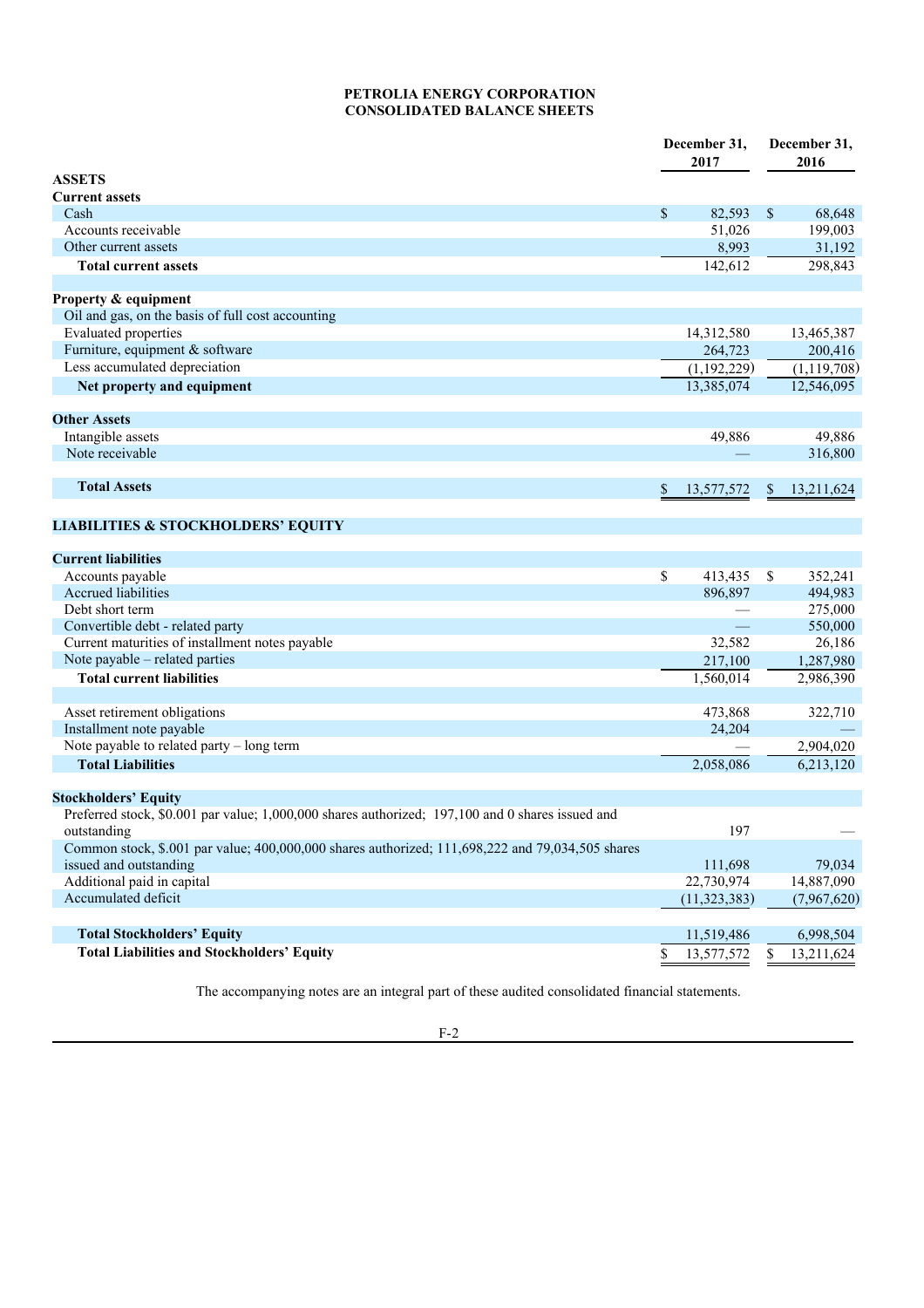**PETROLIA ENERGY CORPORATION**
**CONSOLIDATED BALANCE SHEETS**

| | December 31, 2017 | December 31, 2016 |
|---|---|---|
| **ASSETS** | | |
| **Current assets** | | |
| Cash | $ 82,593 | $ 68,648 |
| Accounts receivable | 51,026 | 199,003 |
| Other current assets | 8,993 | 31,192 |
| **Total current assets** | 142,612 | 298,843 |
| | | |
| **Property & equipment** | | |
| Oil and gas, on the basis of full cost accounting | | |
| Evaluated properties | 14,312,580 | 13,465,387 |
| Furniture, equipment & software | 264,723 | 200,416 |
| Less accumulated depreciation | (1,192,229) | (1,119,708) |
| **Net property and equipment** | 13,385,074 | 12,546,095 |
| | | |
| **Other Assets** | | |
| Intangible assets | 49,886 | 49,886 |
| Note receivable | — | 316,800 |
| | | |
| **Total Assets** | $ 13,577,572 | $ 13,211,624 |
| | | |
| **LIABILITIES & STOCKHOLDERS' EQUITY** | | |
| | | |
| **Current liabilities** | | |
| Accounts payable | $ 413,435 | $ 352,241 |
| Accrued liabilities | 896,897 | 494,983 |
| Debt short term | — | 275,000 |
| Convertible debt - related party | — | 550,000 |
| Current maturities of installment notes payable | 32,582 | 26,186 |
| Note payable – related parties | 217,100 | 1,287,980 |
| **Total current liabilities** | 1,560,014 | 2,986,390 |
| | | |
| Asset retirement obligations | 473,868 | 322,710 |
| Installment note payable | 24,204 | — |
| Note payable to related party – long term | — | 2,904,020 |
| **Total Liabilities** | 2,058,086 | 6,213,120 |
| | | |
| **Stockholders' Equity** | | |
| Preferred stock, $0.001 par value; 1,000,000 shares authorized; 197,100 and 0 shares issued and outstanding | 197 | — |
| Common stock, $.001 par value; 400,000,000 shares authorized; 111,698,222 and 79,034,505 shares issued and outstanding | 111,698 | 79,034 |
| Additional paid in capital | 22,730,974 | 14,887,090 |
| Accumulated deficit | (11,323,383) | (7,967,620) |
| | | |
| **Total Stockholders' Equity** | 11,519,486 | 6,998,504 |
| **Total Liabilities and Stockholders' Equity** | $ 13,577,572 | $ 13,211,624 |

The accompanying notes are an integral part of these audited consolidated financial statements.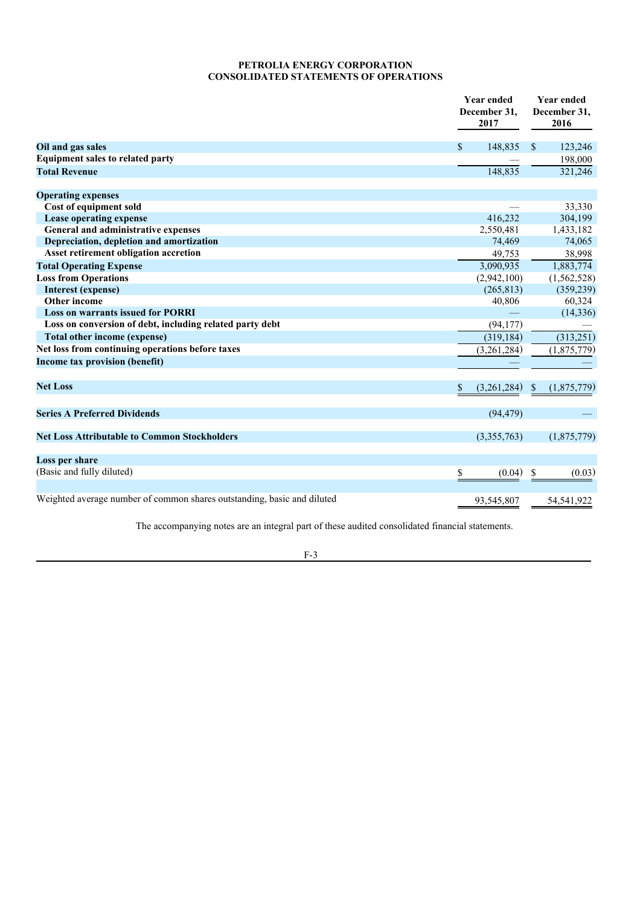**PETROLIA ENERGY CORPORATION**
**CONSOLIDATED STATEMENTS OF OPERATIONS**

| | Year ended December 31, 2017 | Year ended December 31, 2016 |
|---|---|---|
| **Oil and gas sales** | $ 148,835 | $ 123,246 |
| **Equipment sales to related party** | — | 198,000 |
| **Total Revenue** | 148,835 | 321,246 |
| | | |
| **Operating expenses** | | |
| **Cost of equipment sold** | — | 33,330 |
| **Lease operating expense** | 416,232 | 304,199 |
| **General and administrative expenses** | 2,550,481 | 1,433,182 |
| **Depreciation, depletion and amortization** | 74,469 | 74,065 |
| **Asset retirement obligation accretion** | 49,753 | 38,998 |
| **Total Operating Expense** | 3,090,935 | 1,883,774 |
| **Loss from Operations** | (2,942,100) | (1,562,528) |
| **Interest (expense)** | (265,813) | (359,239) |
| **Other income** | 40,806 | 60,324 |
| **Loss on warrants issued for PORRI** | — | (14,336) |
| **Loss on conversion of debt, including related party debt** | (94,177) | — |
| **Total other income (expense)** | (319,184) | (313,251) |
| **Net loss from continuing operations before taxes** | (3,261,284) | (1,875,779) |
| **Income tax provision (benefit)** | — | — |
| | | |
| **Net Loss** | $ (3,261,284) | $ (1,875,779) |
| | | |
| **Series A Preferred Dividends** | (94,479) | — |
| | | |
| **Net Loss Attributable to Common Stockholders** | (3,355,763) | (1,875,779) |
| | | |
| **Loss per share** | | |
| (Basic and fully diluted) | $ (0.04) | $ (0.03) |
| | | |
| Weighted average number of common shares outstanding, basic and diluted | 93,545,807 | 54,541,922 |

The accompanying notes are an integral part of these audited consolidated financial statements.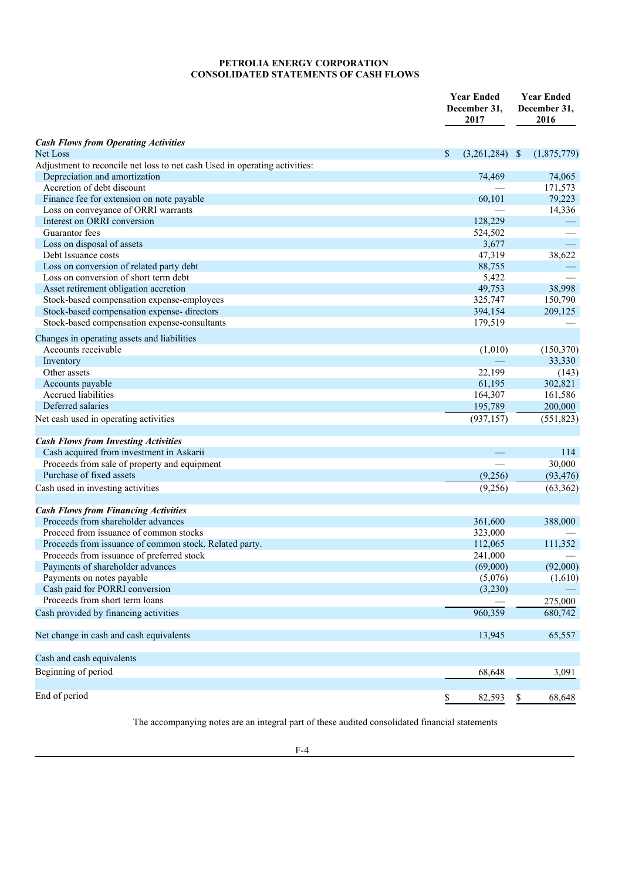**PETROLIA ENERGY CORPORATION**
**CONSOLIDATED STATEMENTS OF CASH FLOWS**

| | Year Ended December 31, 2017 | Year Ended December 31, 2016 |
|---|---|---|
| ***Cash Flows from Operating Activities*** | | |
| Net Loss | $ (3,261,284) | $ (1,875,779) |
| Adjustment to reconcile net loss to net cash Used in operating activities: | | |
| Depreciation and amortization | 74,469 | 74,065 |
| Accretion of debt discount | — | 171,573 |
| Finance fee for extension on note payable | 60,101 | 79,223 |
| Loss on conveyance of ORRI warrants | — | 14,336 |
| Interest on ORRI conversion | 128,229 | — |
| Guarantor fees | 524,502 | — |
| Loss on disposal of assets | 3,677 | — |
| Debt Issuance costs | 47,319 | 38,622 |
| Loss on conversion of related party debt | 88,755 | — |
| Loss on conversion of short term debt | 5,422 | — |
| Asset retirement obligation accretion | 49,753 | 38,998 |
| Stock-based compensation expense-employees | 325,747 | 150,790 |
| Stock-based compensation expense- directors | 394,154 | 209,125 |
| Stock-based compensation expense-consultants | 179,519 | — |
| Changes in operating assets and liabilities | | |
| Accounts receivable | (1,010) | (150,370) |
| Inventory | — | 33,330 |
| Other assets | 22,199 | (143) |
| Accounts payable | 61,195 | 302,821 |
| Accrued liabilities | 164,307 | 161,586 |
| Deferred salaries | 195,789 | 200,000 |
| Net cash used in operating activities | (937,157) | (551,823) |
| | | |
| ***Cash Flows from Investing Activities*** | | |
| Cash acquired from investment in Askarii | — | 114 |
| Proceeds from sale of property and equipment | — | 30,000 |
| Purchase of fixed assets | (9,256) | (93,476) |
| Cash used in investing activities | (9,256) | (63,362) |
| | | |
| ***Cash Flows from Financing Activities*** | | |
| Proceeds from shareholder advances | 361,600 | 388,000 |
| Proceed from issuance of common stocks | 323,000 | — |
| Proceeds from issuance of common stock. Related party. | 112,065 | 111,352 |
| Proceeds from issuance of preferred stock | 241,000 | — |
| Payments of shareholder advances | (69,000) | (92,000) |
| Payments on notes payable | (5,076) | (1,610) |
| Cash paid for PORRI conversion | (3,230) | — |
| Proceeds from short term loans | — | 275,000 |
| Cash provided by financing activities | 960,359 | 680,742 |
| | | |
| Net change in cash and cash equivalents | 13,945 | 65,557 |
| | | |
| Cash and cash equivalents | | |
| Beginning of period | 68,648 | 3,091 |
| | | |
| End of period | $ 82,593 | $ 68,648 |

The accompanying notes are an integral part of these audited consolidated financial statements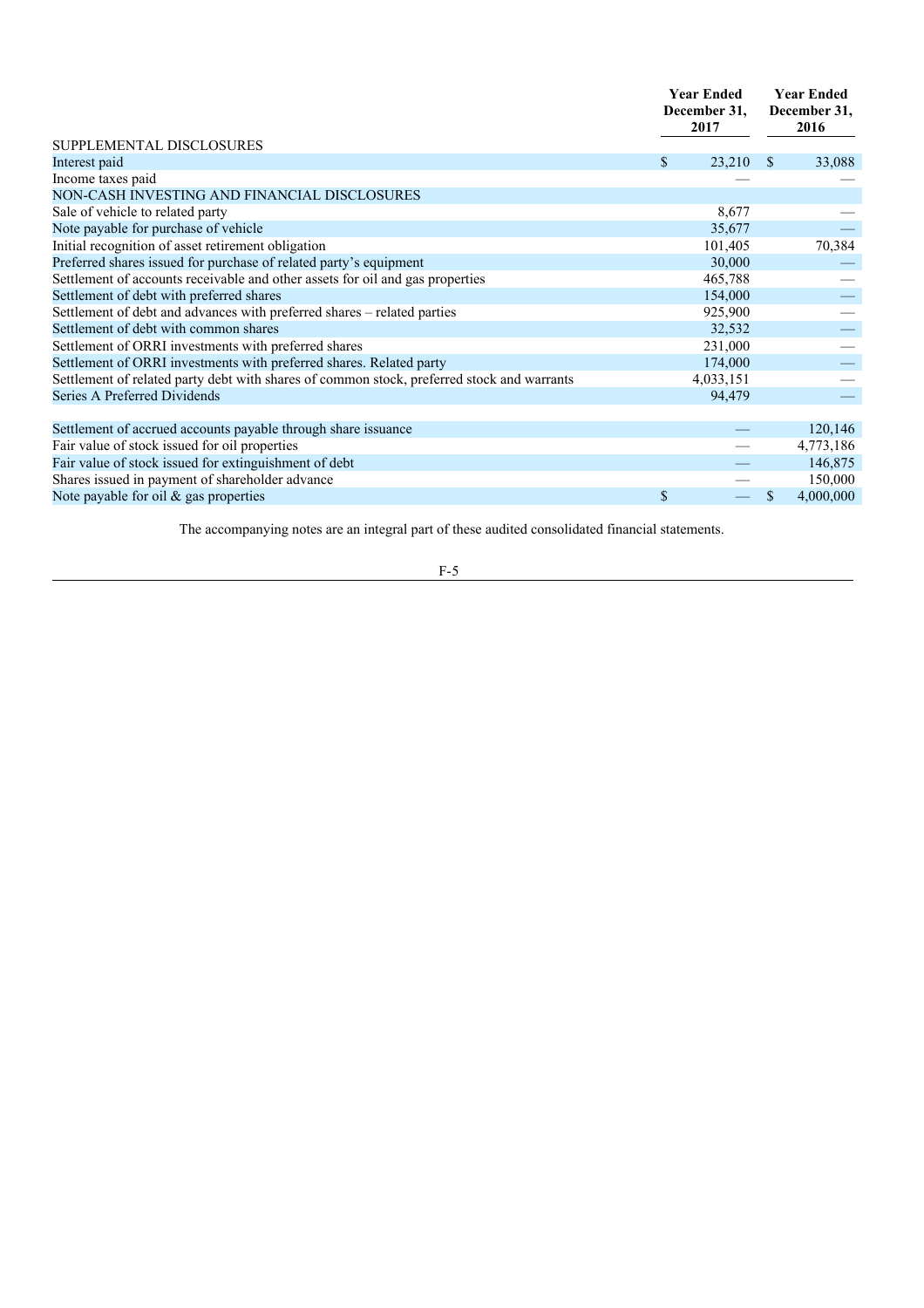| | Year Ended December 31, 2017 | Year Ended December 31, 2016 |
|---|---|---|
| SUPPLEMENTAL DISCLOSURES | | |
| Interest paid | $ 23,210 | $ 33,088 |
| Income taxes paid | — | — |
| NON-CASH INVESTING AND FINANCIAL DISCLOSURES | | |
| Sale of vehicle to related party | 8,677 | — |
| Note payable for purchase of vehicle | 35,677 | — |
| Initial recognition of asset retirement obligation | 101,405 | 70,384 |
| Preferred shares issued for purchase of related party's equipment | 30,000 | — |
| Settlement of accounts receivable and other assets for oil and gas properties | 465,788 | — |
| Settlement of debt with preferred shares | 154,000 | — |
| Settlement of debt and advances with preferred shares – related parties | 925,900 | — |
| Settlement of debt with common shares | 32,532 | — |
| Settlement of ORRI investments with preferred shares | 231,000 | — |
| Settlement of ORRI investments with preferred shares. Related party | 174,000 | — |
| Settlement of related party debt with shares of common stock, preferred stock and warrants | 4,033,151 | — |
| Series A Preferred Dividends | 94,479 | — |
| | | |
| Settlement of accrued accounts payable through share issuance | — | 120,146 |
| Fair value of stock issued for oil properties | — | 4,773,186 |
| Fair value of stock issued for extinguishment of debt | — | 146,875 |
| Shares issued in payment of shareholder advance | — | 150,000 |
| Note payable for oil & gas properties | $ — | $ 4,000,000 |

The accompanying notes are an integral part of these audited consolidated financial statements.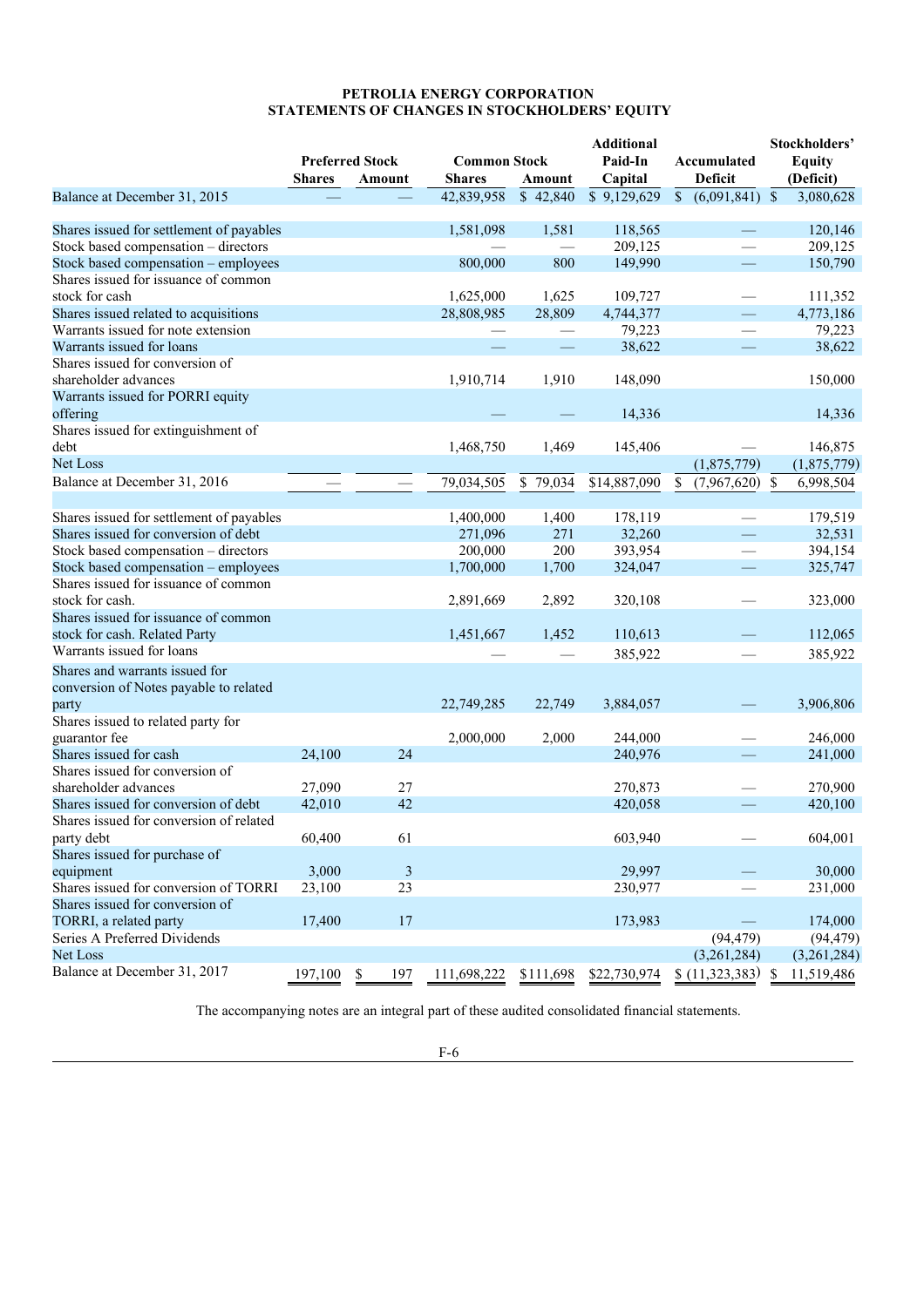**PETROLIA ENERGY CORPORATION**
**STATEMENTS OF CHANGES IN STOCKHOLDERS' EQUITY**

| | Preferred Stock | | Common Stock | | Additional Paid-In Capital | Accumulated Deficit | Stockholders' Equity (Deficit) |
|---|---|---|---|---|---|---|---|
| | Shares | Amount | Shares | Amount | | | |
| Balance at December 31, 2015 | — | — | 42,839,958 | $ 42,840 | $ 9,129,629 | $ (6,091,841) | $ 3,080,628 |
| Shares issued for settlement of payables | | | 1,581,098 | 1,581 | 118,565 | — | 120,146 |
| Stock based compensation – directors | | | — | — | 209,125 | — | 209,125 |
| Stock based compensation – employees | | | 800,000 | 800 | 149,990 | — | 150,790 |
| Shares issued for issuance of common stock for cash | | | 1,625,000 | 1,625 | 109,727 | — | 111,352 |
| Shares issued related to acquisitions | | | 28,808,985 | 28,809 | 4,744,377 | — | 4,773,186 |
| Warrants issued for note extension | | | — | — | 79,223 | — | 79,223 |
| Warrants issued for loans | | | — | — | 38,622 | — | 38,622 |
| Shares issued for conversion of shareholder advances | | | 1,910,714 | 1,910 | 148,090 | | 150,000 |
| Warrants issued for PORRI equity offering | | | — | — | 14,336 | | 14,336 |
| Shares issued for extinguishment of debt | | | 1,468,750 | 1,469 | 145,406 | — | 146,875 |
| Net Loss | | | | | | (1,875,779) | (1,875,779) |
| Balance at December 31, 2016 | — | — | 79,034,505 | $ 79,034 | $14,887,090 | $ (7,967,620) | $ 6,998,504 |
| Shares issued for settlement of payables | | | 1,400,000 | 1,400 | 178,119 | — | 179,519 |
| Shares issued for conversion of debt | | | 271,096 | 271 | 32,260 | — | 32,531 |
| Stock based compensation – directors | | | 200,000 | 200 | 393,954 | — | 394,154 |
| Stock based compensation – employees | | | 1,700,000 | 1,700 | 324,047 | — | 325,747 |
| Shares issued for issuance of common stock for cash. | | | 2,891,669 | 2,892 | 320,108 | — | 323,000 |
| Shares issued for issuance of common stock for cash. Related Party | | | 1,451,667 | 1,452 | 110,613 | — | 112,065 |
| Warrants issued for loans | | | — | — | 385,922 | — | 385,922 |
| Shares and warrants issued for conversion of Notes payable to related party | | | 22,749,285 | 22,749 | 3,884,057 | — | 3,906,806 |
| Shares issued to related party for guarantor fee | | | 2,000,000 | 2,000 | 244,000 | — | 246,000 |
| Shares issued for cash | 24,100 | 24 | | | 240,976 | — | 241,000 |
| Shares issued for conversion of shareholder advances | 27,090 | 27 | | | 270,873 | — | 270,900 |
| Shares issued for conversion of debt | 42,010 | 42 | | | 420,058 | — | 420,100 |
| Shares issued for conversion of related party debt | 60,400 | 61 | | | 603,940 | — | 604,001 |
| Shares issued for purchase of equipment | 3,000 | 3 | | | 29,997 | — | 30,000 |
| Shares issued for conversion of TORRI | 23,100 | 23 | | | 230,977 | — | 231,000 |
| Shares issued for conversion of TORRI, a related party | 17,400 | 17 | | | 173,983 | — | 174,000 |
| Series A Preferred Dividends | | | | | | (94,479) | (94,479) |
| Net Loss | | | | | | (3,261,284) | (3,261,284) |
| Balance at December 31, 2017 | 197,100 | $ 197 | 111,698,222 | $111,698 | $22,730,974 | $ (11,323,383) | $ 11,519,486 |

The accompanying notes are an integral part of these audited consolidated financial statements.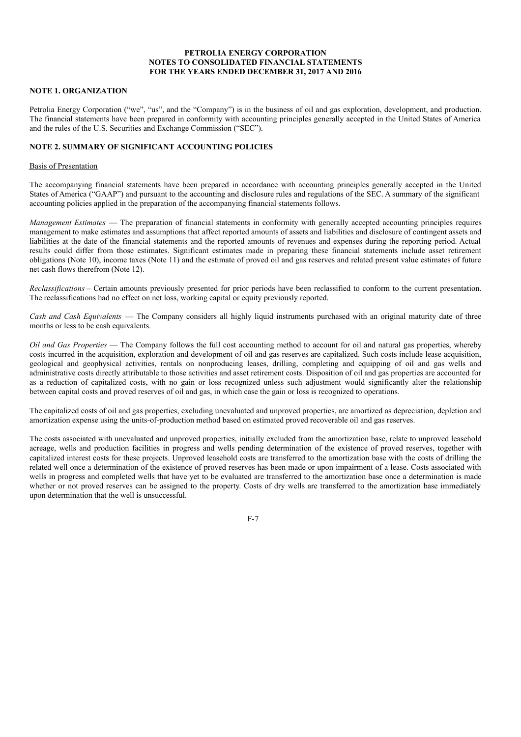**PETROLIA ENERGY CORPORATION**
**NOTES TO CONSOLIDATED FINANCIAL STATEMENTS**
**FOR THE YEARS ENDED DECEMBER 31, 2017 AND 2016**

## NOTE 1. ORGANIZATION

Petrolia Energy Corporation ("we", "us", and the "Company") is in the business of oil and gas exploration, development, and production. The financial statements have been prepared in conformity with accounting principles generally accepted in the United States of America and the rules of the U.S. Securities and Exchange Commission ("SEC").

## NOTE 2. SUMMARY OF SIGNIFICANT ACCOUNTING POLICIES

### Basis of Presentation

The accompanying financial statements have been prepared in accordance with accounting principles generally accepted in the United States of America ("GAAP") and pursuant to the accounting and disclosure rules and regulations of the SEC. A summary of the significant accounting policies applied in the preparation of the accompanying financial statements follows.

*Management Estimates* — The preparation of financial statements in conformity with generally accepted accounting principles requires management to make estimates and assumptions that affect reported amounts of assets and liabilities and disclosure of contingent assets and liabilities at the date of the financial statements and the reported amounts of revenues and expenses during the reporting period. Actual results could differ from those estimates. Significant estimates made in preparing these financial statements include asset retirement obligations (Note 10), income taxes (Note 11) and the estimate of proved oil and gas reserves and related present value estimates of future net cash flows therefrom (Note 12).

*Reclassifications* – Certain amounts previously presented for prior periods have been reclassified to conform to the current presentation. The reclassifications had no effect on net loss, working capital or equity previously reported.

*Cash and Cash Equivalents* — The Company considers all highly liquid instruments purchased with an original maturity date of three months or less to be cash equivalents.

*Oil and Gas Properties* — The Company follows the full cost accounting method to account for oil and natural gas properties, whereby costs incurred in the acquisition, exploration and development of oil and gas reserves are capitalized. Such costs include lease acquisition, geological and geophysical activities, rentals on nonproducing leases, drilling, completing and equipping of oil and gas wells and administrative costs directly attributable to those activities and asset retirement costs. Disposition of oil and gas properties are accounted for as a reduction of capitalized costs, with no gain or loss recognized unless such adjustment would significantly alter the relationship between capital costs and proved reserves of oil and gas, in which case the gain or loss is recognized to operations.

The capitalized costs of oil and gas properties, excluding unevaluated and unproved properties, are amortized as depreciation, depletion and amortization expense using the units-of-production method based on estimated proved recoverable oil and gas reserves.

The costs associated with unevaluated and unproved properties, initially excluded from the amortization base, relate to unproved leasehold acreage, wells and production facilities in progress and wells pending determination of the existence of proved reserves, together with capitalized interest costs for these projects. Unproved leasehold costs are transferred to the amortization base with the costs of drilling the related well once a determination of the existence of proved reserves has been made or upon impairment of a lease. Costs associated with wells in progress and completed wells that have yet to be evaluated are transferred to the amortization base once a determination is made whether or not proved reserves can be assigned to the property. Costs of dry wells are transferred to the amortization base immediately upon determination that the well is unsuccessful.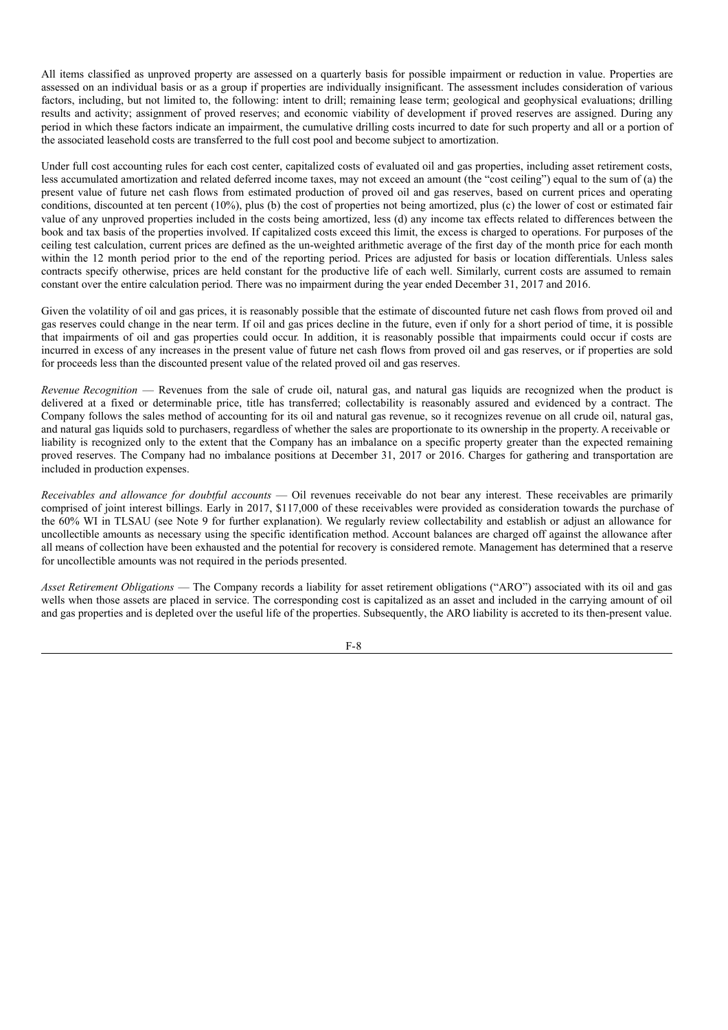All items classified as unproved property are assessed on a quarterly basis for possible impairment or reduction in value. Properties are assessed on an individual basis or as a group if properties are individually insignificant. The assessment includes consideration of various factors, including, but not limited to, the following: intent to drill; remaining lease term; geological and geophysical evaluations; drilling results and activity; assignment of proved reserves; and economic viability of development if proved reserves are assigned. During any period in which these factors indicate an impairment, the cumulative drilling costs incurred to date for such property and all or a portion of the associated leasehold costs are transferred to the full cost pool and become subject to amortization.

Under full cost accounting rules for each cost center, capitalized costs of evaluated oil and gas properties, including asset retirement costs, less accumulated amortization and related deferred income taxes, may not exceed an amount (the "cost ceiling") equal to the sum of (a) the present value of future net cash flows from estimated production of proved oil and gas reserves, based on current prices and operating conditions, discounted at ten percent (10%), plus (b) the cost of properties not being amortized, plus (c) the lower of cost or estimated fair value of any unproved properties included in the costs being amortized, less (d) any income tax effects related to differences between the book and tax basis of the properties involved. If capitalized costs exceed this limit, the excess is charged to operations. For purposes of the ceiling test calculation, current prices are defined as the un-weighted arithmetic average of the first day of the month price for each month within the 12 month period prior to the end of the reporting period. Prices are adjusted for basis or location differentials. Unless sales contracts specify otherwise, prices are held constant for the productive life of each well. Similarly, current costs are assumed to remain constant over the entire calculation period. There was no impairment during the year ended December 31, 2017 and 2016.

Given the volatility of oil and gas prices, it is reasonably possible that the estimate of discounted future net cash flows from proved oil and gas reserves could change in the near term. If oil and gas prices decline in the future, even if only for a short period of time, it is possible that impairments of oil and gas properties could occur. In addition, it is reasonably possible that impairments could occur if costs are incurred in excess of any increases in the present value of future net cash flows from proved oil and gas reserves, or if properties are sold for proceeds less than the discounted present value of the related proved oil and gas reserves.

*Revenue Recognition* — Revenues from the sale of crude oil, natural gas, and natural gas liquids are recognized when the product is delivered at a fixed or determinable price, title has transferred; collectability is reasonably assured and evidenced by a contract. The Company follows the sales method of accounting for its oil and natural gas revenue, so it recognizes revenue on all crude oil, natural gas, and natural gas liquids sold to purchasers, regardless of whether the sales are proportionate to its ownership in the property. A receivable or liability is recognized only to the extent that the Company has an imbalance on a specific property greater than the expected remaining proved reserves. The Company had no imbalance positions at December 31, 2017 or 2016. Charges for gathering and transportation are included in production expenses.

*Receivables and allowance for doubtful accounts* — Oil revenues receivable do not bear any interest. These receivables are primarily comprised of joint interest billings. Early in 2017, $117,000 of these receivables were provided as consideration towards the purchase of the 60% WI in TLSAU (see Note 9 for further explanation). We regularly review collectability and establish or adjust an allowance for uncollectible amounts as necessary using the specific identification method. Account balances are charged off against the allowance after all means of collection have been exhausted and the potential for recovery is considered remote. Management has determined that a reserve for uncollectible amounts was not required in the periods presented.

*Asset Retirement Obligations* — The Company records a liability for asset retirement obligations ("ARO") associated with its oil and gas wells when those assets are placed in service. The corresponding cost is capitalized as an asset and included in the carrying amount of oil and gas properties and is depleted over the useful life of the properties. Subsequently, the ARO liability is accreted to its then-present value.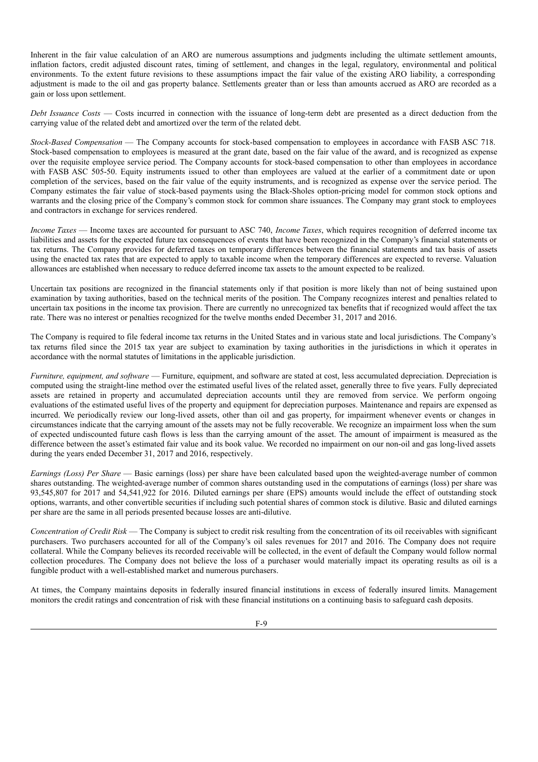Inherent in the fair value calculation of an ARO are numerous assumptions and judgments including the ultimate settlement amounts, inflation factors, credit adjusted discount rates, timing of settlement, and changes in the legal, regulatory, environmental and political environments. To the extent future revisions to these assumptions impact the fair value of the existing ARO liability, a corresponding adjustment is made to the oil and gas property balance. Settlements greater than or less than amounts accrued as ARO are recorded as a gain or loss upon settlement.

*Debt Issuance Costs* — Costs incurred in connection with the issuance of long-term debt are presented as a direct deduction from the carrying value of the related debt and amortized over the term of the related debt.

*Stock-Based Compensation* — The Company accounts for stock-based compensation to employees in accordance with FASB ASC 718. Stock-based compensation to employees is measured at the grant date, based on the fair value of the award, and is recognized as expense over the requisite employee service period. The Company accounts for stock-based compensation to other than employees in accordance with FASB ASC 505-50. Equity instruments issued to other than employees are valued at the earlier of a commitment date or upon completion of the services, based on the fair value of the equity instruments, and is recognized as expense over the service period. The Company estimates the fair value of stock-based payments using the Black-Sholes option-pricing model for common stock options and warrants and the closing price of the Company's common stock for common share issuances. The Company may grant stock to employees and contractors in exchange for services rendered.

*Income Taxes* — Income taxes are accounted for pursuant to ASC 740, *Income Taxes*, which requires recognition of deferred income tax liabilities and assets for the expected future tax consequences of events that have been recognized in the Company's financial statements or tax returns. The Company provides for deferred taxes on temporary differences between the financial statements and tax basis of assets using the enacted tax rates that are expected to apply to taxable income when the temporary differences are expected to reverse. Valuation allowances are established when necessary to reduce deferred income tax assets to the amount expected to be realized.

Uncertain tax positions are recognized in the financial statements only if that position is more likely than not of being sustained upon examination by taxing authorities, based on the technical merits of the position. The Company recognizes interest and penalties related to uncertain tax positions in the income tax provision. There are currently no unrecognized tax benefits that if recognized would affect the tax rate. There was no interest or penalties recognized for the twelve months ended December 31, 2017 and 2016.

The Company is required to file federal income tax returns in the United States and in various state and local jurisdictions. The Company's tax returns filed since the 2015 tax year are subject to examination by taxing authorities in the jurisdictions in which it operates in accordance with the normal statutes of limitations in the applicable jurisdiction.

*Furniture, equipment, and software* — Furniture, equipment, and software are stated at cost, less accumulated depreciation. Depreciation is computed using the straight-line method over the estimated useful lives of the related asset, generally three to five years. Fully depreciated assets are retained in property and accumulated depreciation accounts until they are removed from service. We perform ongoing evaluations of the estimated useful lives of the property and equipment for depreciation purposes. Maintenance and repairs are expensed as incurred. We periodically review our long-lived assets, other than oil and gas property, for impairment whenever events or changes in circumstances indicate that the carrying amount of the assets may not be fully recoverable. We recognize an impairment loss when the sum of expected undiscounted future cash flows is less than the carrying amount of the asset. The amount of impairment is measured as the difference between the asset's estimated fair value and its book value. We recorded no impairment on our non-oil and gas long-lived assets during the years ended December 31, 2017 and 2016, respectively.

*Earnings (Loss) Per Share* — Basic earnings (loss) per share have been calculated based upon the weighted-average number of common shares outstanding. The weighted-average number of common shares outstanding used in the computations of earnings (loss) per share was 93,545,807 for 2017 and 54,541,922 for 2016. Diluted earnings per share (EPS) amounts would include the effect of outstanding stock options, warrants, and other convertible securities if including such potential shares of common stock is dilutive. Basic and diluted earnings per share are the same in all periods presented because losses are anti-dilutive.

*Concentration of Credit Risk* — The Company is subject to credit risk resulting from the concentration of its oil receivables with significant purchasers. Two purchasers accounted for all of the Company's oil sales revenues for 2017 and 2016. The Company does not require collateral. While the Company believes its recorded receivable will be collected, in the event of default the Company would follow normal collection procedures. The Company does not believe the loss of a purchaser would materially impact its operating results as oil is a fungible product with a well-established market and numerous purchasers.

At times, the Company maintains deposits in federally insured financial institutions in excess of federally insured limits. Management monitors the credit ratings and concentration of risk with these financial institutions on a continuing basis to safeguard cash deposits.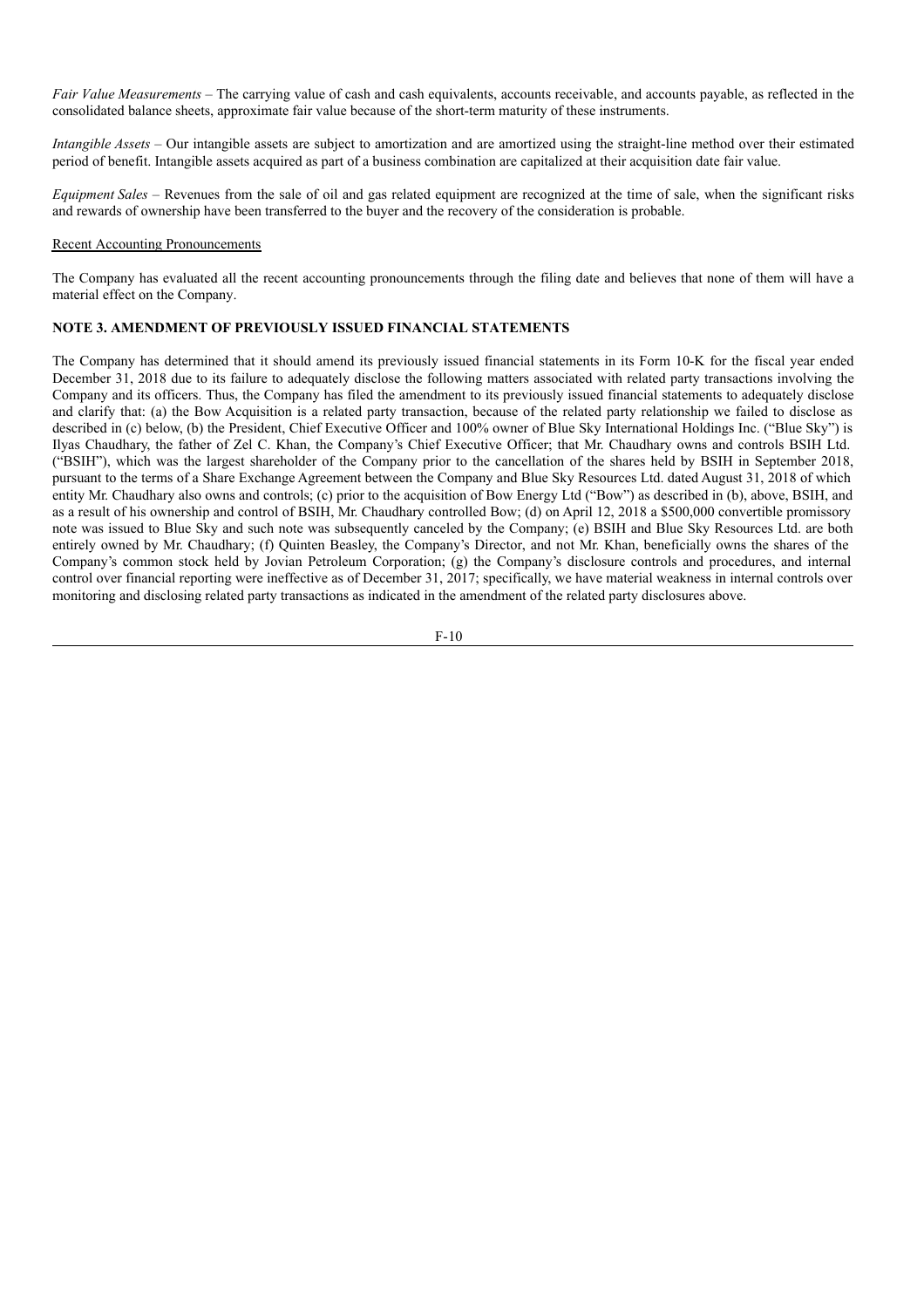*Fair Value Measurements* – The carrying value of cash and cash equivalents, accounts receivable, and accounts payable, as reflected in the consolidated balance sheets, approximate fair value because of the short-term maturity of these instruments.

*Intangible Assets* – Our intangible assets are subject to amortization and are amortized using the straight-line method over their estimated period of benefit. Intangible assets acquired as part of a business combination are capitalized at their acquisition date fair value.

*Equipment Sales* – Revenues from the sale of oil and gas related equipment are recognized at the time of sale, when the significant risks and rewards of ownership have been transferred to the buyer and the recovery of the consideration is probable.

Recent Accounting Pronouncements

The Company has evaluated all the recent accounting pronouncements through the filing date and believes that none of them will have a material effect on the Company.

**NOTE 3. AMENDMENT OF PREVIOUSLY ISSUED FINANCIAL STATEMENTS**

The Company has determined that it should amend its previously issued financial statements in its Form 10-K for the fiscal year ended December 31, 2018 due to its failure to adequately disclose the following matters associated with related party transactions involving the Company and its officers. Thus, the Company has filed the amendment to its previously issued financial statements to adequately disclose and clarify that: (a) the Bow Acquisition is a related party transaction, because of the related party relationship we failed to disclose as described in (c) below, (b) the President, Chief Executive Officer and 100% owner of Blue Sky International Holdings Inc. ("Blue Sky") is Ilyas Chaudhary, the father of Zel C. Khan, the Company's Chief Executive Officer; that Mr. Chaudhary owns and controls BSIH Ltd. ("BSIH"), which was the largest shareholder of the Company prior to the cancellation of the shares held by BSIH in September 2018, pursuant to the terms of a Share Exchange Agreement between the Company and Blue Sky Resources Ltd. dated August 31, 2018 of which entity Mr. Chaudhary also owns and controls; (c) prior to the acquisition of Bow Energy Ltd ("Bow") as described in (b), above, BSIH, and as a result of his ownership and control of BSIH, Mr. Chaudhary controlled Bow; (d) on April 12, 2018 a $500,000 convertible promissory note was issued to Blue Sky and such note was subsequently canceled by the Company; (e) BSIH and Blue Sky Resources Ltd. are both entirely owned by Mr. Chaudhary; (f) Quinten Beasley, the Company's Director, and not Mr. Khan, beneficially owns the shares of the Company's common stock held by Jovian Petroleum Corporation; (g) the Company's disclosure controls and procedures, and internal control over financial reporting were ineffective as of December 31, 2017; specifically, we have material weakness in internal controls over monitoring and disclosing related party transactions as indicated in the amendment of the related party disclosures above.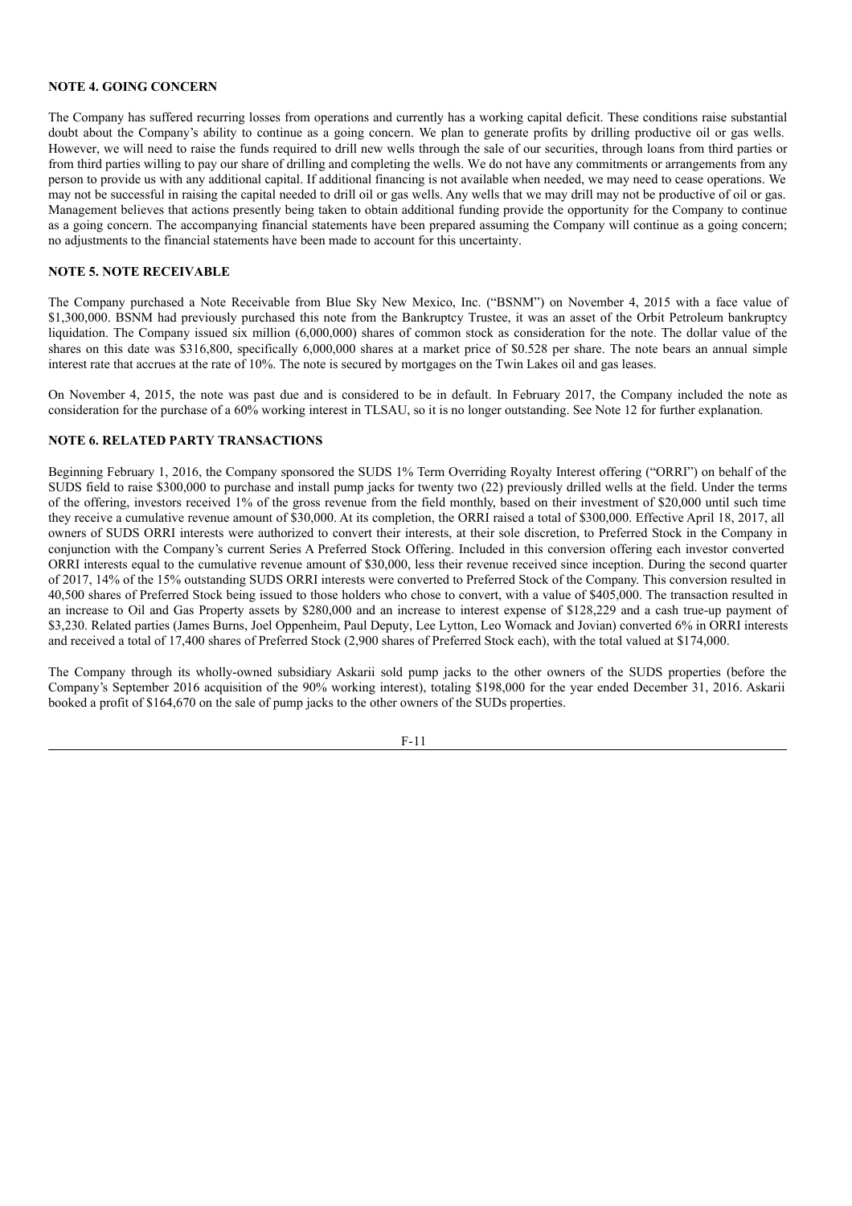## NOTE 4. GOING CONCERN

The Company has suffered recurring losses from operations and currently has a working capital deficit. These conditions raise substantial doubt about the Company's ability to continue as a going concern. We plan to generate profits by drilling productive oil or gas wells. However, we will need to raise the funds required to drill new wells through the sale of our securities, through loans from third parties or from third parties willing to pay our share of drilling and completing the wells. We do not have any commitments or arrangements from any person to provide us with any additional capital. If additional financing is not available when needed, we may need to cease operations. We may not be successful in raising the capital needed to drill oil or gas wells. Any wells that we may drill may not be productive of oil or gas. Management believes that actions presently being taken to obtain additional funding provide the opportunity for the Company to continue as a going concern. The accompanying financial statements have been prepared assuming the Company will continue as a going concern; no adjustments to the financial statements have been made to account for this uncertainty.

## NOTE 5. NOTE RECEIVABLE

The Company purchased a Note Receivable from Blue Sky New Mexico, Inc. ("BSNM") on November 4, 2015 with a face value of $1,300,000. BSNM had previously purchased this note from the Bankruptcy Trustee, it was an asset of the Orbit Petroleum bankruptcy liquidation. The Company issued six million (6,000,000) shares of common stock as consideration for the note. The dollar value of the shares on this date was $316,800, specifically 6,000,000 shares at a market price of $0.528 per share. The note bears an annual simple interest rate that accrues at the rate of 10%. The note is secured by mortgages on the Twin Lakes oil and gas leases.

On November 4, 2015, the note was past due and is considered to be in default. In February 2017, the Company included the note as consideration for the purchase of a 60% working interest in TLSAU, so it is no longer outstanding. See Note 12 for further explanation.

## NOTE 6. RELATED PARTY TRANSACTIONS

Beginning February 1, 2016, the Company sponsored the SUDS 1% Term Overriding Royalty Interest offering ("ORRI") on behalf of the SUDS field to raise $300,000 to purchase and install pump jacks for twenty two (22) previously drilled wells at the field. Under the terms of the offering, investors received 1% of the gross revenue from the field monthly, based on their investment of $20,000 until such time they receive a cumulative revenue amount of $30,000. At its completion, the ORRI raised a total of $300,000. Effective April 18, 2017, all owners of SUDS ORRI interests were authorized to convert their interests, at their sole discretion, to Preferred Stock in the Company in conjunction with the Company's current Series A Preferred Stock Offering. Included in this conversion offering each investor converted ORRI interests equal to the cumulative revenue amount of $30,000, less their revenue received since inception. During the second quarter of 2017, 14% of the 15% outstanding SUDS ORRI interests were converted to Preferred Stock of the Company. This conversion resulted in 40,500 shares of Preferred Stock being issued to those holders who chose to convert, with a value of $405,000. The transaction resulted in an increase to Oil and Gas Property assets by $280,000 and an increase to interest expense of $128,229 and a cash true-up payment of $3,230. Related parties (James Burns, Joel Oppenheim, Paul Deputy, Lee Lytton, Leo Womack and Jovian) converted 6% in ORRI interests and received a total of 17,400 shares of Preferred Stock (2,900 shares of Preferred Stock each), with the total valued at $174,000.

The Company through its wholly-owned subsidiary Askarii sold pump jacks to the other owners of the SUDS properties (before the Company's September 2016 acquisition of the 90% working interest), totaling $198,000 for the year ended December 31, 2016. Askarii booked a profit of $164,670 on the sale of pump jacks to the other owners of the SUDs properties.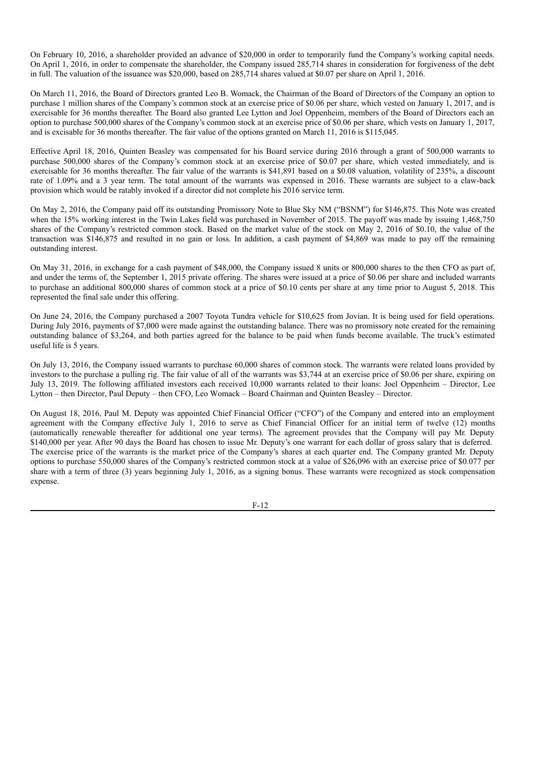On February 10, 2016, a shareholder provided an advance of $20,000 in order to temporarily fund the Company's working capital needs. On April 1, 2016, in order to compensate the shareholder, the Company issued 285,714 shares in consideration for forgiveness of the debt in full. The valuation of the issuance was $20,000, based on 285,714 shares valued at $0.07 per share on April 1, 2016.

On March 11, 2016, the Board of Directors granted Leo B. Womack, the Chairman of the Board of Directors of the Company an option to purchase 1 million shares of the Company's common stock at an exercise price of $0.06 per share, which vested on January 1, 2017, and is exercisable for 36 months thereafter. The Board also granted Lee Lytton and Joel Oppenheim, members of the Board of Directors each an option to purchase 500,000 shares of the Company's common stock at an exercise price of $0.06 per share, which vests on January 1, 2017, and is excisable for 36 months thereafter. The fair value of the options granted on March 11, 2016 is $115,045.

Effective April 18, 2016, Quinten Beasley was compensated for his Board service during 2016 through a grant of 500,000 warrants to purchase 500,000 shares of the Company's common stock at an exercise price of $0.07 per share, which vested immediately, and is exercisable for 36 months thereafter. The fair value of the warrants is $41,891 based on a $0.08 valuation, volatility of 235%, a discount rate of 1.09% and a 3 year term. The total amount of the warrants was expensed in 2016. These warrants are subject to a claw-back provision which would be ratably invoked if a director did not complete his 2016 service term.

On May 2, 2016, the Company paid off its outstanding Promissory Note to Blue Sky NM ("BSNM") for $146,875. This Note was created when the 15% working interest in the Twin Lakes field was purchased in November of 2015. The payoff was made by issuing 1,468,750 shares of the Company's restricted common stock. Based on the market value of the stock on May 2, 2016 of $0.10, the value of the transaction was $146,875 and resulted in no gain or loss. In addition, a cash payment of $4,869 was made to pay off the remaining outstanding interest.

On May 31, 2016, in exchange for a cash payment of $48,000, the Company issued 8 units or 800,000 shares to the then CFO as part of, and under the terms of, the September 1, 2015 private offering. The shares were issued at a price of $0.06 per share and included warrants to purchase an additional 800,000 shares of common stock at a price of $0.10 cents per share at any time prior to August 5, 2018. This represented the final sale under this offering.

On June 24, 2016, the Company purchased a 2007 Toyota Tundra vehicle for $10,625 from Jovian. It is being used for field operations. During July 2016, payments of $7,000 were made against the outstanding balance. There was no promissory note created for the remaining outstanding balance of $3,264, and both parties agreed for the balance to be paid when funds become available. The truck's estimated useful life is 5 years.

On July 13, 2016, the Company issued warrants to purchase 60,000 shares of common stock. The warrants were related loans provided by investors to the purchase a pulling rig. The fair value of all of the warrants was $3,744 at an exercise price of $0.06 per share, expiring on July 13, 2019. The following affiliated investors each received 10,000 warrants related to their loans: Joel Oppenheim – Director, Lee Lytton – then Director, Paul Deputy – then CFO, Leo Womack – Board Chairman and Quinten Beasley – Director.

On August 18, 2016, Paul M. Deputy was appointed Chief Financial Officer ("CFO") of the Company and entered into an employment agreement with the Company effective July 1, 2016 to serve as Chief Financial Officer for an initial term of twelve (12) months (automatically renewable thereafter for additional one year terms). The agreement provides that the Company will pay Mr. Deputy $140,000 per year. After 90 days the Board has chosen to issue Mr. Deputy's one warrant for each dollar of gross salary that is deferred. The exercise price of the warrants is the market price of the Company's shares at each quarter end. The Company granted Mr. Deputy options to purchase 550,000 shares of the Company's restricted common stock at a value of $26,096 with an exercise price of $0.077 per share with a term of three (3) years beginning July 1, 2016, as a signing bonus. These warrants were recognized as stock compensation expense.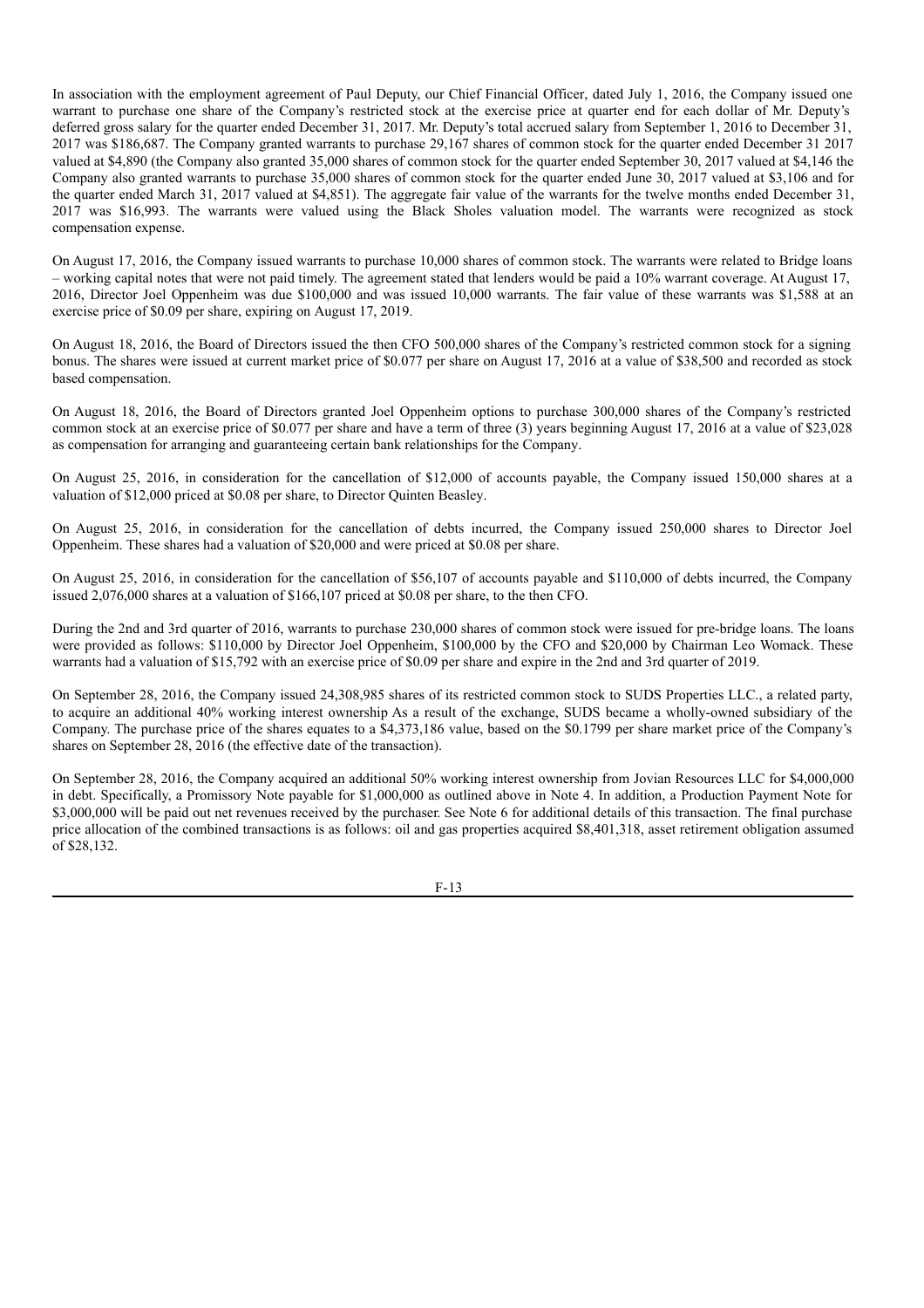In association with the employment agreement of Paul Deputy, our Chief Financial Officer, dated July 1, 2016, the Company issued one warrant to purchase one share of the Company's restricted stock at the exercise price at quarter end for each dollar of Mr. Deputy's deferred gross salary for the quarter ended December 31, 2017. Mr. Deputy's total accrued salary from September 1, 2016 to December 31, 2017 was $186,687. The Company granted warrants to purchase 29,167 shares of common stock for the quarter ended December 31 2017 valued at $4,890 (the Company also granted 35,000 shares of common stock for the quarter ended September 30, 2017 valued at $4,146 the Company also granted warrants to purchase 35,000 shares of common stock for the quarter ended June 30, 2017 valued at $3,106 and for the quarter ended March 31, 2017 valued at $4,851). The aggregate fair value of the warrants for the twelve months ended December 31, 2017 was $16,993. The warrants were valued using the Black Sholes valuation model. The warrants were recognized as stock compensation expense.

On August 17, 2016, the Company issued warrants to purchase 10,000 shares of common stock. The warrants were related to Bridge loans – working capital notes that were not paid timely. The agreement stated that lenders would be paid a 10% warrant coverage. At August 17, 2016, Director Joel Oppenheim was due $100,000 and was issued 10,000 warrants. The fair value of these warrants was $1,588 at an exercise price of $0.09 per share, expiring on August 17, 2019.

On August 18, 2016, the Board of Directors issued the then CFO 500,000 shares of the Company's restricted common stock for a signing bonus. The shares were issued at current market price of $0.077 per share on August 17, 2016 at a value of $38,500 and recorded as stock based compensation.

On August 18, 2016, the Board of Directors granted Joel Oppenheim options to purchase 300,000 shares of the Company's restricted common stock at an exercise price of $0.077 per share and have a term of three (3) years beginning August 17, 2016 at a value of $23,028 as compensation for arranging and guaranteeing certain bank relationships for the Company.

On August 25, 2016, in consideration for the cancellation of $12,000 of accounts payable, the Company issued 150,000 shares at a valuation of $12,000 priced at $0.08 per share, to Director Quinten Beasley.

On August 25, 2016, in consideration for the cancellation of debts incurred, the Company issued 250,000 shares to Director Joel Oppenheim. These shares had a valuation of $20,000 and were priced at $0.08 per share.

On August 25, 2016, in consideration for the cancellation of $56,107 of accounts payable and $110,000 of debts incurred, the Company issued 2,076,000 shares at a valuation of $166,107 priced at $0.08 per share, to the then CFO.

During the 2nd and 3rd quarter of 2016, warrants to purchase 230,000 shares of common stock were issued for pre-bridge loans. The loans were provided as follows: $110,000 by Director Joel Oppenheim, $100,000 by the CFO and $20,000 by Chairman Leo Womack. These warrants had a valuation of $15,792 with an exercise price of $0.09 per share and expire in the 2nd and 3rd quarter of 2019.

On September 28, 2016, the Company issued 24,308,985 shares of its restricted common stock to SUDS Properties LLC., a related party, to acquire an additional 40% working interest ownership As a result of the exchange, SUDS became a wholly-owned subsidiary of the Company. The purchase price of the shares equates to a $4,373,186 value, based on the $0.1799 per share market price of the Company's shares on September 28, 2016 (the effective date of the transaction).

On September 28, 2016, the Company acquired an additional 50% working interest ownership from Jovian Resources LLC for $4,000,000 in debt. Specifically, a Promissory Note payable for $1,000,000 as outlined above in Note 4. In addition, a Production Payment Note for $3,000,000 will be paid out net revenues received by the purchaser. See Note 6 for additional details of this transaction. The final purchase price allocation of the combined transactions is as follows: oil and gas properties acquired $8,401,318, asset retirement obligation assumed of $28,132.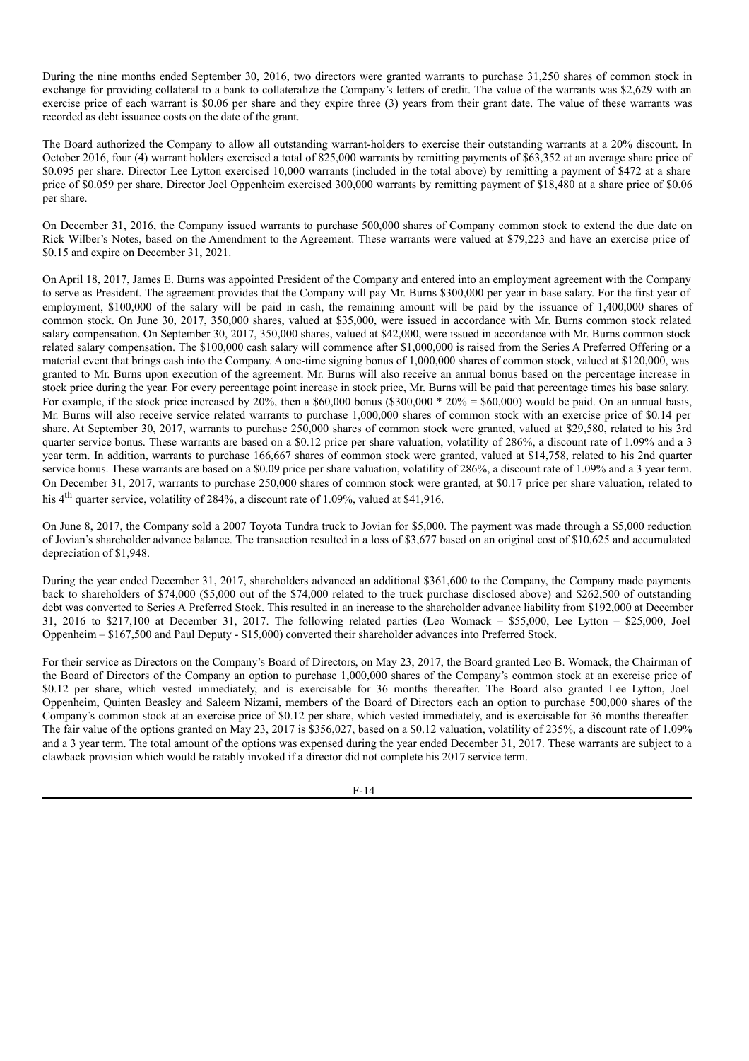During the nine months ended September 30, 2016, two directors were granted warrants to purchase 31,250 shares of common stock in exchange for providing collateral to a bank to collateralize the Company's letters of credit. The value of the warrants was $2,629 with an exercise price of each warrant is $0.06 per share and they expire three (3) years from their grant date. The value of these warrants was recorded as debt issuance costs on the date of the grant.

The Board authorized the Company to allow all outstanding warrant-holders to exercise their outstanding warrants at a 20% discount. In October 2016, four (4) warrant holders exercised a total of 825,000 warrants by remitting payments of $63,352 at an average share price of $0.095 per share. Director Lee Lytton exercised 10,000 warrants (included in the total above) by remitting a payment of $472 at a share price of $0.059 per share. Director Joel Oppenheim exercised 300,000 warrants by remitting payment of $18,480 at a share price of $0.06 per share.

On December 31, 2016, the Company issued warrants to purchase 500,000 shares of Company common stock to extend the due date on Rick Wilber's Notes, based on the Amendment to the Agreement. These warrants were valued at $79,223 and have an exercise price of $0.15 and expire on December 31, 2021.

On April 18, 2017, James E. Burns was appointed President of the Company and entered into an employment agreement with the Company to serve as President. The agreement provides that the Company will pay Mr. Burns $300,000 per year in base salary. For the first year of employment, $100,000 of the salary will be paid in cash, the remaining amount will be paid by the issuance of 1,400,000 shares of common stock. On June 30, 2017, 350,000 shares, valued at $35,000, were issued in accordance with Mr. Burns common stock related salary compensation. On September 30, 2017, 350,000 shares, valued at $42,000, were issued in accordance with Mr. Burns common stock related salary compensation. The $100,000 cash salary will commence after $1,000,000 is raised from the Series A Preferred Offering or a material event that brings cash into the Company. A one-time signing bonus of 1,000,000 shares of common stock, valued at $120,000, was granted to Mr. Burns upon execution of the agreement. Mr. Burns will also receive an annual bonus based on the percentage increase in stock price during the year. For every percentage point increase in stock price, Mr. Burns will be paid that percentage times his base salary. For example, if the stock price increased by 20%, then a $60,000 bonus ($300,000 * 20% = $60,000) would be paid. On an annual basis, Mr. Burns will also receive service related warrants to purchase 1,000,000 shares of common stock with an exercise price of $0.14 per share. At September 30, 2017, warrants to purchase 250,000 shares of common stock were granted, valued at $29,580, related to his 3rd quarter service bonus. These warrants are based on a $0.12 price per share valuation, volatility of 286%, a discount rate of 1.09% and a 3 year term. In addition, warrants to purchase 166,667 shares of common stock were granted, valued at $14,758, related to his 2nd quarter service bonus. These warrants are based on a $0.09 price per share valuation, volatility of 286%, a discount rate of 1.09% and a 3 year term. On December 31, 2017, warrants to purchase 250,000 shares of common stock were granted, at $0.17 price per share valuation, related to his 4th quarter service, volatility of 284%, a discount rate of 1.09%, valued at $41,916.

On June 8, 2017, the Company sold a 2007 Toyota Tundra truck to Jovian for $5,000. The payment was made through a $5,000 reduction of Jovian's shareholder advance balance. The transaction resulted in a loss of $3,677 based on an original cost of $10,625 and accumulated depreciation of $1,948.

During the year ended December 31, 2017, shareholders advanced an additional $361,600 to the Company, the Company made payments back to shareholders of $74,000 ($5,000 out of the $74,000 related to the truck purchase disclosed above) and $262,500 of outstanding debt was converted to Series A Preferred Stock. This resulted in an increase to the shareholder advance liability from $192,000 at December 31, 2016 to $217,100 at December 31, 2017. The following related parties (Leo Womack – $55,000, Lee Lytton – $25,000, Joel Oppenheim – $167,500 and Paul Deputy - $15,000) converted their shareholder advances into Preferred Stock.

For their service as Directors on the Company's Board of Directors, on May 23, 2017, the Board granted Leo B. Womack, the Chairman of the Board of Directors of the Company an option to purchase 1,000,000 shares of the Company's common stock at an exercise price of $0.12 per share, which vested immediately, and is exercisable for 36 months thereafter. The Board also granted Lee Lytton, Joel Oppenheim, Quinten Beasley and Saleem Nizami, members of the Board of Directors each an option to purchase 500,000 shares of the Company's common stock at an exercise price of $0.12 per share, which vested immediately, and is exercisable for 36 months thereafter. The fair value of the options granted on May 23, 2017 is $356,027, based on a $0.12 valuation, volatility of 235%, a discount rate of 1.09% and a 3 year term. The total amount of the options was expensed during the year ended December 31, 2017. These warrants are subject to a clawback provision which would be ratably invoked if a director did not complete his 2017 service term.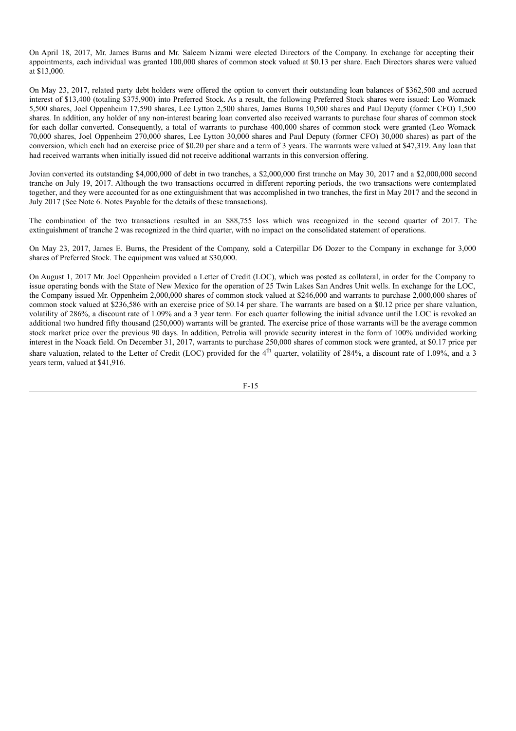On April 18, 2017, Mr. James Burns and Mr. Saleem Nizami were elected Directors of the Company. In exchange for accepting their appointments, each individual was granted 100,000 shares of common stock valued at $0.13 per share. Each Directors shares were valued at $13,000.

On May 23, 2017, related party debt holders were offered the option to convert their outstanding loan balances of $362,500 and accrued interest of $13,400 (totaling $375,900) into Preferred Stock. As a result, the following Preferred Stock shares were issued: Leo Womack 5,500 shares, Joel Oppenheim 17,590 shares, Lee Lytton 2,500 shares, James Burns 10,500 shares and Paul Deputy (former CFO) 1,500 shares. In addition, any holder of any non-interest bearing loan converted also received warrants to purchase four shares of common stock for each dollar converted. Consequently, a total of warrants to purchase 400,000 shares of common stock were granted (Leo Womack 70,000 shares, Joel Oppenheim 270,000 shares, Lee Lytton 30,000 shares and Paul Deputy (former CFO) 30,000 shares) as part of the conversion, which each had an exercise price of $0.20 per share and a term of 3 years. The warrants were valued at $47,319. Any loan that had received warrants when initially issued did not receive additional warrants in this conversion offering.

Jovian converted its outstanding $4,000,000 of debt in two tranches, a $2,000,000 first tranche on May 30, 2017 and a $2,000,000 second tranche on July 19, 2017. Although the two transactions occurred in different reporting periods, the two transactions were contemplated together, and they were accounted for as one extinguishment that was accomplished in two tranches, the first in May 2017 and the second in July 2017 (See Note 6. Notes Payable for the details of these transactions).

The combination of the two transactions resulted in an $88,755 loss which was recognized in the second quarter of 2017. The extinguishment of tranche 2 was recognized in the third quarter, with no impact on the consolidated statement of operations.

On May 23, 2017, James E. Burns, the President of the Company, sold a Caterpillar D6 Dozer to the Company in exchange for 3,000 shares of Preferred Stock. The equipment was valued at $30,000.

On August 1, 2017 Mr. Joel Oppenheim provided a Letter of Credit (LOC), which was posted as collateral, in order for the Company to issue operating bonds with the State of New Mexico for the operation of 25 Twin Lakes San Andres Unit wells. In exchange for the LOC, the Company issued Mr. Oppenheim 2,000,000 shares of common stock valued at $246,000 and warrants to purchase 2,000,000 shares of common stock valued at $236,586 with an exercise price of $0.14 per share. The warrants are based on a $0.12 price per share valuation, volatility of 286%, a discount rate of 1.09% and a 3 year term. For each quarter following the initial advance until the LOC is revoked an additional two hundred fifty thousand (250,000) warrants will be granted. The exercise price of those warrants will be the average common stock market price over the previous 90 days. In addition, Petrolia will provide security interest in the form of 100% undivided working interest in the Noack field. On December 31, 2017, warrants to purchase 250,000 shares of common stock were granted, at $0.17 price per share valuation, related to the Letter of Credit (LOC) provided for the 4th quarter, volatility of 284%, a discount rate of 1.09%, and a 3 years term, valued at $41,916.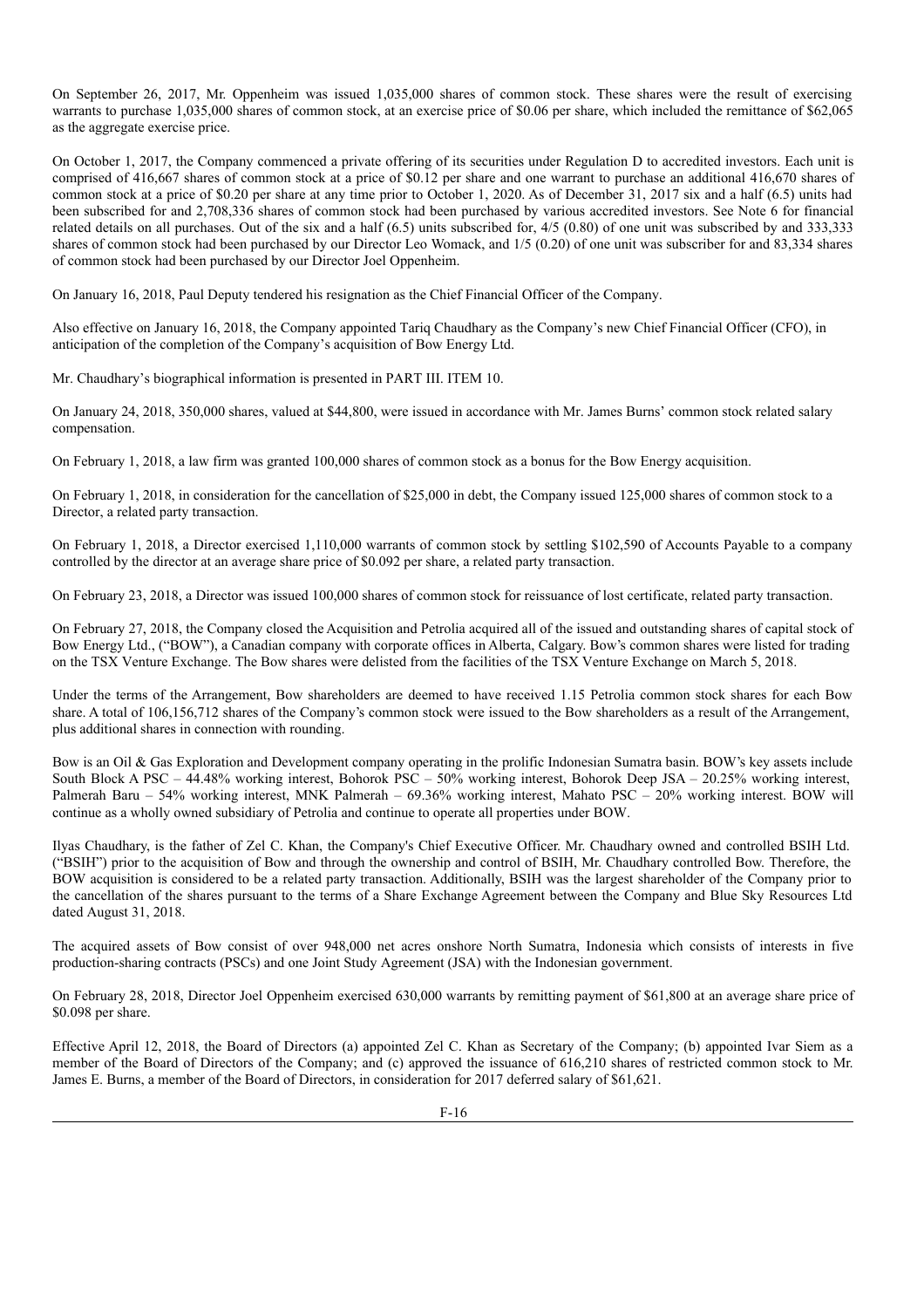On September 26, 2017, Mr. Oppenheim was issued 1,035,000 shares of common stock. These shares were the result of exercising warrants to purchase 1,035,000 shares of common stock, at an exercise price of $0.06 per share, which included the remittance of $62,065 as the aggregate exercise price.

On October 1, 2017, the Company commenced a private offering of its securities under Regulation D to accredited investors. Each unit is comprised of 416,667 shares of common stock at a price of $0.12 per share and one warrant to purchase an additional 416,670 shares of common stock at a price of $0.20 per share at any time prior to October 1, 2020. As of December 31, 2017 six and a half (6.5) units had been subscribed for and 2,708,336 shares of common stock had been purchased by various accredited investors. See Note 6 for financial related details on all purchases. Out of the six and a half (6.5) units subscribed for, 4/5 (0.80) of one unit was subscribed by and 333,333 shares of common stock had been purchased by our Director Leo Womack, and 1/5 (0.20) of one unit was subscriber for and 83,334 shares of common stock had been purchased by our Director Joel Oppenheim.

On January 16, 2018, Paul Deputy tendered his resignation as the Chief Financial Officer of the Company.

Also effective on January 16, 2018, the Company appointed Tariq Chaudhary as the Company's new Chief Financial Officer (CFO), in anticipation of the completion of the Company's acquisition of Bow Energy Ltd.

Mr. Chaudhary's biographical information is presented in PART III. ITEM 10.

On January 24, 2018, 350,000 shares, valued at $44,800, were issued in accordance with Mr. James Burns' common stock related salary compensation.

On February 1, 2018, a law firm was granted 100,000 shares of common stock as a bonus for the Bow Energy acquisition.

On February 1, 2018, in consideration for the cancellation of $25,000 in debt, the Company issued 125,000 shares of common stock to a Director, a related party transaction.

On February 1, 2018, a Director exercised 1,110,000 warrants of common stock by settling $102,590 of Accounts Payable to a company controlled by the director at an average share price of $0.092 per share, a related party transaction.

On February 23, 2018, a Director was issued 100,000 shares of common stock for reissuance of lost certificate, related party transaction.

On February 27, 2018, the Company closed the Acquisition and Petrolia acquired all of the issued and outstanding shares of capital stock of Bow Energy Ltd., ("BOW"), a Canadian company with corporate offices in Alberta, Calgary. Bow's common shares were listed for trading on the TSX Venture Exchange. The Bow shares were delisted from the facilities of the TSX Venture Exchange on March 5, 2018.

Under the terms of the Arrangement, Bow shareholders are deemed to have received 1.15 Petrolia common stock shares for each Bow share. A total of 106,156,712 shares of the Company's common stock were issued to the Bow shareholders as a result of the Arrangement, plus additional shares in connection with rounding.

Bow is an Oil & Gas Exploration and Development company operating in the prolific Indonesian Sumatra basin. BOW's key assets include South Block A PSC – 44.48% working interest, Bohorok PSC – 50% working interest, Bohorok Deep JSA – 20.25% working interest, Palmerah Baru – 54% working interest, MNK Palmerah – 69.36% working interest, Mahato PSC – 20% working interest. BOW will continue as a wholly owned subsidiary of Petrolia and continue to operate all properties under BOW.

Ilyas Chaudhary, is the father of Zel C. Khan, the Company's Chief Executive Officer. Mr. Chaudhary owned and controlled BSIH Ltd. ("BSIH") prior to the acquisition of Bow and through the ownership and control of BSIH, Mr. Chaudhary controlled Bow. Therefore, the BOW acquisition is considered to be a related party transaction. Additionally, BSIH was the largest shareholder of the Company prior to the cancellation of the shares pursuant to the terms of a Share Exchange Agreement between the Company and Blue Sky Resources Ltd dated August 31, 2018.

The acquired assets of Bow consist of over 948,000 net acres onshore North Sumatra, Indonesia which consists of interests in five production-sharing contracts (PSCs) and one Joint Study Agreement (JSA) with the Indonesian government.

On February 28, 2018, Director Joel Oppenheim exercised 630,000 warrants by remitting payment of $61,800 at an average share price of $0.098 per share.

Effective April 12, 2018, the Board of Directors (a) appointed Zel C. Khan as Secretary of the Company; (b) appointed Ivar Siem as a member of the Board of Directors of the Company; and (c) approved the issuance of 616,210 shares of restricted common stock to Mr. James E. Burns, a member of the Board of Directors, in consideration for 2017 deferred salary of $61,621.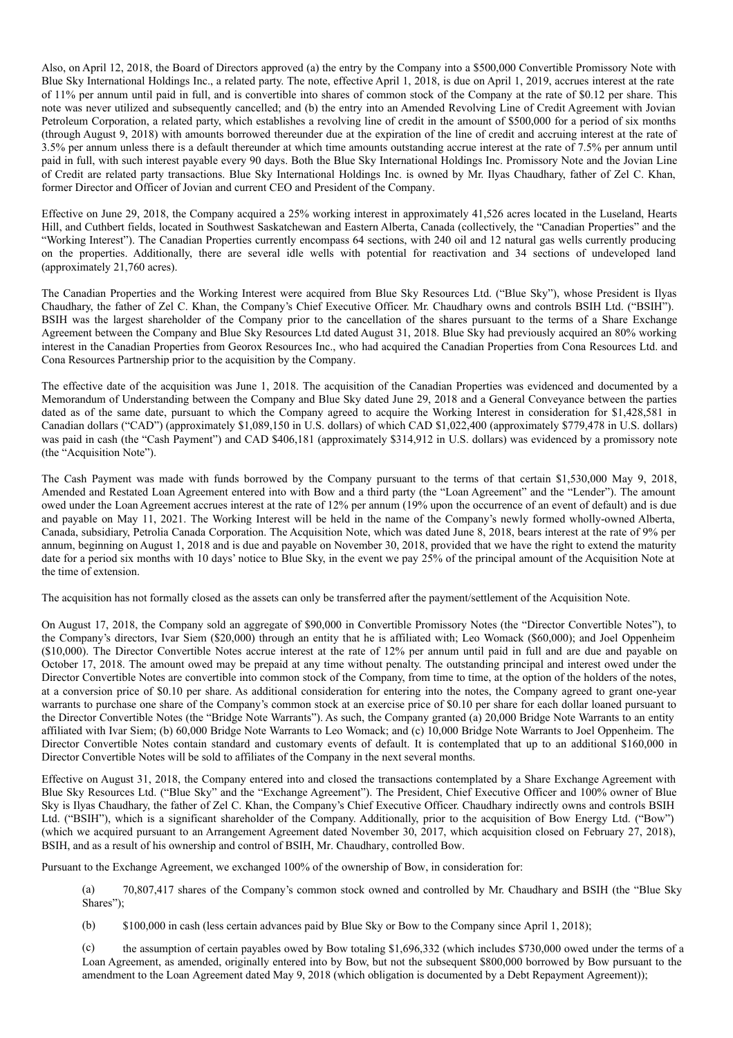Also, on April 12, 2018, the Board of Directors approved (a) the entry by the Company into a $500,000 Convertible Promissory Note with Blue Sky International Holdings Inc., a related party. The note, effective April 1, 2018, is due on April 1, 2019, accrues interest at the rate of 11% per annum until paid in full, and is convertible into shares of common stock of the Company at the rate of $0.12 per share. This note was never utilized and subsequently cancelled; and (b) the entry into an Amended Revolving Line of Credit Agreement with Jovian Petroleum Corporation, a related party, which establishes a revolving line of credit in the amount of $500,000 for a period of six months (through August 9, 2018) with amounts borrowed thereunder due at the expiration of the line of credit and accruing interest at the rate of 3.5% per annum unless there is a default thereunder at which time amounts outstanding accrue interest at the rate of 7.5% per annum until paid in full, with such interest payable every 90 days. Both the Blue Sky International Holdings Inc. Promissory Note and the Jovian Line of Credit are related party transactions. Blue Sky International Holdings Inc. is owned by Mr. Ilyas Chaudhary, father of Zel C. Khan, former Director and Officer of Jovian and current CEO and President of the Company.

Effective on June 29, 2018, the Company acquired a 25% working interest in approximately 41,526 acres located in the Luseland, Hearts Hill, and Cuthbert fields, located in Southwest Saskatchewan and Eastern Alberta, Canada (collectively, the "Canadian Properties" and the "Working Interest"). The Canadian Properties currently encompass 64 sections, with 240 oil and 12 natural gas wells currently producing on the properties. Additionally, there are several idle wells with potential for reactivation and 34 sections of undeveloped land (approximately 21,760 acres).

The Canadian Properties and the Working Interest were acquired from Blue Sky Resources Ltd. ("Blue Sky"), whose President is Ilyas Chaudhary, the father of Zel C. Khan, the Company's Chief Executive Officer. Mr. Chaudhary owns and controls BSIH Ltd. ("BSIH"). BSIH was the largest shareholder of the Company prior to the cancellation of the shares pursuant to the terms of a Share Exchange Agreement between the Company and Blue Sky Resources Ltd dated August 31, 2018. Blue Sky had previously acquired an 80% working interest in the Canadian Properties from Georox Resources Inc., who had acquired the Canadian Properties from Cona Resources Ltd. and Cona Resources Partnership prior to the acquisition by the Company.

The effective date of the acquisition was June 1, 2018. The acquisition of the Canadian Properties was evidenced and documented by a Memorandum of Understanding between the Company and Blue Sky dated June 29, 2018 and a General Conveyance between the parties dated as of the same date, pursuant to which the Company agreed to acquire the Working Interest in consideration for $1,428,581 in Canadian dollars ("CAD") (approximately $1,089,150 in U.S. dollars) of which CAD $1,022,400 (approximately $779,478 in U.S. dollars) was paid in cash (the "Cash Payment") and CAD $406,181 (approximately $314,912 in U.S. dollars) was evidenced by a promissory note (the "Acquisition Note").

The Cash Payment was made with funds borrowed by the Company pursuant to the terms of that certain $1,530,000 May 9, 2018, Amended and Restated Loan Agreement entered into with Bow and a third party (the "Loan Agreement" and the "Lender"). The amount owed under the Loan Agreement accrues interest at the rate of 12% per annum (19% upon the occurrence of an event of default) and is due and payable on May 11, 2021. The Working Interest will be held in the name of the Company's newly formed wholly-owned Alberta, Canada, subsidiary, Petrolia Canada Corporation. The Acquisition Note, which was dated June 8, 2018, bears interest at the rate of 9% per annum, beginning on August 1, 2018 and is due and payable on November 30, 2018, provided that we have the right to extend the maturity date for a period six months with 10 days' notice to Blue Sky, in the event we pay 25% of the principal amount of the Acquisition Note at the time of extension.

The acquisition has not formally closed as the assets can only be transferred after the payment/settlement of the Acquisition Note.

On August 17, 2018, the Company sold an aggregate of $90,000 in Convertible Promissory Notes (the "Director Convertible Notes"), to the Company's directors, Ivar Siem ($20,000) through an entity that he is affiliated with; Leo Womack ($60,000); and Joel Oppenheim ($10,000). The Director Convertible Notes accrue interest at the rate of 12% per annum until paid in full and are due and payable on October 17, 2018. The amount owed may be prepaid at any time without penalty. The outstanding principal and interest owed under the Director Convertible Notes are convertible into common stock of the Company, from time to time, at the option of the holders of the notes, at a conversion price of $0.10 per share. As additional consideration for entering into the notes, the Company agreed to grant one-year warrants to purchase one share of the Company's common stock at an exercise price of $0.10 per share for each dollar loaned pursuant to the Director Convertible Notes (the "Bridge Note Warrants"). As such, the Company granted (a) 20,000 Bridge Note Warrants to an entity affiliated with Ivar Siem; (b) 60,000 Bridge Note Warrants to Leo Womack; and (c) 10,000 Bridge Note Warrants to Joel Oppenheim. The Director Convertible Notes contain standard and customary events of default. It is contemplated that up to an additional $160,000 in Director Convertible Notes will be sold to affiliates of the Company in the next several months.

Effective on August 31, 2018, the Company entered into and closed the transactions contemplated by a Share Exchange Agreement with Blue Sky Resources Ltd. ("Blue Sky" and the "Exchange Agreement"). The President, Chief Executive Officer and 100% owner of Blue Sky is Ilyas Chaudhary, the father of Zel C. Khan, the Company's Chief Executive Officer. Chaudhary indirectly owns and controls BSIH Ltd. ("BSIH"), which is a significant shareholder of the Company. Additionally, prior to the acquisition of Bow Energy Ltd. ("Bow") (which we acquired pursuant to an Arrangement Agreement dated November 30, 2017, which acquisition closed on February 27, 2018), BSIH, and as a result of his ownership and control of BSIH, Mr. Chaudhary, controlled Bow.

Pursuant to the Exchange Agreement, we exchanged 100% of the ownership of Bow, in consideration for:

(a) 70,807,417 shares of the Company's common stock owned and controlled by Mr. Chaudhary and BSIH (the "Blue Sky Shares");

(b) $100,000 in cash (less certain advances paid by Blue Sky or Bow to the Company since April 1, 2018);

(c) the assumption of certain payables owed by Bow totaling $1,696,332 (which includes $730,000 owed under the terms of a Loan Agreement, as amended, originally entered into by Bow, but not the subsequent $800,000 borrowed by Bow pursuant to the amendment to the Loan Agreement dated May 9, 2018 (which obligation is documented by a Debt Repayment Agreement));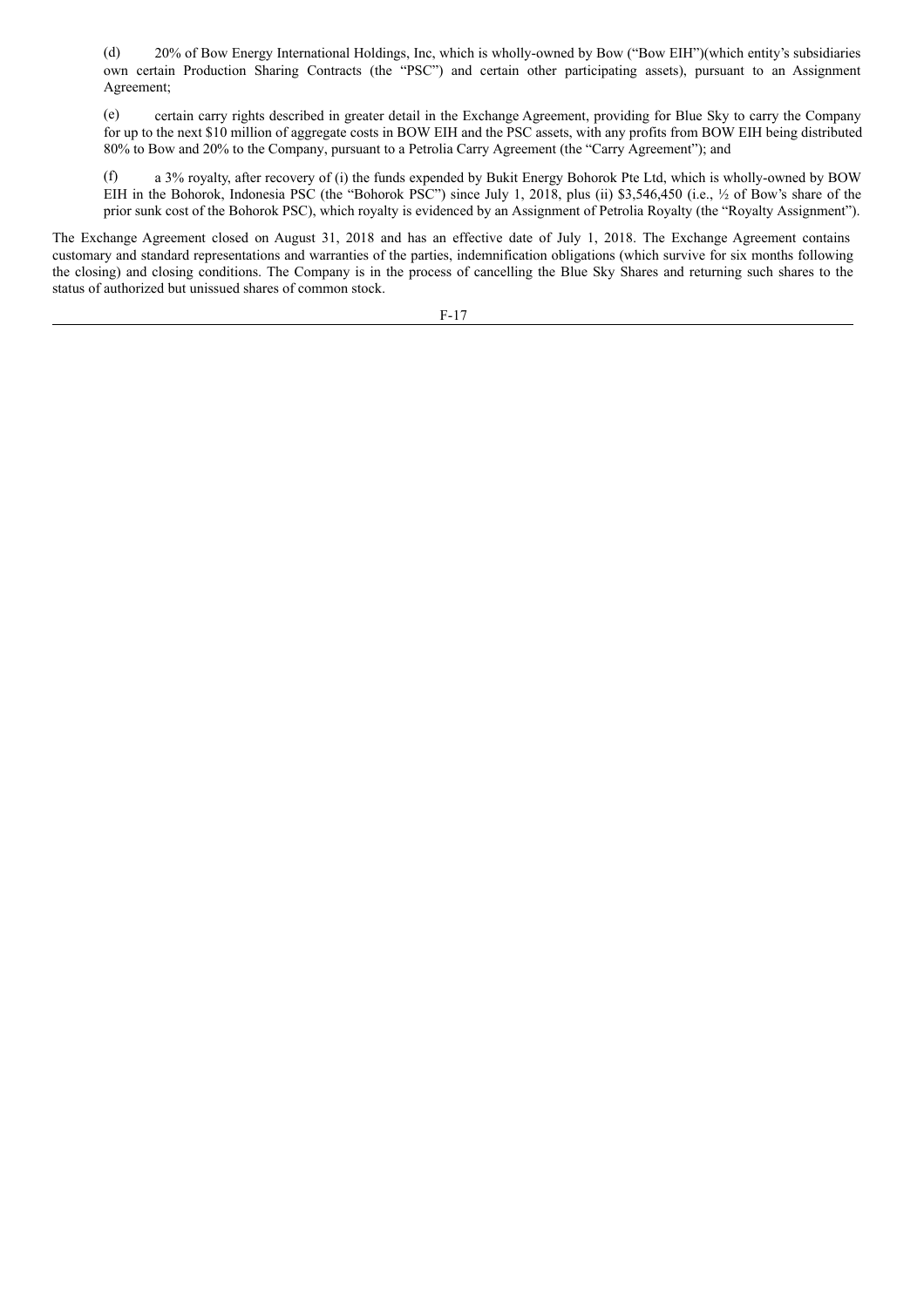(d) 20% of Bow Energy International Holdings, Inc, which is wholly-owned by Bow ("Bow EIH")(which entity's subsidiaries own certain Production Sharing Contracts (the "PSC") and certain other participating assets), pursuant to an Assignment Agreement;

(e) certain carry rights described in greater detail in the Exchange Agreement, providing for Blue Sky to carry the Company for up to the next $10 million of aggregate costs in BOW EIH and the PSC assets, with any profits from BOW EIH being distributed 80% to Bow and 20% to the Company, pursuant to a Petrolia Carry Agreement (the "Carry Agreement"); and

(f) a 3% royalty, after recovery of (i) the funds expended by Bukit Energy Bohorok Pte Ltd, which is wholly-owned by BOW EIH in the Bohorok, Indonesia PSC (the "Bohorok PSC") since July 1, 2018, plus (ii) $3,546,450 (i.e., ½ of Bow's share of the prior sunk cost of the Bohorok PSC), which royalty is evidenced by an Assignment of Petrolia Royalty (the "Royalty Assignment").

The Exchange Agreement closed on August 31, 2018 and has an effective date of July 1, 2018. The Exchange Agreement contains customary and standard representations and warranties of the parties, indemnification obligations (which survive for six months following the closing) and closing conditions. The Company is in the process of cancelling the Blue Sky Shares and returning such shares to the status of authorized but unissued shares of common stock.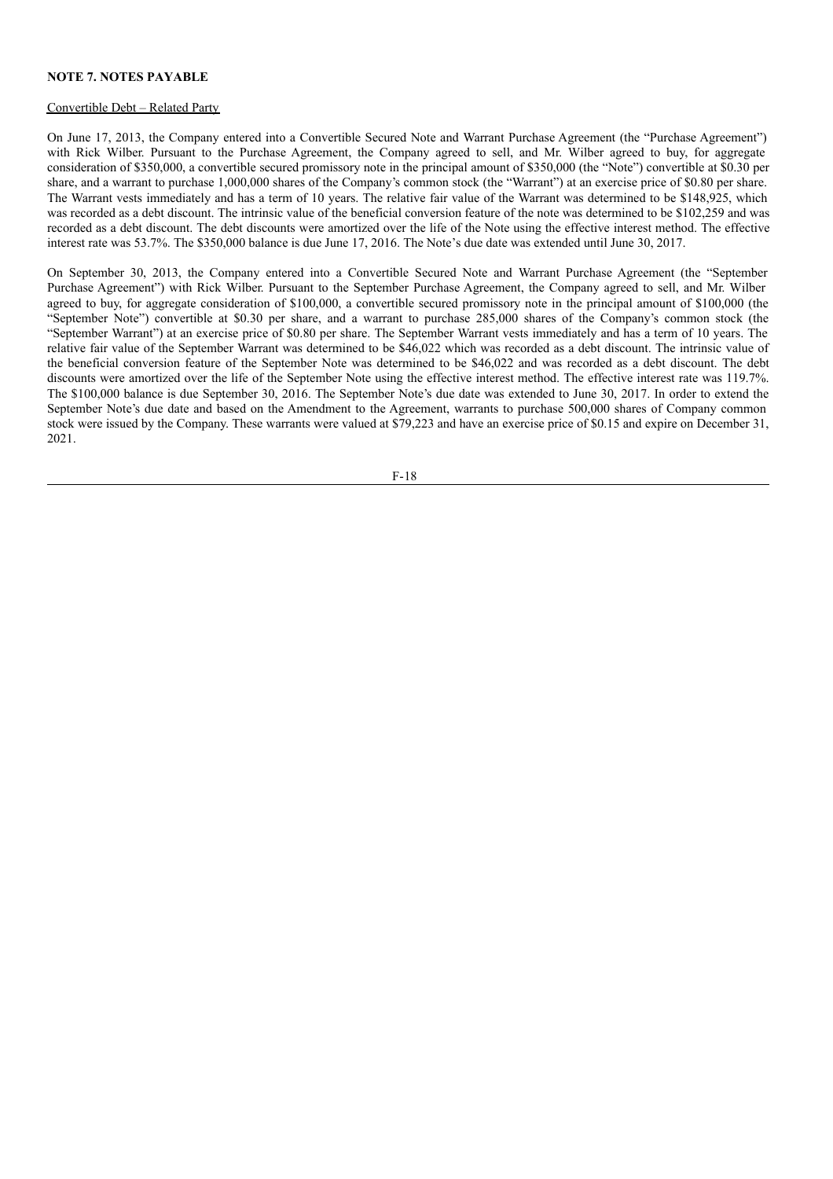## NOTE 7. NOTES PAYABLE

Convertible Debt – Related Party

On June 17, 2013, the Company entered into a Convertible Secured Note and Warrant Purchase Agreement (the "Purchase Agreement") with Rick Wilber. Pursuant to the Purchase Agreement, the Company agreed to sell, and Mr. Wilber agreed to buy, for aggregate consideration of $350,000, a convertible secured promissory note in the principal amount of $350,000 (the "Note") convertible at $0.30 per share, and a warrant to purchase 1,000,000 shares of the Company's common stock (the "Warrant") at an exercise price of $0.80 per share. The Warrant vests immediately and has a term of 10 years. The relative fair value of the Warrant was determined to be $148,925, which was recorded as a debt discount. The intrinsic value of the beneficial conversion feature of the note was determined to be $102,259 and was recorded as a debt discount. The debt discounts were amortized over the life of the Note using the effective interest method. The effective interest rate was 53.7%. The $350,000 balance is due June 17, 2016. The Note's due date was extended until June 30, 2017.

On September 30, 2013, the Company entered into a Convertible Secured Note and Warrant Purchase Agreement (the "September Purchase Agreement") with Rick Wilber. Pursuant to the September Purchase Agreement, the Company agreed to sell, and Mr. Wilber agreed to buy, for aggregate consideration of $100,000, a convertible secured promissory note in the principal amount of $100,000 (the "September Note") convertible at $0.30 per share, and a warrant to purchase 285,000 shares of the Company's common stock (the "September Warrant") at an exercise price of $0.80 per share. The September Warrant vests immediately and has a term of 10 years. The relative fair value of the September Warrant was determined to be $46,022 which was recorded as a debt discount. The intrinsic value of the beneficial conversion feature of the September Note was determined to be $46,022 and was recorded as a debt discount. The debt discounts were amortized over the life of the September Note using the effective interest method. The effective interest rate was 119.7%. The $100,000 balance is due September 30, 2016. The September Note's due date was extended to June 30, 2017. In order to extend the September Note's due date and based on the Amendment to the Agreement, warrants to purchase 500,000 shares of Company common stock were issued by the Company. These warrants were valued at $79,223 and have an exercise price of $0.15 and expire on December 31, 2021.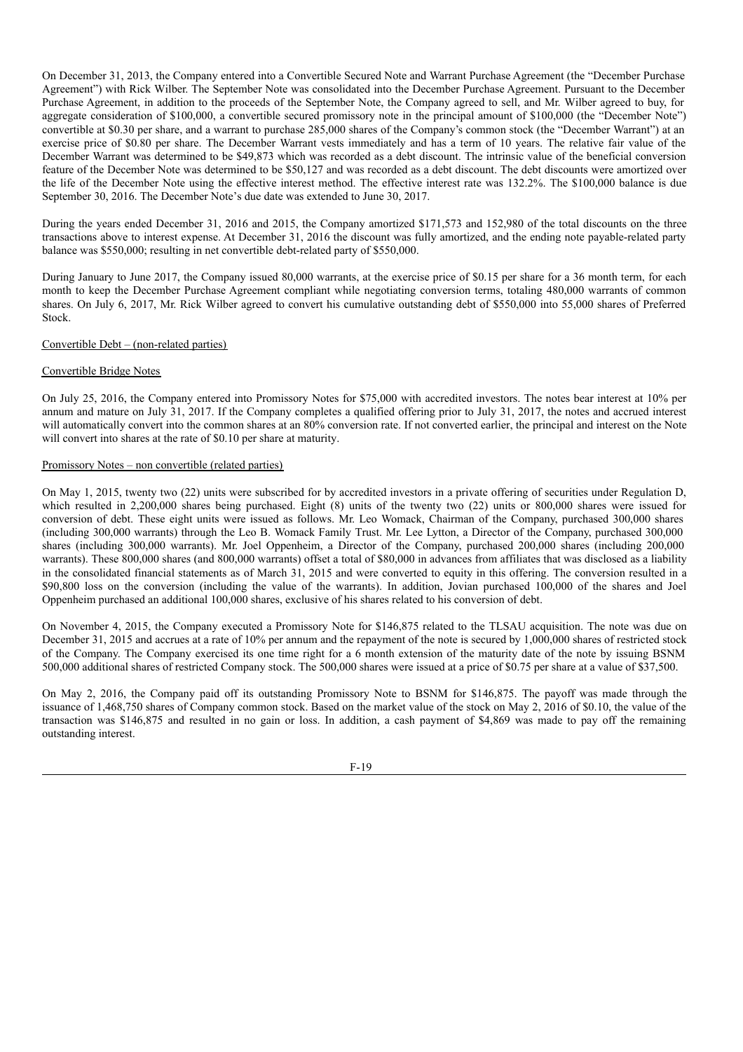On December 31, 2013, the Company entered into a Convertible Secured Note and Warrant Purchase Agreement (the "December Purchase Agreement") with Rick Wilber. The September Note was consolidated into the December Purchase Agreement. Pursuant to the December Purchase Agreement, in addition to the proceeds of the September Note, the Company agreed to sell, and Mr. Wilber agreed to buy, for aggregate consideration of $100,000, a convertible secured promissory note in the principal amount of $100,000 (the "December Note") convertible at $0.30 per share, and a warrant to purchase 285,000 shares of the Company's common stock (the "December Warrant") at an exercise price of $0.80 per share. The December Warrant vests immediately and has a term of 10 years. The relative fair value of the December Warrant was determined to be $49,873 which was recorded as a debt discount. The intrinsic value of the beneficial conversion feature of the December Note was determined to be $50,127 and was recorded as a debt discount. The debt discounts were amortized over the life of the December Note using the effective interest method. The effective interest rate was 132.2%. The $100,000 balance is due September 30, 2016. The December Note's due date was extended to June 30, 2017.

During the years ended December 31, 2016 and 2015, the Company amortized $171,573 and 152,980 of the total discounts on the three transactions above to interest expense. At December 31, 2016 the discount was fully amortized, and the ending note payable-related party balance was $550,000; resulting in net convertible debt-related party of $550,000.

During January to June 2017, the Company issued 80,000 warrants, at the exercise price of $0.15 per share for a 36 month term, for each month to keep the December Purchase Agreement compliant while negotiating conversion terms, totaling 480,000 warrants of common shares. On July 6, 2017, Mr. Rick Wilber agreed to convert his cumulative outstanding debt of $550,000 into 55,000 shares of Preferred Stock.

Convertible Debt – (non-related parties)

Convertible Bridge Notes

On July 25, 2016, the Company entered into Promissory Notes for $75,000 with accredited investors. The notes bear interest at 10% per annum and mature on July 31, 2017. If the Company completes a qualified offering prior to July 31, 2017, the notes and accrued interest will automatically convert into the common shares at an 80% conversion rate. If not converted earlier, the principal and interest on the Note will convert into shares at the rate of $0.10 per share at maturity.

Promissory Notes – non convertible (related parties)

On May 1, 2015, twenty two (22) units were subscribed for by accredited investors in a private offering of securities under Regulation D, which resulted in 2,200,000 shares being purchased. Eight (8) units of the twenty two (22) units or 800,000 shares were issued for conversion of debt. These eight units were issued as follows. Mr. Leo Womack, Chairman of the Company, purchased 300,000 shares (including 300,000 warrants) through the Leo B. Womack Family Trust. Mr. Lee Lytton, a Director of the Company, purchased 300,000 shares (including 300,000 warrants). Mr. Joel Oppenheim, a Director of the Company, purchased 200,000 shares (including 200,000 warrants). These 800,000 shares (and 800,000 warrants) offset a total of $80,000 in advances from affiliates that was disclosed as a liability in the consolidated financial statements as of March 31, 2015 and were converted to equity in this offering. The conversion resulted in a $90,800 loss on the conversion (including the value of the warrants). In addition, Jovian purchased 100,000 of the shares and Joel Oppenheim purchased an additional 100,000 shares, exclusive of his shares related to his conversion of debt.

On November 4, 2015, the Company executed a Promissory Note for $146,875 related to the TLSAU acquisition. The note was due on December 31, 2015 and accrues at a rate of 10% per annum and the repayment of the note is secured by 1,000,000 shares of restricted stock of the Company. The Company exercised its one time right for a 6 month extension of the maturity date of the note by issuing BSNM 500,000 additional shares of restricted Company stock. The 500,000 shares were issued at a price of $0.75 per share at a value of $37,500.

On May 2, 2016, the Company paid off its outstanding Promissory Note to BSNM for $146,875. The payoff was made through the issuance of 1,468,750 shares of Company common stock. Based on the market value of the stock on May 2, 2016 of $0.10, the value of the transaction was $146,875 and resulted in no gain or loss. In addition, a cash payment of $4,869 was made to pay off the remaining outstanding interest.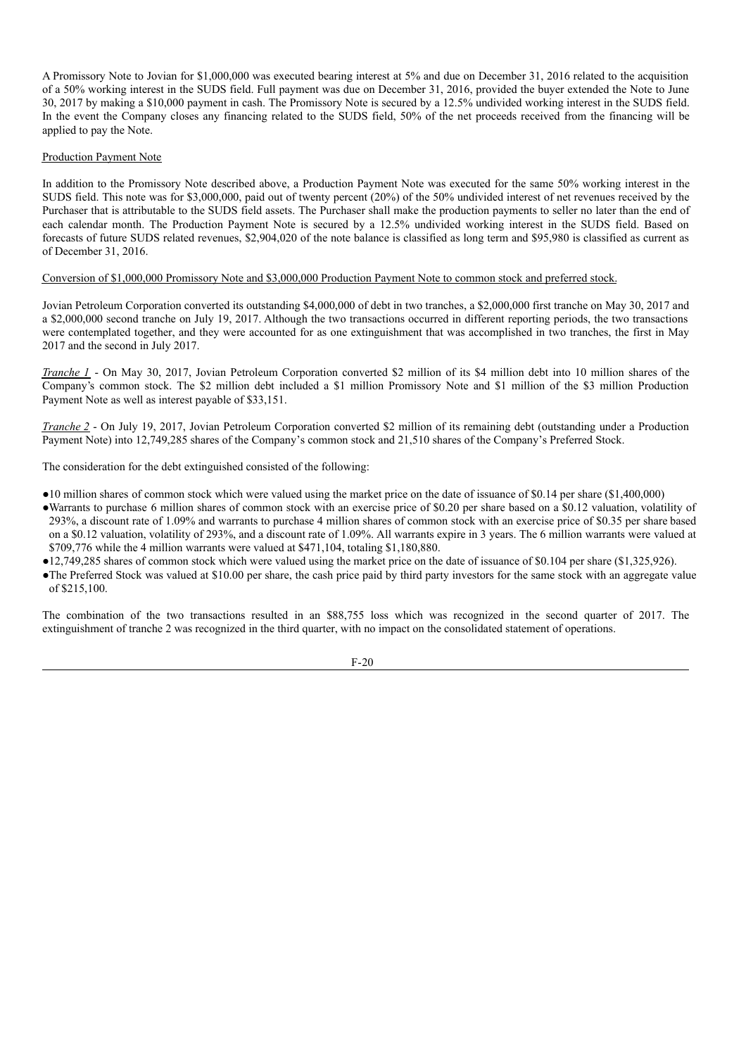A Promissory Note to Jovian for $1,000,000 was executed bearing interest at 5% and due on December 31, 2016 related to the acquisition of a 50% working interest in the SUDS field. Full payment was due on December 31, 2016, provided the buyer extended the Note to June 30, 2017 by making a $10,000 payment in cash. The Promissory Note is secured by a 12.5% undivided working interest in the SUDS field. In the event the Company closes any financing related to the SUDS field, 50% of the net proceeds received from the financing will be applied to pay the Note.

Production Payment Note

In addition to the Promissory Note described above, a Production Payment Note was executed for the same 50% working interest in the SUDS field. This note was for $3,000,000, paid out of twenty percent (20%) of the 50% undivided interest of net revenues received by the Purchaser that is attributable to the SUDS field assets. The Purchaser shall make the production payments to seller no later than the end of each calendar month. The Production Payment Note is secured by a 12.5% undivided working interest in the SUDS field. Based on forecasts of future SUDS related revenues, $2,904,020 of the note balance is classified as long term and $95,980 is classified as current as of December 31, 2016.

Conversion of $1,000,000 Promissory Note and $3,000,000 Production Payment Note to common stock and preferred stock.

Jovian Petroleum Corporation converted its outstanding $4,000,000 of debt in two tranches, a $2,000,000 first tranche on May 30, 2017 and a $2,000,000 second tranche on July 19, 2017. Although the two transactions occurred in different reporting periods, the two transactions were contemplated together, and they were accounted for as one extinguishment that was accomplished in two tranches, the first in May 2017 and the second in July 2017.

*Tranche 1* - On May 30, 2017, Jovian Petroleum Corporation converted $2 million of its $4 million debt into 10 million shares of the Company's common stock. The $2 million debt included a $1 million Promissory Note and $1 million of the $3 million Production Payment Note as well as interest payable of $33,151.

*Tranche 2* - On July 19, 2017, Jovian Petroleum Corporation converted $2 million of its remaining debt (outstanding under a Production Payment Note) into 12,749,285 shares of the Company's common stock and 21,510 shares of the Company's Preferred Stock.

The consideration for the debt extinguished consisted of the following:

- 10 million shares of common stock which were valued using the market price on the date of issuance of $0.14 per share ($1,400,000)
- Warrants to purchase 6 million shares of common stock with an exercise price of $0.20 per share based on a $0.12 valuation, volatility of 293%, a discount rate of 1.09% and warrants to purchase 4 million shares of common stock with an exercise price of $0.35 per share based on a $0.12 valuation, volatility of 293%, and a discount rate of 1.09%. All warrants expire in 3 years. The 6 million warrants were valued at $709,776 while the 4 million warrants were valued at $471,104, totaling $1,180,880.
- 12,749,285 shares of common stock which were valued using the market price on the date of issuance of $0.104 per share ($1,325,926).
- The Preferred Stock was valued at $10.00 per share, the cash price paid by third party investors for the same stock with an aggregate value of $215,100.

The combination of the two transactions resulted in an $88,755 loss which was recognized in the second quarter of 2017. The extinguishment of tranche 2 was recognized in the third quarter, with no impact on the consolidated statement of operations.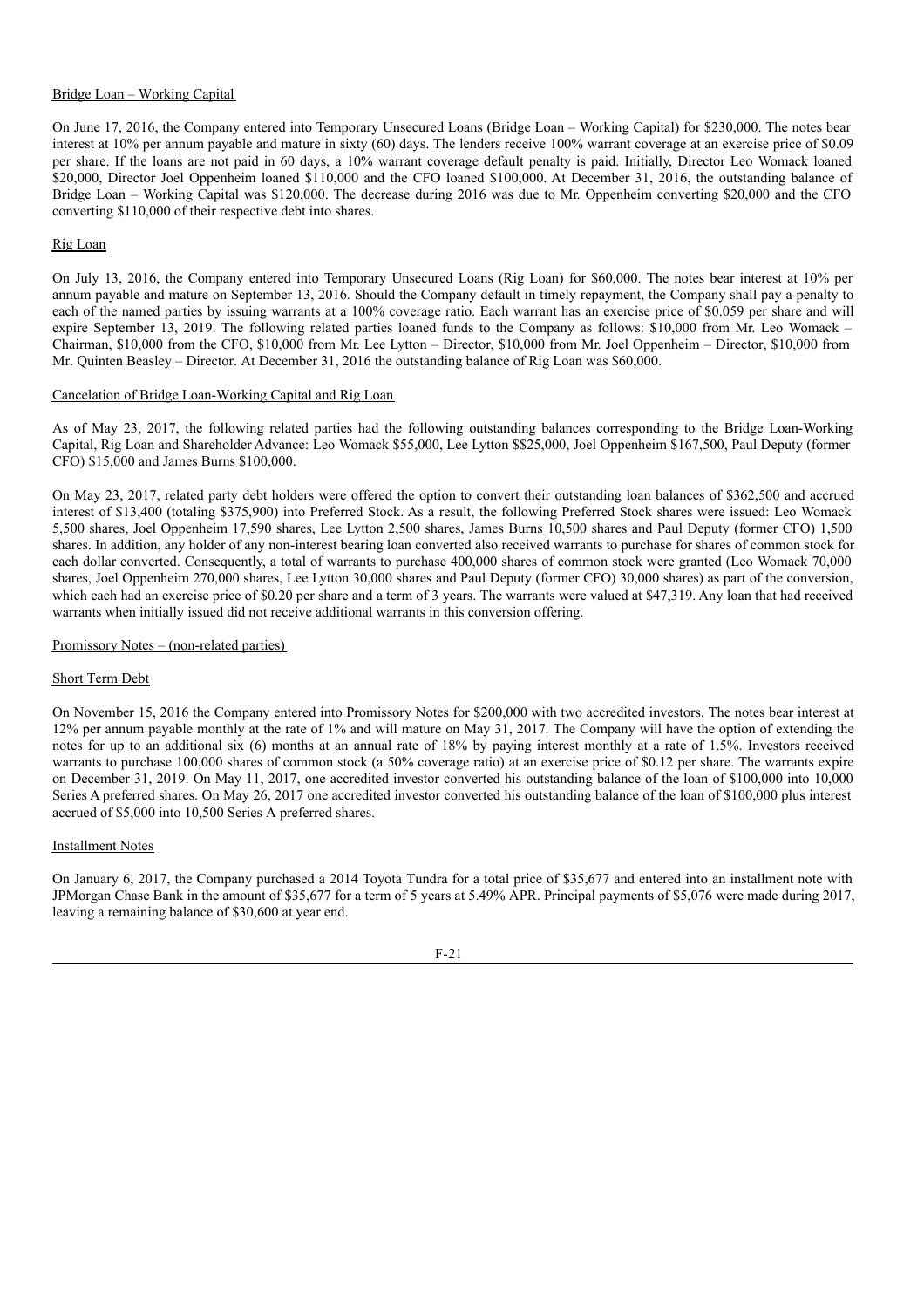Bridge Loan – Working Capital

On June 17, 2016, the Company entered into Temporary Unsecured Loans (Bridge Loan – Working Capital) for $230,000. The notes bear interest at 10% per annum payable and mature in sixty (60) days. The lenders receive 100% warrant coverage at an exercise price of $0.09 per share. If the loans are not paid in 60 days, a 10% warrant coverage default penalty is paid. Initially, Director Leo Womack loaned $20,000, Director Joel Oppenheim loaned $110,000 and the CFO loaned $100,000. At December 31, 2016, the outstanding balance of Bridge Loan – Working Capital was $120,000. The decrease during 2016 was due to Mr. Oppenheim converting $20,000 and the CFO converting $110,000 of their respective debt into shares.

Rig Loan

On July 13, 2016, the Company entered into Temporary Unsecured Loans (Rig Loan) for $60,000. The notes bear interest at 10% per annum payable and mature on September 13, 2016. Should the Company default in timely repayment, the Company shall pay a penalty to each of the named parties by issuing warrants at a 100% coverage ratio. Each warrant has an exercise price of $0.059 per share and will expire September 13, 2019. The following related parties loaned funds to the Company as follows: $10,000 from Mr. Leo Womack – Chairman, $10,000 from the CFO, $10,000 from Mr. Lee Lytton – Director, $10,000 from Mr. Joel Oppenheim – Director, $10,000 from Mr. Quinten Beasley – Director. At December 31, 2016 the outstanding balance of Rig Loan was $60,000.

Cancelation of Bridge Loan-Working Capital and Rig Loan

As of May 23, 2017, the following related parties had the following outstanding balances corresponding to the Bridge Loan-Working Capital, Rig Loan and Shareholder Advance: Leo Womack $55,000, Lee Lytton $$25,000, Joel Oppenheim $167,500, Paul Deputy (former CFO) $15,000 and James Burns $100,000.

On May 23, 2017, related party debt holders were offered the option to convert their outstanding loan balances of $362,500 and accrued interest of $13,400 (totaling $375,900) into Preferred Stock. As a result, the following Preferred Stock shares were issued: Leo Womack 5,500 shares, Joel Oppenheim 17,590 shares, Lee Lytton 2,500 shares, James Burns 10,500 shares and Paul Deputy (former CFO) 1,500 shares. In addition, any holder of any non-interest bearing loan converted also received warrants to purchase for shares of common stock for each dollar converted. Consequently, a total of warrants to purchase 400,000 shares of common stock were granted (Leo Womack 70,000 shares, Joel Oppenheim 270,000 shares, Lee Lytton 30,000 shares and Paul Deputy (former CFO) 30,000 shares) as part of the conversion, which each had an exercise price of $0.20 per share and a term of 3 years. The warrants were valued at $47,319. Any loan that had received warrants when initially issued did not receive additional warrants in this conversion offering.

Promissory Notes – (non-related parties)

Short Term Debt

On November 15, 2016 the Company entered into Promissory Notes for $200,000 with two accredited investors. The notes bear interest at 12% per annum payable monthly at the rate of 1% and will mature on May 31, 2017. The Company will have the option of extending the notes for up to an additional six (6) months at an annual rate of 18% by paying interest monthly at a rate of 1.5%. Investors received warrants to purchase 100,000 shares of common stock (a 50% coverage ratio) at an exercise price of $0.12 per share. The warrants expire on December 31, 2019. On May 11, 2017, one accredited investor converted his outstanding balance of the loan of $100,000 into 10,000 Series A preferred shares. On May 26, 2017 one accredited investor converted his outstanding balance of the loan of $100,000 plus interest accrued of $5,000 into 10,500 Series A preferred shares.

Installment Notes

On January 6, 2017, the Company purchased a 2014 Toyota Tundra for a total price of $35,677 and entered into an installment note with JPMorgan Chase Bank in the amount of $35,677 for a term of 5 years at 5.49% APR. Principal payments of $5,076 were made during 2017, leaving a remaining balance of $30,600 at year end.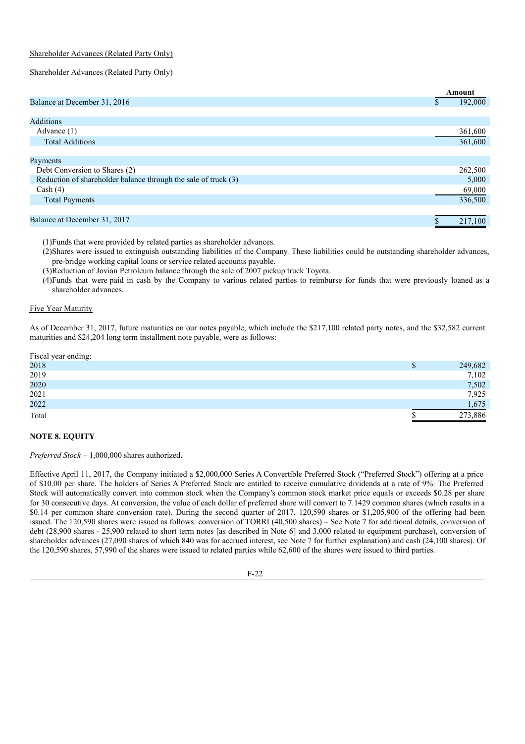Shareholder Advances (Related Party Only)

Shareholder Advances (Related Party Only)

| | Amount |
|---|---|
| Balance at December 31, 2016 | $ 192,000 |
| | |
| Additions | |
| Advance (1) | 361,600 |
| Total Additions | 361,600 |
| | |
| Payments | |
| Debt Conversion to Shares (2) | 262,500 |
| Reduction of shareholder balance through the sale of truck (3) | 5,000 |
| Cash (4) | 69,000 |
| Total Payments | 336,500 |
| | |
| Balance at December 31, 2017 | $ 217,100 |

(1)Funds that were provided by related parties as shareholder advances.

(2)Shares were issued to extinguish outstanding liabilities of the Company. These liabilities could be outstanding shareholder advances, pre-bridge working capital loans or service related accounts payable.

(3)Reduction of Jovian Petroleum balance through the sale of 2007 pickup truck Toyota.

(4)Funds that were paid in cash by the Company to various related parties to reimburse for funds that were previously loaned as a shareholder advances.

Five Year Maturity

As of December 31, 2017, future maturities on our notes payable, which include the $217,100 related party notes, and the $32,582 current maturities and $24,204 long term installment note payable, were as follows:

| Fiscal year ending: | |
|---|---|
| 2018 | $ 249,682 |
| 2019 | 7,102 |
| 2020 | 7,502 |
| 2021 | 7,925 |
| 2022 | 1,675 |
| Total | $ 273,886 |

## NOTE 8. EQUITY

*Preferred Stock* – 1,000,000 shares authorized.

Effective April 11, 2017, the Company initiated a $2,000,000 Series A Convertible Preferred Stock ("Preferred Stock") offering at a price of $10.00 per share. The holders of Series A Preferred Stock are entitled to receive cumulative dividends at a rate of 9%. The Preferred Stock will automatically convert into common stock when the Company's common stock market price equals or exceeds $0.28 per share for 30 consecutive days. At conversion, the value of each dollar of preferred share will convert to 7.1429 common shares (which results in a $0.14 per common share conversion rate). During the second quarter of 2017, 120,590 shares or $1,205,900 of the offering had been issued. The 120,590 shares were issued as follows: conversion of TORRI (40,500 shares) – See Note 7 for additional details, conversion of debt (28,900 shares - 25,900 related to short term notes [as described in Note 6] and 3,000 related to equipment purchase), conversion of shareholder advances (27,090 shares of which 840 was for accrued interest, see Note 7 for further explanation) and cash (24,100 shares). Of the 120,590 shares, 57,990 of the shares were issued to related parties while 62,600 of the shares were issued to third parties.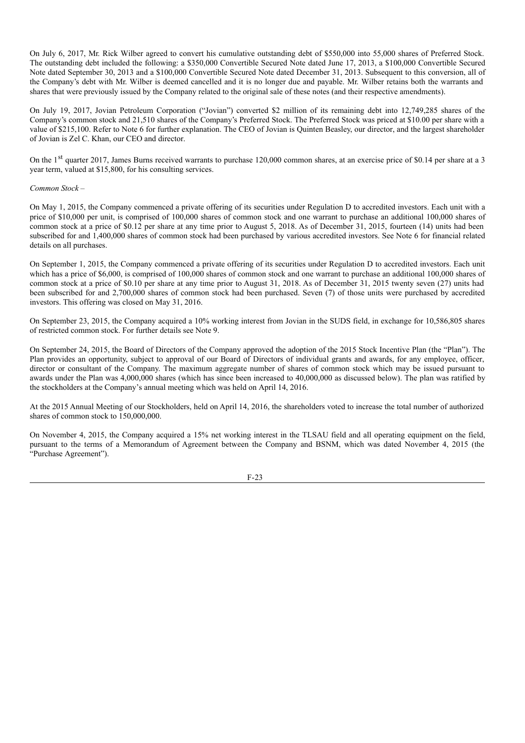On July 6, 2017, Mr. Rick Wilber agreed to convert his cumulative outstanding debt of $550,000 into 55,000 shares of Preferred Stock. The outstanding debt included the following: a $350,000 Convertible Secured Note dated June 17, 2013, a $100,000 Convertible Secured Note dated September 30, 2013 and a $100,000 Convertible Secured Note dated December 31, 2013. Subsequent to this conversion, all of the Company's debt with Mr. Wilber is deemed cancelled and it is no longer due and payable. Mr. Wilber retains both the warrants and shares that were previously issued by the Company related to the original sale of these notes (and their respective amendments).

On July 19, 2017, Jovian Petroleum Corporation ("Jovian") converted $2 million of its remaining debt into 12,749,285 shares of the Company's common stock and 21,510 shares of the Company's Preferred Stock. The Preferred Stock was priced at $10.00 per share with a value of $215,100. Refer to Note 6 for further explanation. The CEO of Jovian is Quinten Beasley, our director, and the largest shareholder of Jovian is Zel C. Khan, our CEO and director.

On the 1st quarter 2017, James Burns received warrants to purchase 120,000 common shares, at an exercise price of $0.14 per share at a 3 year term, valued at $15,800, for his consulting services.

*Common Stock* –

On May 1, 2015, the Company commenced a private offering of its securities under Regulation D to accredited investors. Each unit with a price of $10,000 per unit, is comprised of 100,000 shares of common stock and one warrant to purchase an additional 100,000 shares of common stock at a price of $0.12 per share at any time prior to August 5, 2018. As of December 31, 2015, fourteen (14) units had been subscribed for and 1,400,000 shares of common stock had been purchased by various accredited investors. See Note 6 for financial related details on all purchases.

On September 1, 2015, the Company commenced a private offering of its securities under Regulation D to accredited investors. Each unit which has a price of $6,000, is comprised of 100,000 shares of common stock and one warrant to purchase an additional 100,000 shares of common stock at a price of $0.10 per share at any time prior to August 31, 2018. As of December 31, 2015 twenty seven (27) units had been subscribed for and 2,700,000 shares of common stock had been purchased. Seven (7) of those units were purchased by accredited investors. This offering was closed on May 31, 2016.

On September 23, 2015, the Company acquired a 10% working interest from Jovian in the SUDS field, in exchange for 10,586,805 shares of restricted common stock. For further details see Note 9.

On September 24, 2015, the Board of Directors of the Company approved the adoption of the 2015 Stock Incentive Plan (the "Plan"). The Plan provides an opportunity, subject to approval of our Board of Directors of individual grants and awards, for any employee, officer, director or consultant of the Company. The maximum aggregate number of shares of common stock which may be issued pursuant to awards under the Plan was 4,000,000 shares (which has since been increased to 40,000,000 as discussed below). The plan was ratified by the stockholders at the Company's annual meeting which was held on April 14, 2016.

At the 2015 Annual Meeting of our Stockholders, held on April 14, 2016, the shareholders voted to increase the total number of authorized shares of common stock to 150,000,000.

On November 4, 2015, the Company acquired a 15% net working interest in the TLSAU field and all operating equipment on the field, pursuant to the terms of a Memorandum of Agreement between the Company and BSNM, which was dated November 4, 2015 (the "Purchase Agreement").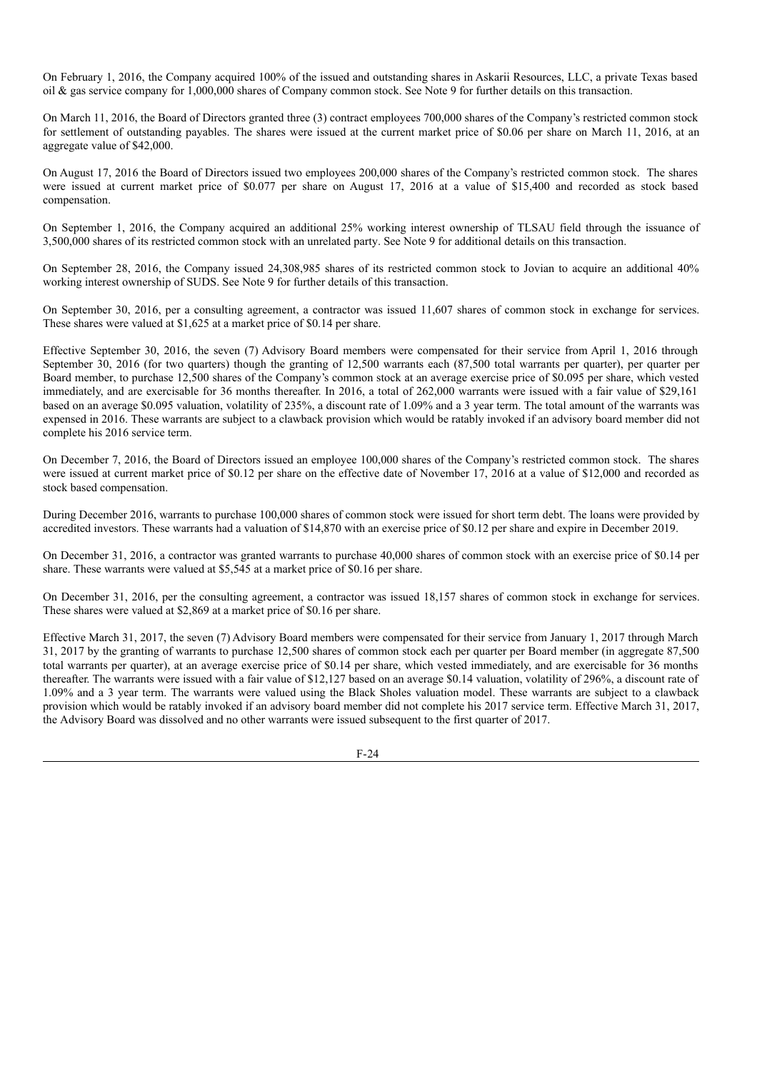On February 1, 2016, the Company acquired 100% of the issued and outstanding shares in Askarii Resources, LLC, a private Texas based oil & gas service company for 1,000,000 shares of Company common stock. See Note 9 for further details on this transaction.

On March 11, 2016, the Board of Directors granted three (3) contract employees 700,000 shares of the Company's restricted common stock for settlement of outstanding payables. The shares were issued at the current market price of $0.06 per share on March 11, 2016, at an aggregate value of $42,000.

On August 17, 2016 the Board of Directors issued two employees 200,000 shares of the Company's restricted common stock. The shares were issued at current market price of $0.077 per share on August 17, 2016 at a value of $15,400 and recorded as stock based compensation.

On September 1, 2016, the Company acquired an additional 25% working interest ownership of TLSAU field through the issuance of 3,500,000 shares of its restricted common stock with an unrelated party. See Note 9 for additional details on this transaction.

On September 28, 2016, the Company issued 24,308,985 shares of its restricted common stock to Jovian to acquire an additional 40% working interest ownership of SUDS. See Note 9 for further details of this transaction.

On September 30, 2016, per a consulting agreement, a contractor was issued 11,607 shares of common stock in exchange for services. These shares were valued at $1,625 at a market price of $0.14 per share.

Effective September 30, 2016, the seven (7) Advisory Board members were compensated for their service from April 1, 2016 through September 30, 2016 (for two quarters) though the granting of 12,500 warrants each (87,500 total warrants per quarter), per quarter per Board member, to purchase 12,500 shares of the Company's common stock at an average exercise price of $0.095 per share, which vested immediately, and are exercisable for 36 months thereafter. In 2016, a total of 262,000 warrants were issued with a fair value of $29,161 based on an average $0.095 valuation, volatility of 235%, a discount rate of 1.09% and a 3 year term. The total amount of the warrants was expensed in 2016. These warrants are subject to a clawback provision which would be ratably invoked if an advisory board member did not complete his 2016 service term.

On December 7, 2016, the Board of Directors issued an employee 100,000 shares of the Company's restricted common stock. The shares were issued at current market price of $0.12 per share on the effective date of November 17, 2016 at a value of $12,000 and recorded as stock based compensation.

During December 2016, warrants to purchase 100,000 shares of common stock were issued for short term debt. The loans were provided by accredited investors. These warrants had a valuation of $14,870 with an exercise price of $0.12 per share and expire in December 2019.

On December 31, 2016, a contractor was granted warrants to purchase 40,000 shares of common stock with an exercise price of $0.14 per share. These warrants were valued at $5,545 at a market price of $0.16 per share.

On December 31, 2016, per the consulting agreement, a contractor was issued 18,157 shares of common stock in exchange for services. These shares were valued at $2,869 at a market price of $0.16 per share.

Effective March 31, 2017, the seven (7) Advisory Board members were compensated for their service from January 1, 2017 through March 31, 2017 by the granting of warrants to purchase 12,500 shares of common stock each per quarter per Board member (in aggregate 87,500 total warrants per quarter), at an average exercise price of $0.14 per share, which vested immediately, and are exercisable for 36 months thereafter. The warrants were issued with a fair value of $12,127 based on an average $0.14 valuation, volatility of 296%, a discount rate of 1.09% and a 3 year term. The warrants were valued using the Black Sholes valuation model. These warrants are subject to a clawback provision which would be ratably invoked if an advisory board member did not complete his 2017 service term. Effective March 31, 2017, the Advisory Board was dissolved and no other warrants were issued subsequent to the first quarter of 2017.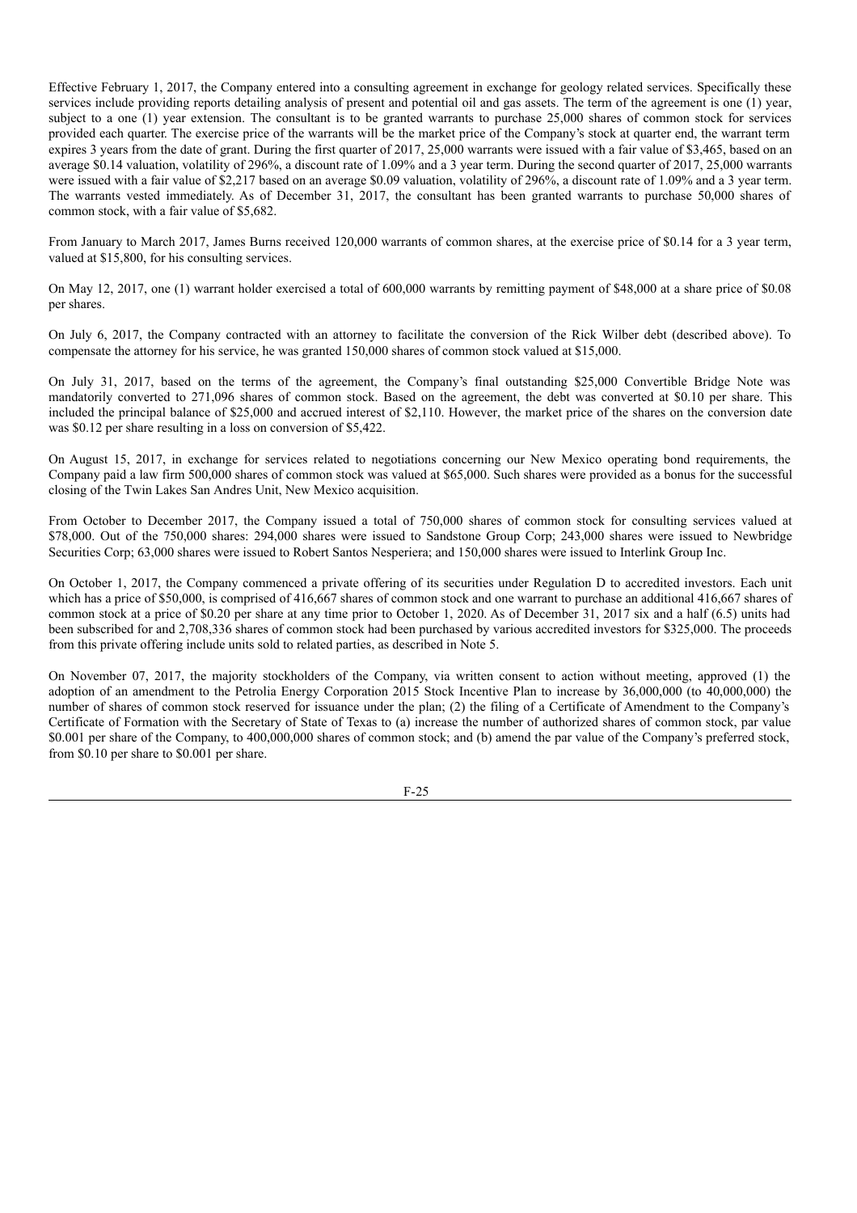Effective February 1, 2017, the Company entered into a consulting agreement in exchange for geology related services. Specifically these services include providing reports detailing analysis of present and potential oil and gas assets. The term of the agreement is one (1) year, subject to a one (1) year extension. The consultant is to be granted warrants to purchase 25,000 shares of common stock for services provided each quarter. The exercise price of the warrants will be the market price of the Company's stock at quarter end, the warrant term expires 3 years from the date of grant. During the first quarter of 2017, 25,000 warrants were issued with a fair value of $3,465, based on an average $0.14 valuation, volatility of 296%, a discount rate of 1.09% and a 3 year term. During the second quarter of 2017, 25,000 warrants were issued with a fair value of $2,217 based on an average $0.09 valuation, volatility of 296%, a discount rate of 1.09% and a 3 year term. The warrants vested immediately. As of December 31, 2017, the consultant has been granted warrants to purchase 50,000 shares of common stock, with a fair value of $5,682.

From January to March 2017, James Burns received 120,000 warrants of common shares, at the exercise price of $0.14 for a 3 year term, valued at $15,800, for his consulting services.

On May 12, 2017, one (1) warrant holder exercised a total of 600,000 warrants by remitting payment of $48,000 at a share price of $0.08 per shares.

On July 6, 2017, the Company contracted with an attorney to facilitate the conversion of the Rick Wilber debt (described above). To compensate the attorney for his service, he was granted 150,000 shares of common stock valued at $15,000.

On July 31, 2017, based on the terms of the agreement, the Company's final outstanding $25,000 Convertible Bridge Note was mandatorily converted to 271,096 shares of common stock. Based on the agreement, the debt was converted at $0.10 per share. This included the principal balance of $25,000 and accrued interest of $2,110. However, the market price of the shares on the conversion date was $0.12 per share resulting in a loss on conversion of $5,422.

On August 15, 2017, in exchange for services related to negotiations concerning our New Mexico operating bond requirements, the Company paid a law firm 500,000 shares of common stock was valued at $65,000. Such shares were provided as a bonus for the successful closing of the Twin Lakes San Andres Unit, New Mexico acquisition.

From October to December 2017, the Company issued a total of 750,000 shares of common stock for consulting services valued at $78,000. Out of the 750,000 shares: 294,000 shares were issued to Sandstone Group Corp; 243,000 shares were issued to Newbridge Securities Corp; 63,000 shares were issued to Robert Santos Nesperiera; and 150,000 shares were issued to Interlink Group Inc.

On October 1, 2017, the Company commenced a private offering of its securities under Regulation D to accredited investors. Each unit which has a price of $50,000, is comprised of 416,667 shares of common stock and one warrant to purchase an additional 416,667 shares of common stock at a price of $0.20 per share at any time prior to October 1, 2020. As of December 31, 2017 six and a half (6.5) units had been subscribed for and 2,708,336 shares of common stock had been purchased by various accredited investors for $325,000. The proceeds from this private offering include units sold to related parties, as described in Note 5.

On November 07, 2017, the majority stockholders of the Company, via written consent to action without meeting, approved (1) the adoption of an amendment to the Petrolia Energy Corporation 2015 Stock Incentive Plan to increase by 36,000,000 (to 40,000,000) the number of shares of common stock reserved for issuance under the plan; (2) the filing of a Certificate of Amendment to the Company's Certificate of Formation with the Secretary of State of Texas to (a) increase the number of authorized shares of common stock, par value $0.001 per share of the Company, to 400,000,000 shares of common stock; and (b) amend the par value of the Company's preferred stock, from $0.10 per share to $0.001 per share.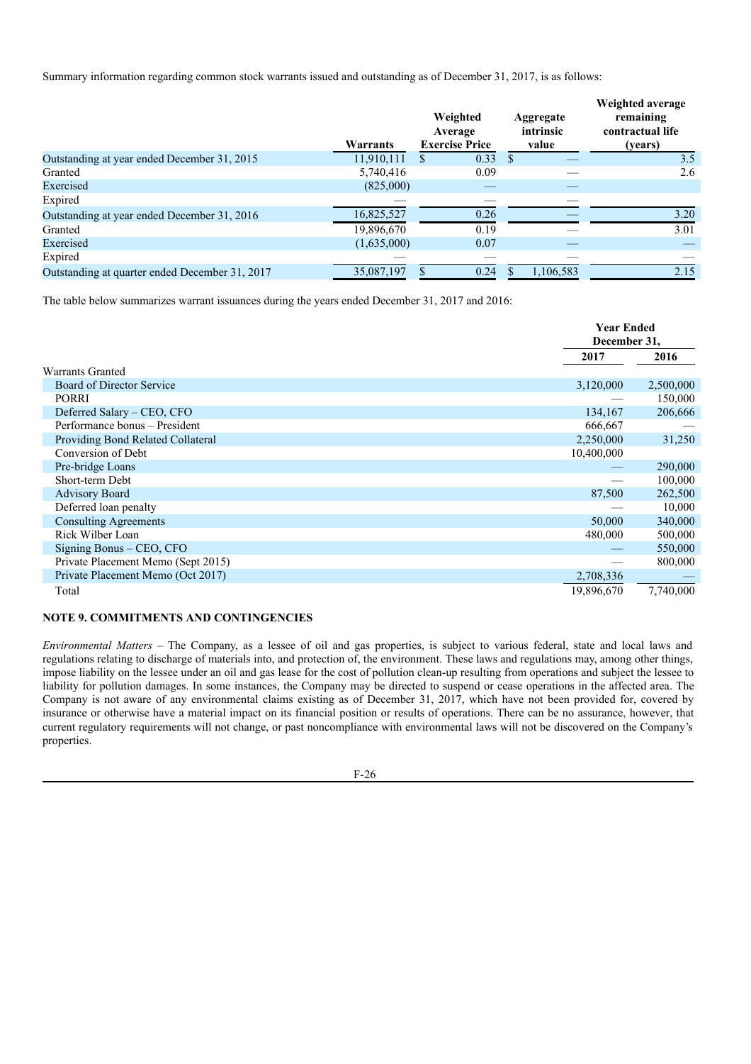Summary information regarding common stock warrants issued and outstanding as of December 31, 2017, is as follows:

| | Warrants | Weighted Average Exercise Price | Aggregate intrinsic value | Weighted average remaining contractual life (years) |
|---|---|---|---|---|
| Outstanding at year ended December 31, 2015 | 11,910,111 | $ 0.33 | $ — | 3.5 |
| Granted | 5,740,416 | 0.09 | — | 2.6 |
| Exercised | (825,000) | — | — | |
| Expired | — | — | — | |
| Outstanding at year ended December 31, 2016 | 16,825,527 | 0.26 | — | 3.20 |
| Granted | 19,896,670 | 0.19 | — | 3.01 |
| Exercised | (1,635,000) | 0.07 | — | — |
| Expired | — | — | — | — |
| Outstanding at quarter ended December 31, 2017 | 35,087,197 | $ 0.24 | $ 1,106,583 | 2.15 |

The table below summarizes warrant issuances during the years ended December 31, 2017 and 2016:

| | Year Ended December 31, | |
|---|---|---|
| | 2017 | 2016 |
| Warrants Granted | | |
| Board of Director Service | 3,120,000 | 2,500,000 |
| PORRI | — | 150,000 |
| Deferred Salary – CEO, CFO | 134,167 | 206,666 |
| Performance bonus – President | 666,667 | — |
| Providing Bond Related Collateral | 2,250,000 | 31,250 |
| Conversion of Debt | 10,400,000 | |
| Pre-bridge Loans | — | 290,000 |
| Short-term Debt | — | 100,000 |
| Advisory Board | 87,500 | 262,500 |
| Deferred loan penalty | — | 10,000 |
| Consulting Agreements | 50,000 | 340,000 |
| Rick Wilber Loan | 480,000 | 500,000 |
| Signing Bonus – CEO, CFO | — | 550,000 |
| Private Placement Memo (Sept 2015) | — | 800,000 |
| Private Placement Memo (Oct 2017) | 2,708,336 | — |
| Total | 19,896,670 | 7,740,000 |

## NOTE 9. COMMITMENTS AND CONTINGENCIES

*Environmental Matters* – The Company, as a lessee of oil and gas properties, is subject to various federal, state and local laws and regulations relating to discharge of materials into, and protection of, the environment. These laws and regulations may, among other things, impose liability on the lessee under an oil and gas lease for the cost of pollution clean-up resulting from operations and subject the lessee to liability for pollution damages. In some instances, the Company may be directed to suspend or cease operations in the affected area. The Company is not aware of any environmental claims existing as of December 31, 2017, which have not been provided for, covered by insurance or otherwise have a material impact on its financial position or results of operations. There can be no assurance, however, that current regulatory requirements will not change, or past noncompliance with environmental laws will not be discovered on the Company's properties.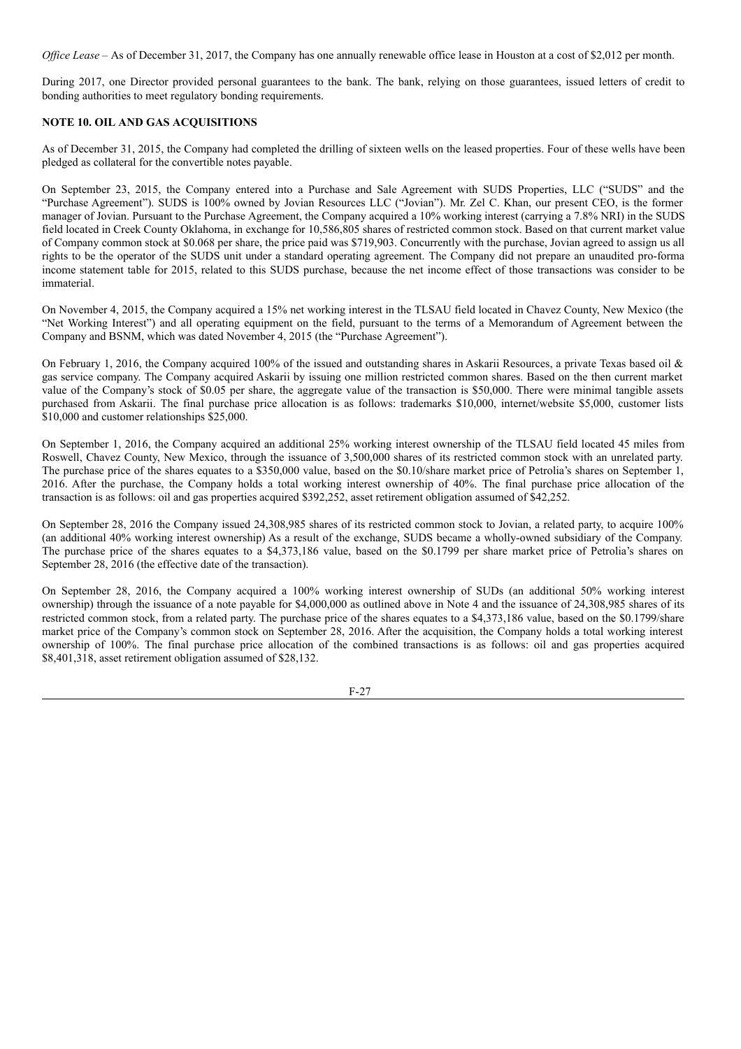*Office Lease* – As of December 31, 2017, the Company has one annually renewable office lease in Houston at a cost of $2,012 per month.

During 2017, one Director provided personal guarantees to the bank. The bank, relying on those guarantees, issued letters of credit to bonding authorities to meet regulatory bonding requirements.

**NOTE 10. OIL AND GAS ACQUISITIONS**

As of December 31, 2015, the Company had completed the drilling of sixteen wells on the leased properties. Four of these wells have been pledged as collateral for the convertible notes payable.

On September 23, 2015, the Company entered into a Purchase and Sale Agreement with SUDS Properties, LLC ("SUDS" and the "Purchase Agreement"). SUDS is 100% owned by Jovian Resources LLC ("Jovian"). Mr. Zel C. Khan, our present CEO, is the former manager of Jovian. Pursuant to the Purchase Agreement, the Company acquired a 10% working interest (carrying a 7.8% NRI) in the SUDS field located in Creek County Oklahoma, in exchange for 10,586,805 shares of restricted common stock. Based on that current market value of Company common stock at $0.068 per share, the price paid was $719,903. Concurrently with the purchase, Jovian agreed to assign us all rights to be the operator of the SUDS unit under a standard operating agreement. The Company did not prepare an unaudited pro-forma income statement table for 2015, related to this SUDS purchase, because the net income effect of those transactions was consider to be immaterial.

On November 4, 2015, the Company acquired a 15% net working interest in the TLSAU field located in Chavez County, New Mexico (the "Net Working Interest") and all operating equipment on the field, pursuant to the terms of a Memorandum of Agreement between the Company and BSNM, which was dated November 4, 2015 (the "Purchase Agreement").

On February 1, 2016, the Company acquired 100% of the issued and outstanding shares in Askarii Resources, a private Texas based oil & gas service company. The Company acquired Askarii by issuing one million restricted common shares. Based on the then current market value of the Company's stock of $0.05 per share, the aggregate value of the transaction is $50,000. There were minimal tangible assets purchased from Askarii. The final purchase price allocation is as follows: trademarks $10,000, internet/website $5,000, customer lists $10,000 and customer relationships $25,000.

On September 1, 2016, the Company acquired an additional 25% working interest ownership of the TLSAU field located 45 miles from Roswell, Chavez County, New Mexico, through the issuance of 3,500,000 shares of its restricted common stock with an unrelated party. The purchase price of the shares equates to a $350,000 value, based on the $0.10/share market price of Petrolia's shares on September 1, 2016. After the purchase, the Company holds a total working interest ownership of 40%. The final purchase price allocation of the transaction is as follows: oil and gas properties acquired $392,252, asset retirement obligation assumed of $42,252.

On September 28, 2016 the Company issued 24,308,985 shares of its restricted common stock to Jovian, a related party, to acquire 100% (an additional 40% working interest ownership) As a result of the exchange, SUDS became a wholly-owned subsidiary of the Company. The purchase price of the shares equates to a $4,373,186 value, based on the $0.1799 per share market price of Petrolia's shares on September 28, 2016 (the effective date of the transaction).

On September 28, 2016, the Company acquired a 100% working interest ownership of SUDs (an additional 50% working interest ownership) through the issuance of a note payable for $4,000,000 as outlined above in Note 4 and the issuance of 24,308,985 shares of its restricted common stock, from a related party. The purchase price of the shares equates to a $4,373,186 value, based on the $0.1799/share market price of the Company's common stock on September 28, 2016. After the acquisition, the Company holds a total working interest ownership of 100%. The final purchase price allocation of the combined transactions is as follows: oil and gas properties acquired $8,401,318, asset retirement obligation assumed of $28,132.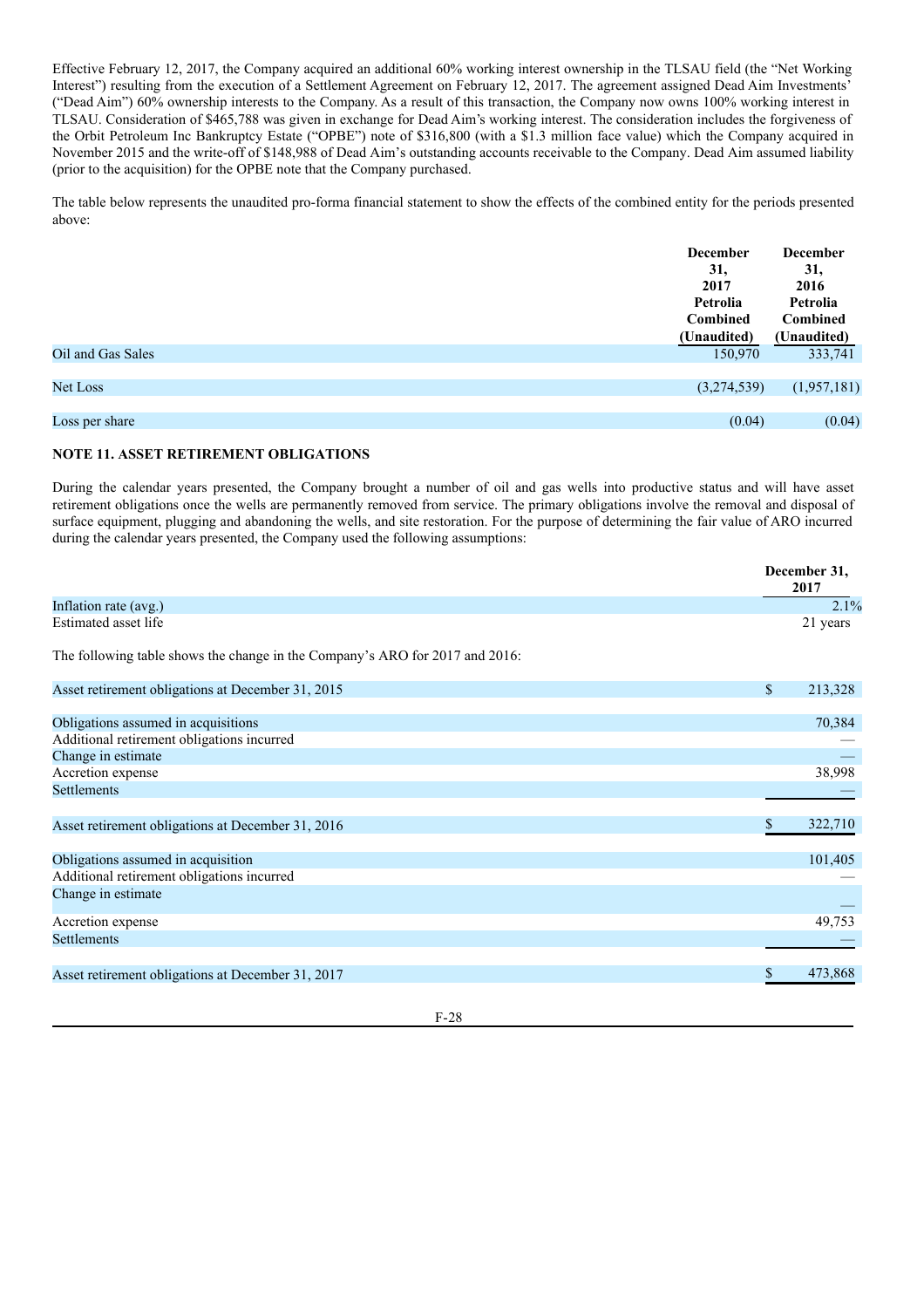Effective February 12, 2017, the Company acquired an additional 60% working interest ownership in the TLSAU field (the "Net Working Interest") resulting from the execution of a Settlement Agreement on February 12, 2017. The agreement assigned Dead Aim Investments' ("Dead Aim") 60% ownership interests to the Company. As a result of this transaction, the Company now owns 100% working interest in TLSAU. Consideration of $465,788 was given in exchange for Dead Aim's working interest. The consideration includes the forgiveness of the Orbit Petroleum Inc Bankruptcy Estate ("OPBE") note of $316,800 (with a $1.3 million face value) which the Company acquired in November 2015 and the write-off of $148,988 of Dead Aim's outstanding accounts receivable to the Company. Dead Aim assumed liability (prior to the acquisition) for the OPBE note that the Company purchased.

The table below represents the unaudited pro-forma financial statement to show the effects of the combined entity for the periods presented above:

| | December 31, 2017 Petrolia Combined (Unaudited) | December 31, 2016 Petrolia Combined (Unaudited) |
|---|---|---|
| Oil and Gas Sales | 150,970 | 333,741 |
| Net Loss | (3,274,539) | (1,957,181) |
| Loss per share | (0.04) | (0.04) |

## NOTE 11. ASSET RETIREMENT OBLIGATIONS

During the calendar years presented, the Company brought a number of oil and gas wells into productive status and will have asset retirement obligations once the wells are permanently removed from service. The primary obligations involve the removal and disposal of surface equipment, plugging and abandoning the wells, and site restoration. For the purpose of determining the fair value of ARO incurred during the calendar years presented, the Company used the following assumptions:

| | December 31, 2017 |
|---|---|
| Inflation rate (avg.) | 2.1% |
| Estimated asset life | 21 years |

The following table shows the change in the Company's ARO for 2017 and 2016:

| | |
|---|---|
| Asset retirement obligations at December 31, 2015 | $ 213,328 |
| Obligations assumed in acquisitions | 70,384 |
| Additional retirement obligations incurred | — |
| Change in estimate | — |
| Accretion expense | 38,998 |
| Settlements | — |
| Asset retirement obligations at December 31, 2016 | $ 322,710 |
| Obligations assumed in acquisition | 101,405 |
| Additional retirement obligations incurred | — |
| Change in estimate | — |
| Accretion expense | 49,753 |
| Settlements | — |
| Asset retirement obligations at December 31, 2017 | $ 473,868 |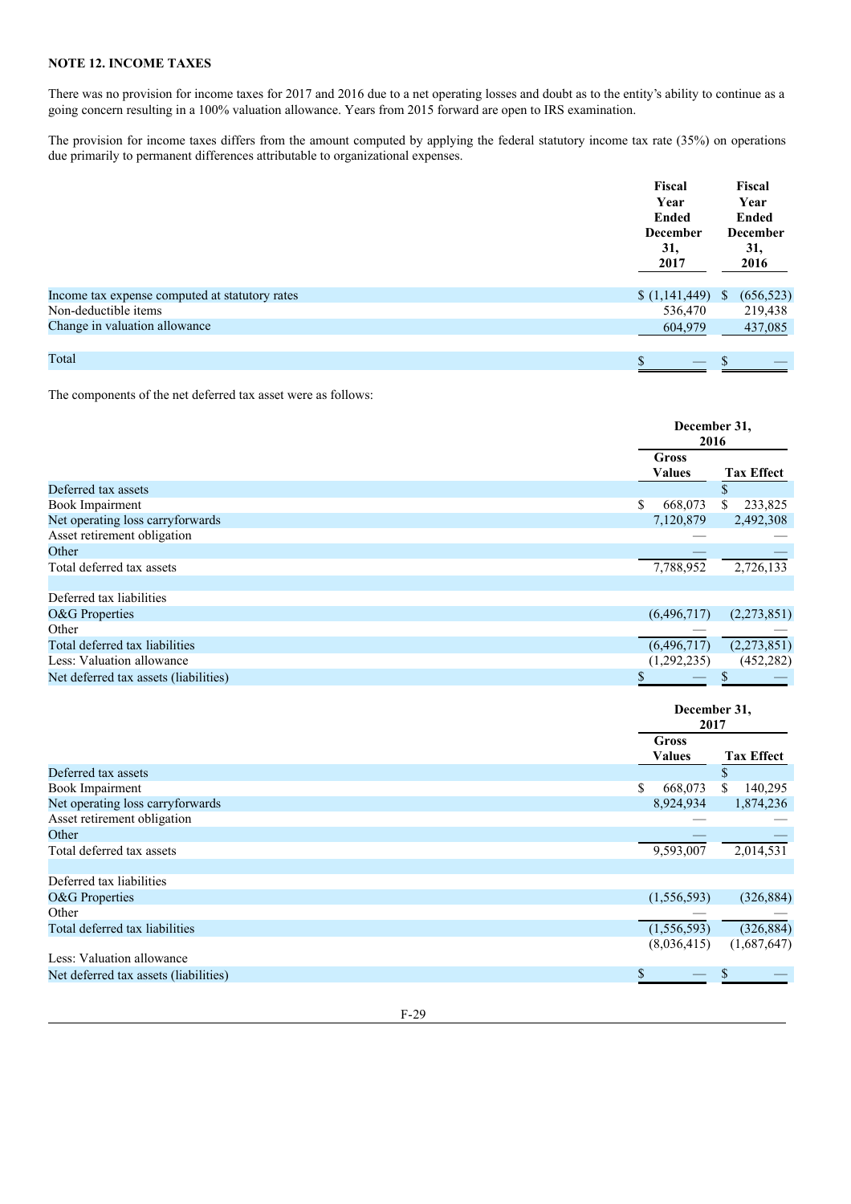### NOTE 12. INCOME TAXES

There was no provision for income taxes for 2017 and 2016 due to a net operating losses and doubt as to the entity's ability to continue as a going concern resulting in a 100% valuation allowance. Years from 2015 forward are open to IRS examination.

The provision for income taxes differs from the amount computed by applying the federal statutory income tax rate (35%) on operations due primarily to permanent differences attributable to organizational expenses.

| | Fiscal Year Ended December 31, 2017 | Fiscal Year Ended December 31, 2016 |
|---|---|---|
| Income tax expense computed at statutory rates | $ (1,141,449) | $ (656,523) |
| Non-deductible items | 536,470 | 219,438 |
| Change in valuation allowance | 604,979 | 437,085 |
| Total | $ — | $ — |

The components of the net deferred tax asset were as follows:

| | December 31, 2016 | |
|---|---|---|
| | Gross Values | Tax Effect |
| Deferred tax assets | | $ |
| Book Impairment | $ 668,073 | $ 233,825 |
| Net operating loss carryforwards | 7,120,879 | 2,492,308 |
| Asset retirement obligation | — | — |
| Other | — | — |
| Total deferred tax assets | 7,788,952 | 2,726,133 |
| | | |
| Deferred tax liabilities | | |
| O&G Properties | (6,496,717) | (2,273,851) |
| Other | — | — |
| Total deferred tax liabilities | (6,496,717) | (2,273,851) |
| Less: Valuation allowance | (1,292,235) | (452,282) |
| Net deferred tax assets (liabilities) | $ — | $ — |

| | December 31, 2017 | |
|---|---|---|
| | Gross Values | Tax Effect |
| Deferred tax assets | | $ |
| Book Impairment | $ 668,073 | $ 140,295 |
| Net operating loss carryforwards | 8,924,934 | 1,874,236 |
| Asset retirement obligation | — | — |
| Other | — | — |
| Total deferred tax assets | 9,593,007 | 2,014,531 |
| | | |
| Deferred tax liabilities | | |
| O&G Properties | (1,556,593) | (326,884) |
| Other | — | — |
| Total deferred tax liabilities | (1,556,593) | (326,884) |
| Less: Valuation allowance | (8,036,415) | (1,687,647) |
| Net deferred tax assets (liabilities) | $ — | $ — |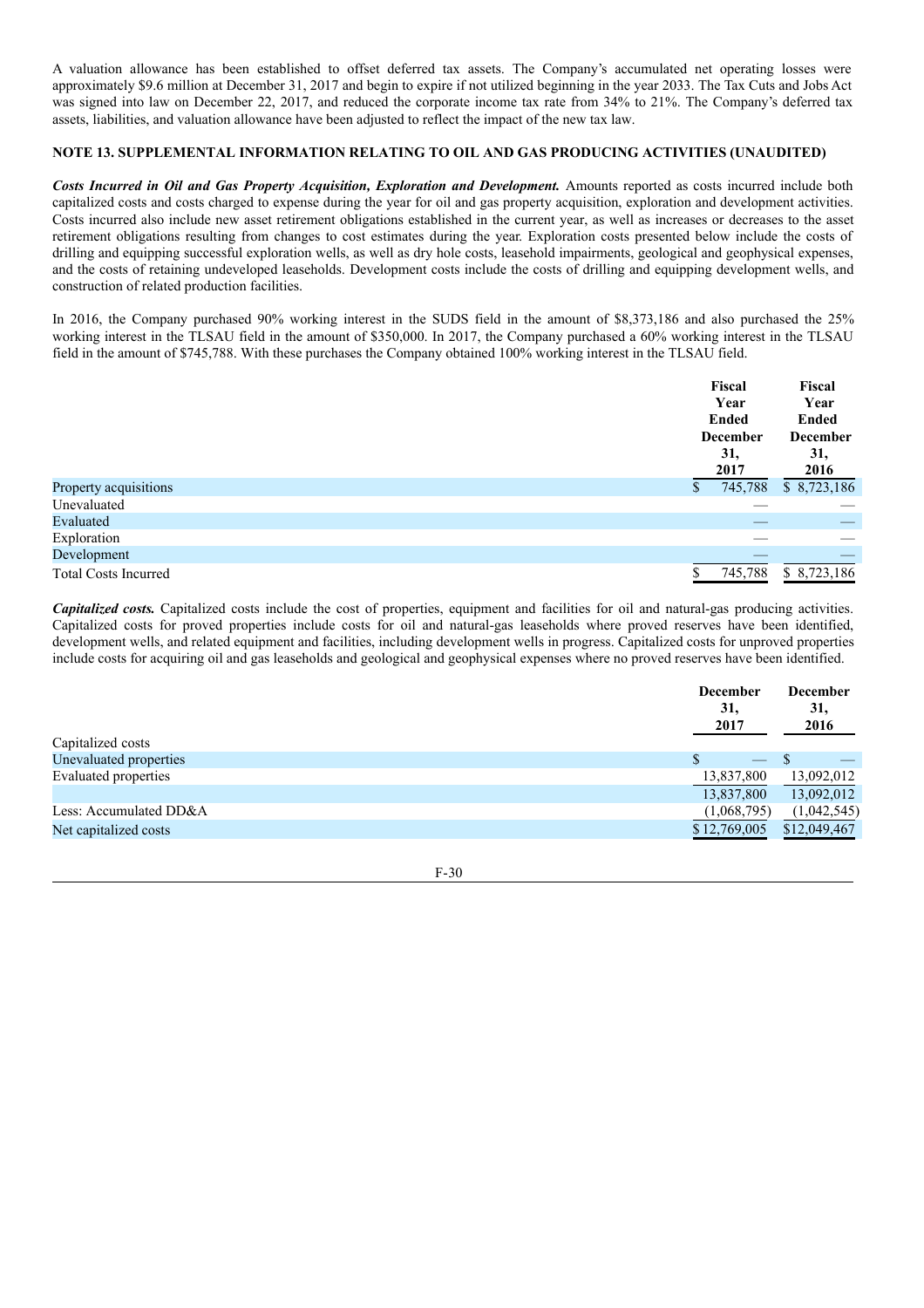A valuation allowance has been established to offset deferred tax assets. The Company's accumulated net operating losses were approximately $9.6 million at December 31, 2017 and begin to expire if not utilized beginning in the year 2033. The Tax Cuts and Jobs Act was signed into law on December 22, 2017, and reduced the corporate income tax rate from 34% to 21%. The Company's deferred tax assets, liabilities, and valuation allowance have been adjusted to reflect the impact of the new tax law.

## NOTE 13. SUPPLEMENTAL INFORMATION RELATING TO OIL AND GAS PRODUCING ACTIVITIES (UNAUDITED)

***Costs Incurred in Oil and Gas Property Acquisition, Exploration and Development.*** Amounts reported as costs incurred include both capitalized costs and costs charged to expense during the year for oil and gas property acquisition, exploration and development activities. Costs incurred also include new asset retirement obligations established in the current year, as well as increases or decreases to the asset retirement obligations resulting from changes to cost estimates during the year. Exploration costs presented below include the costs of drilling and equipping successful exploration wells, as well as dry hole costs, leasehold impairments, geological and geophysical expenses, and the costs of retaining undeveloped leaseholds. Development costs include the costs of drilling and equipping development wells, and construction of related production facilities.

In 2016, the Company purchased 90% working interest in the SUDS field in the amount of $8,373,186 and also purchased the 25% working interest in the TLSAU field in the amount of $350,000. In 2017, the Company purchased a 60% working interest in the TLSAU field in the amount of $745,788. With these purchases the Company obtained 100% working interest in the TLSAU field.

| | Fiscal Year Ended December 31, 2017 | Fiscal Year Ended December 31, 2016 |
|---|---|---|
| Property acquisitions | $ 745,788 | $ 8,723,186 |
| Unevaluated | — | — |
| Evaluated | — | — |
| Exploration | — | — |
| Development | — | — |
| Total Costs Incurred | $ 745,788 | $ 8,723,186 |

***Capitalized costs.*** Capitalized costs include the cost of properties, equipment and facilities for oil and natural-gas producing activities. Capitalized costs for proved properties include costs for oil and natural-gas leaseholds where proved reserves have been identified, development wells, and related equipment and facilities, including development wells in progress. Capitalized costs for unproved properties include costs for acquiring oil and gas leaseholds and geological and geophysical expenses where no proved reserves have been identified.

| | December 31, 2017 | December 31, 2016 |
|---|---|---|
| Capitalized costs | | |
| Unevaluated properties | $ — | $ — |
| Evaluated properties | 13,837,800 | 13,092,012 |
| | 13,837,800 | 13,092,012 |
| Less: Accumulated DD&A | (1,068,795) | (1,042,545) |
| Net capitalized costs | $ 12,769,005 | $ 12,049,467 |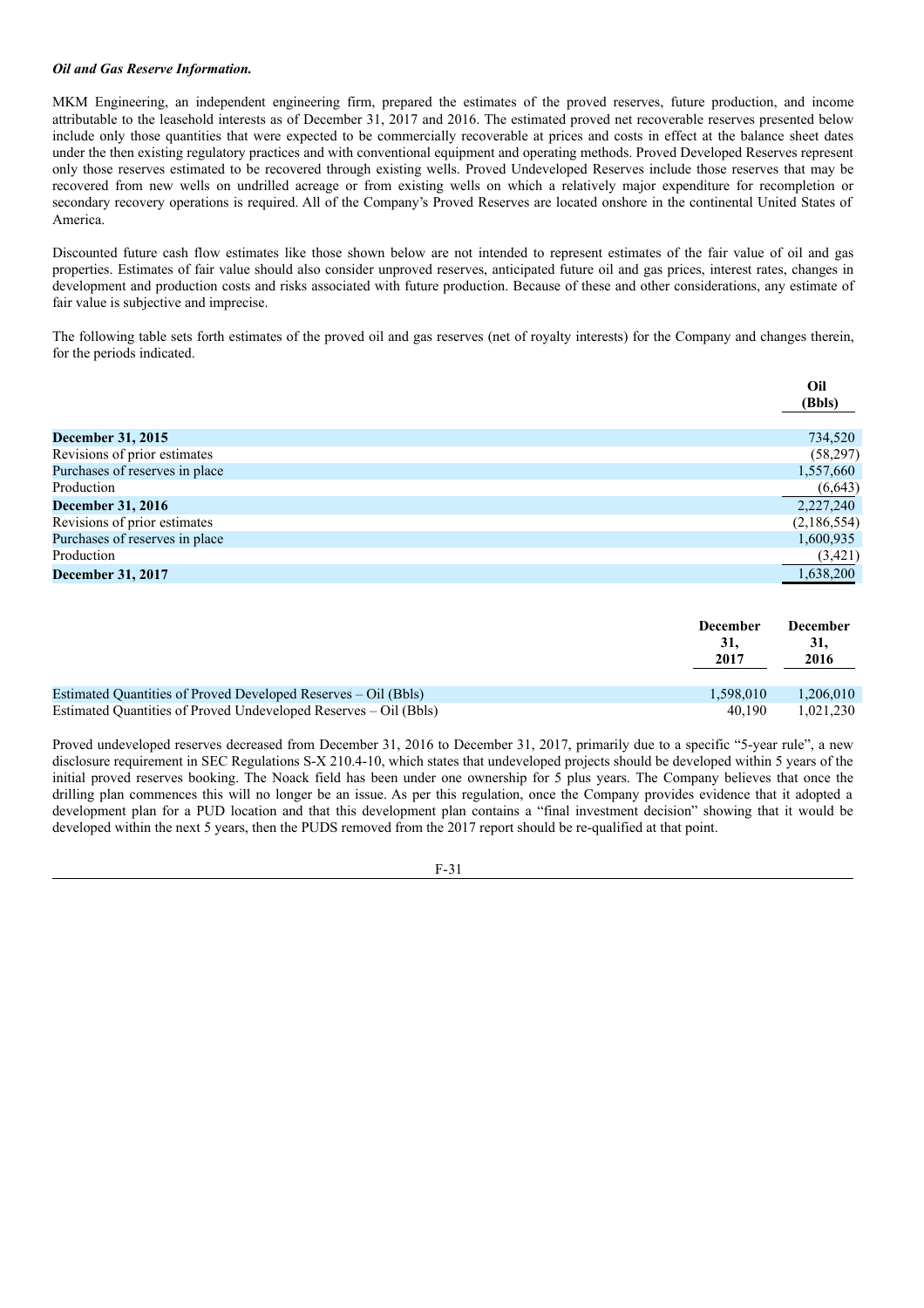***Oil and Gas Reserve Information.***

MKM Engineering, an independent engineering firm, prepared the estimates of the proved reserves, future production, and income attributable to the leasehold interests as of December 31, 2017 and 2016. The estimated proved net recoverable reserves presented below include only those quantities that were expected to be commercially recoverable at prices and costs in effect at the balance sheet dates under the then existing regulatory practices and with conventional equipment and operating methods. Proved Developed Reserves represent only those reserves estimated to be recovered through existing wells. Proved Undeveloped Reserves include those reserves that may be recovered from new wells on undrilled acreage or from existing wells on which a relatively major expenditure for recompletion or secondary recovery operations is required. All of the Company's Proved Reserves are located onshore in the continental United States of America.

Discounted future cash flow estimates like those shown below are not intended to represent estimates of the fair value of oil and gas properties. Estimates of fair value should also consider unproved reserves, anticipated future oil and gas prices, interest rates, changes in development and production costs and risks associated with future production. Because of these and other considerations, any estimate of fair value is subjective and imprecise.

The following table sets forth estimates of the proved oil and gas reserves (net of royalty interests) for the Company and changes therein, for the periods indicated.

| | Oil (Bbls) |
|---|---|
| **December 31, 2015** | 734,520 |
| Revisions of prior estimates | (58,297) |
| Purchases of reserves in place | 1,557,660 |
| Production | (6,643) |
| **December 31, 2016** | 2,227,240 |
| Revisions of prior estimates | (2,186,554) |
| Purchases of reserves in place | 1,600,935 |
| Production | (3,421) |
| **December 31, 2017** | 1,638,200 |

| | December 31, 2017 | December 31, 2016 |
|---|---|---|
| Estimated Quantities of Proved Developed Reserves – Oil (Bbls) | 1,598,010 | 1,206,010 |
| Estimated Quantities of Proved Undeveloped Reserves – Oil (Bbls) | 40,190 | 1,021,230 |

Proved undeveloped reserves decreased from December 31, 2016 to December 31, 2017, primarily due to a specific "5-year rule", a new disclosure requirement in SEC Regulations S-X 210.4-10, which states that undeveloped projects should be developed within 5 years of the initial proved reserves booking. The Noack field has been under one ownership for 5 plus years. The Company believes that once the drilling plan commences this will no longer be an issue. As per this regulation, once the Company provides evidence that it adopted a development plan for a PUD location and that this development plan contains a "final investment decision" showing that it would be developed within the next 5 years, then the PUDS removed from the 2017 report should be re-qualified at that point.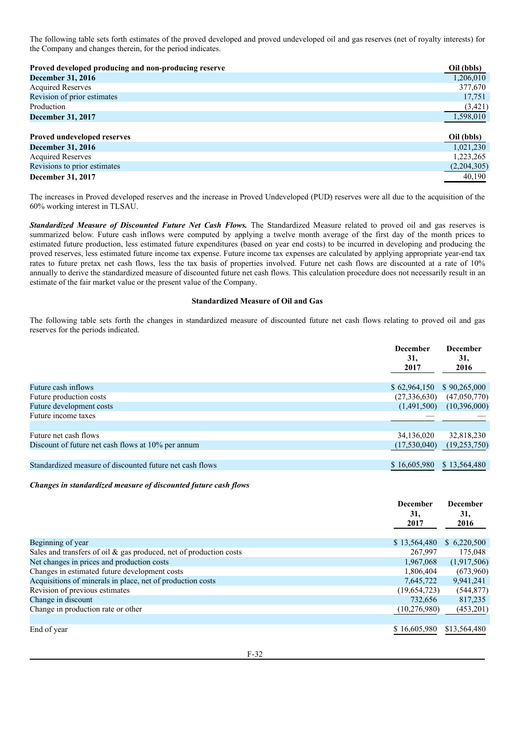The following table sets forth estimates of the proved developed and proved undeveloped oil and gas reserves (net of royalty interests) for the Company and changes therein, for the period indicates.

| **Proved developed producing and non-producing reserve** | **Oil (bbls)** |
|---|---|
| **December 31, 2016** | 1,206,010 |
| Acquired Reserves | 377,670 |
| Revision of prior estimates | 17,751 |
| Production | (3,421) |
| **December 31, 2017** | 1,598,010 |

| **Proved undeveloped reserves** | **Oil (bbls)** |
|---|---|
| **December 31, 2016** | 1,021,230 |
| Acquired Reserves | 1,223,265 |
| Revisions to prior estimates | (2,204,305) |
| **December 31, 2017** | 40,190 |

The increases in Proved developed reserves and the increase in Proved Undeveloped (PUD) reserves were all due to the acquisition of the 60% working interest in TLSAU.

***Standardized Measure of Discounted Future Net Cash Flows.*** The Standardized Measure related to proved oil and gas reserves is summarized below. Future cash inflows were computed by applying a twelve month average of the first day of the month prices to estimated future production, less estimated future expenditures (based on year end costs) to be incurred in developing and producing the proved reserves, less estimated future income tax expense. Future income tax expenses are calculated by applying appropriate year-end tax rates to future pretax net cash flows, less the tax basis of properties involved. Future net cash flows are discounted at a rate of 10% annually to derive the standardized measure of discounted future net cash flows. This calculation procedure does not necessarily result in an estimate of the fair market value or the present value of the Company.

**Standardized Measure of Oil and Gas**

The following table sets forth the changes in standardized measure of discounted future net cash flows relating to proved oil and gas reserves for the periods indicated.

| | **December 31, 2017** | **December 31, 2016** |
|---|---|---|
| Future cash inflows | $ 62,964,150 | $ 90,265,000 |
| Future production costs | (27,336,630) | (47,050,770) |
| Future development costs | (1,491,500) | (10,396,000) |
| Future income taxes | — | — |
| | | |
| Future net cash flows | 34,136,020 | 32,818,230 |
| Discount of future net cash flows at 10% per annum | (17,530,040) | (19,253,750) |
| | | |
| Standardized measure of discounted future net cash flows | $ 16,605,980 | $ 13,564,480 |

***Changes in standardized measure of discounted future cash flows***

| | **December 31, 2017** | **December 31, 2016** |
|---|---|---|
| Beginning of year | $ 13,564,480 | $ 6,220,500 |
| Sales and transfers of oil & gas produced, net of production costs | 267,997 | 175,048 |
| Net changes in prices and production costs | 1,967,068 | (1,917,506) |
| Changes in estimated future development costs | 1,806,404 | (673,960) |
| Acquisitions of minerals in place, net of production costs | 7,645,722 | 9,941,241 |
| Revision of previous estimates | (19,654,723) | (544,877) |
| Change in discount | 732,656 | 817,235 |
| Change in production rate or other | (10,276,980) | (453,201) |
| | | |
| End of year | $ 16,605,980 | $13,564,480 |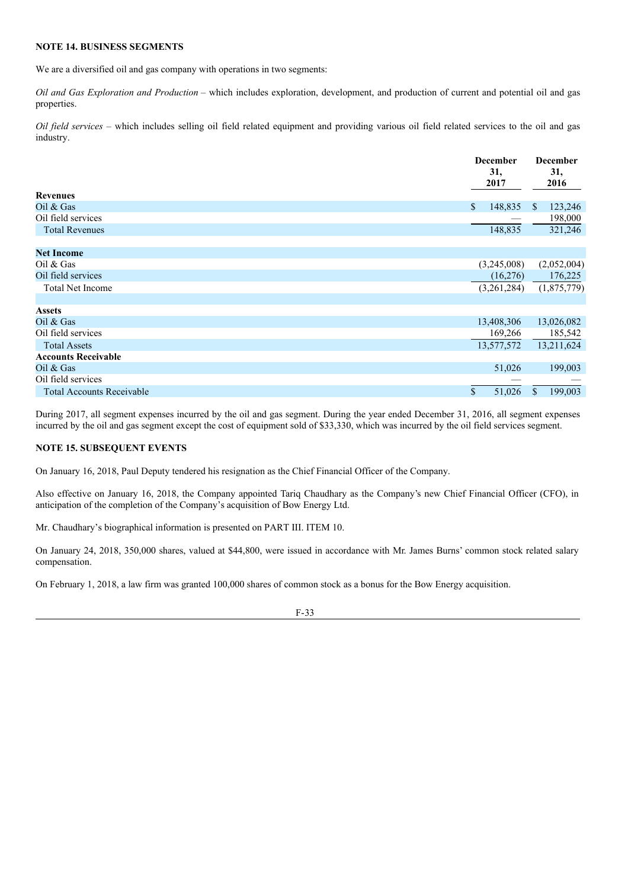### NOTE 14. BUSINESS SEGMENTS

We are a diversified oil and gas company with operations in two segments:

*Oil and Gas Exploration and Production* – which includes exploration, development, and production of current and potential oil and gas properties.

*Oil field services* – which includes selling oil field related equipment and providing various oil field related services to the oil and gas industry.

| | December 31, 2017 | December 31, 2016 |
|---|---|---|
| **Revenues** | | |
| Oil & Gas | $ 148,835 | $ 123,246 |
| Oil field services | — | 198,000 |
| Total Revenues | 148,835 | 321,246 |
| | | |
| **Net Income** | | |
| Oil & Gas | (3,245,008) | (2,052,004) |
| Oil field services | (16,276) | 176,225 |
| Total Net Income | (3,261,284) | (1,875,779) |
| | | |
| **Assets** | | |
| Oil & Gas | 13,408,306 | 13,026,082 |
| Oil field services | 169,266 | 185,542 |
| Total Assets | 13,577,572 | 13,211,624 |
| **Accounts Receivable** | | |
| Oil & Gas | 51,026 | 199,003 |
| Oil field services | — | — |
| Total Accounts Receivable | $ 51,026 | $ 199,003 |

During 2017, all segment expenses incurred by the oil and gas segment. During the year ended December 31, 2016, all segment expenses incurred by the oil and gas segment except the cost of equipment sold of $33,330, which was incurred by the oil field services segment.

### NOTE 15. SUBSEQUENT EVENTS

On January 16, 2018, Paul Deputy tendered his resignation as the Chief Financial Officer of the Company.

Also effective on January 16, 2018, the Company appointed Tariq Chaudhary as the Company's new Chief Financial Officer (CFO), in anticipation of the completion of the Company's acquisition of Bow Energy Ltd.

Mr. Chaudhary's biographical information is presented on PART III. ITEM 10.

On January 24, 2018, 350,000 shares, valued at $44,800, were issued in accordance with Mr. James Burns' common stock related salary compensation.

On February 1, 2018, a law firm was granted 100,000 shares of common stock as a bonus for the Bow Energy acquisition.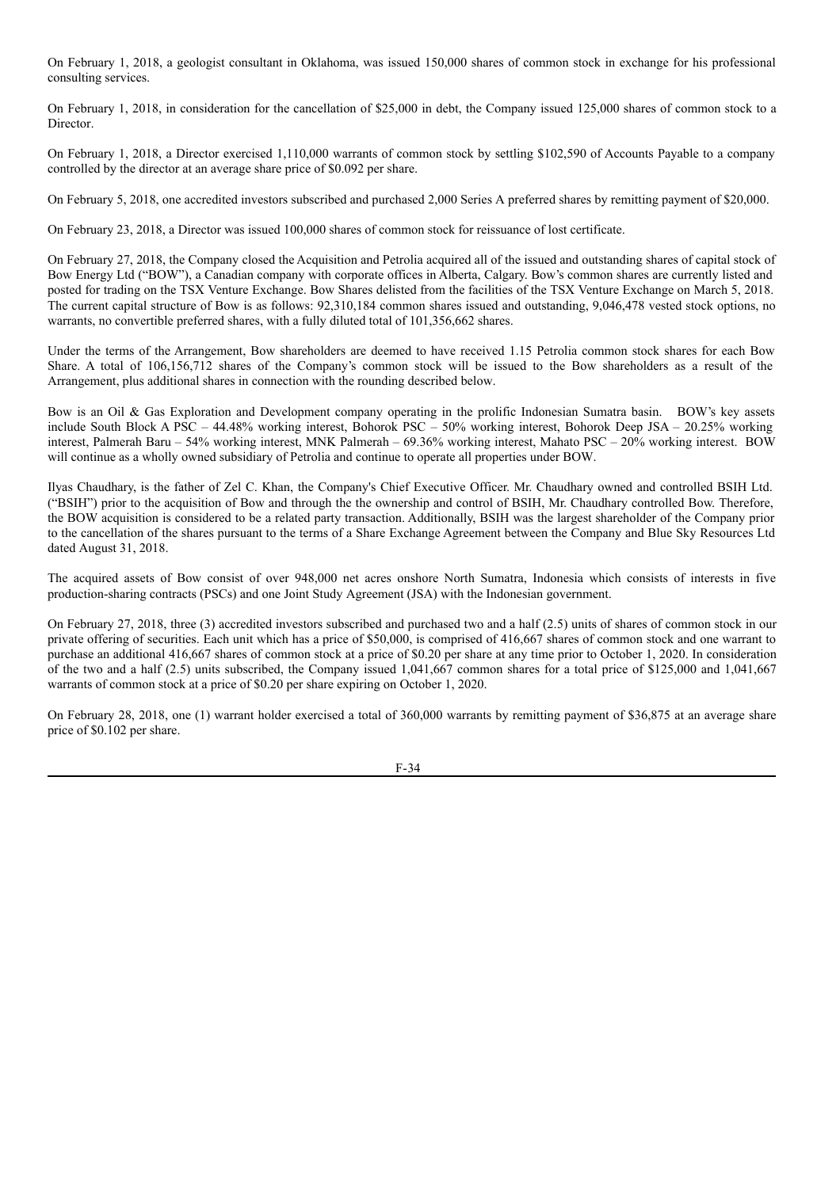On February 1, 2018, a geologist consultant in Oklahoma, was issued 150,000 shares of common stock in exchange for his professional consulting services.

On February 1, 2018, in consideration for the cancellation of $25,000 in debt, the Company issued 125,000 shares of common stock to a Director.

On February 1, 2018, a Director exercised 1,110,000 warrants of common stock by settling $102,590 of Accounts Payable to a company controlled by the director at an average share price of $0.092 per share.

On February 5, 2018, one accredited investors subscribed and purchased 2,000 Series A preferred shares by remitting payment of $20,000.

On February 23, 2018, a Director was issued 100,000 shares of common stock for reissuance of lost certificate.

On February 27, 2018, the Company closed the Acquisition and Petrolia acquired all of the issued and outstanding shares of capital stock of Bow Energy Ltd ("BOW"), a Canadian company with corporate offices in Alberta, Calgary. Bow's common shares are currently listed and posted for trading on the TSX Venture Exchange. Bow Shares delisted from the facilities of the TSX Venture Exchange on March 5, 2018. The current capital structure of Bow is as follows: 92,310,184 common shares issued and outstanding, 9,046,478 vested stock options, no warrants, no convertible preferred shares, with a fully diluted total of 101,356,662 shares.

Under the terms of the Arrangement, Bow shareholders are deemed to have received 1.15 Petrolia common stock shares for each Bow Share. A total of 106,156,712 shares of the Company's common stock will be issued to the Bow shareholders as a result of the Arrangement, plus additional shares in connection with the rounding described below.

Bow is an Oil & Gas Exploration and Development company operating in the prolific Indonesian Sumatra basin. BOW's key assets include South Block A PSC – 44.48% working interest, Bohorok PSC – 50% working interest, Bohorok Deep JSA – 20.25% working interest, Palmerah Baru – 54% working interest, MNK Palmerah – 69.36% working interest, Mahato PSC – 20% working interest. BOW will continue as a wholly owned subsidiary of Petrolia and continue to operate all properties under BOW.

Ilyas Chaudhary, is the father of Zel C. Khan, the Company's Chief Executive Officer. Mr. Chaudhary owned and controlled BSIH Ltd. ("BSIH") prior to the acquisition of Bow and through the the ownership and control of BSIH, Mr. Chaudhary controlled Bow. Therefore, the BOW acquisition is considered to be a related party transaction. Additionally, BSIH was the largest shareholder of the Company prior to the cancellation of the shares pursuant to the terms of a Share Exchange Agreement between the Company and Blue Sky Resources Ltd dated August 31, 2018.

The acquired assets of Bow consist of over 948,000 net acres onshore North Sumatra, Indonesia which consists of interests in five production-sharing contracts (PSCs) and one Joint Study Agreement (JSA) with the Indonesian government.

On February 27, 2018, three (3) accredited investors subscribed and purchased two and a half (2.5) units of shares of common stock in our private offering of securities. Each unit which has a price of $50,000, is comprised of 416,667 shares of common stock and one warrant to purchase an additional 416,667 shares of common stock at a price of $0.20 per share at any time prior to October 1, 2020. In consideration of the two and a half (2.5) units subscribed, the Company issued 1,041,667 common shares for a total price of $125,000 and 1,041,667 warrants of common stock at a price of $0.20 per share expiring on October 1, 2020.

On February 28, 2018, one (1) warrant holder exercised a total of 360,000 warrants by remitting payment of $36,875 at an average share price of $0.102 per share.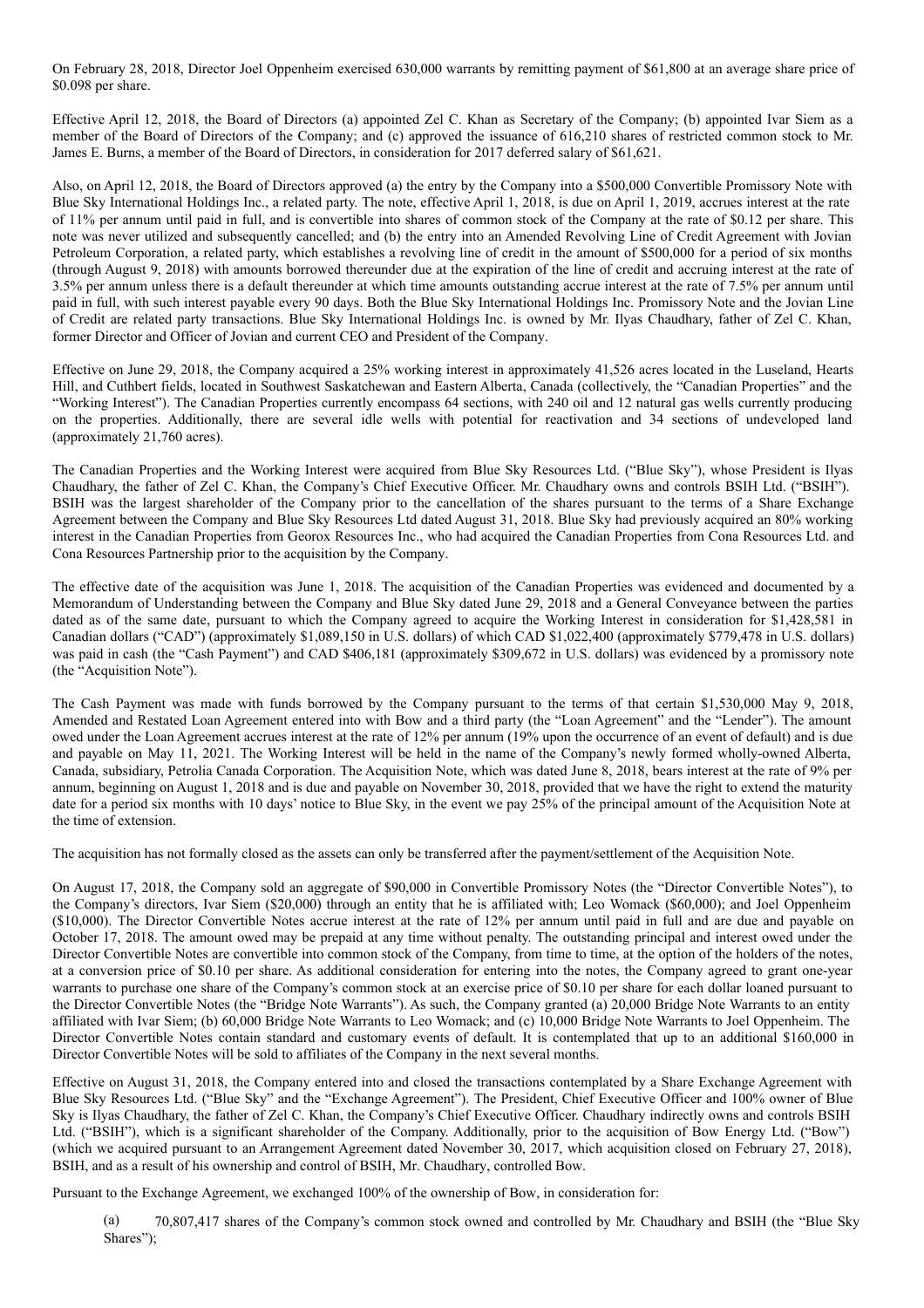On February 28, 2018, Director Joel Oppenheim exercised 630,000 warrants by remitting payment of $61,800 at an average share price of $0.098 per share.

Effective April 12, 2018, the Board of Directors (a) appointed Zel C. Khan as Secretary of the Company; (b) appointed Ivar Siem as a member of the Board of Directors of the Company; and (c) approved the issuance of 616,210 shares of restricted common stock to Mr. James E. Burns, a member of the Board of Directors, in consideration for 2017 deferred salary of $61,621.

Also, on April 12, 2018, the Board of Directors approved (a) the entry by the Company into a $500,000 Convertible Promissory Note with Blue Sky International Holdings Inc., a related party. The note, effective April 1, 2018, is due on April 1, 2019, accrues interest at the rate of 11% per annum until paid in full, and is convertible into shares of common stock of the Company at the rate of $0.12 per share. This note was never utilized and subsequently cancelled; and (b) the entry into an Amended Revolving Line of Credit Agreement with Jovian Petroleum Corporation, a related party, which establishes a revolving line of credit in the amount of $500,000 for a period of six months (through August 9, 2018) with amounts borrowed thereunder due at the expiration of the line of credit and accruing interest at the rate of 3.5% per annum unless there is a default thereunder at which time amounts outstanding accrue interest at the rate of 7.5% per annum until paid in full, with such interest payable every 90 days. Both the Blue Sky International Holdings Inc. Promissory Note and the Jovian Line of Credit are related party transactions. Blue Sky International Holdings Inc. is owned by Mr. Ilyas Chaudhary, father of Zel C. Khan, former Director and Officer of Jovian and current CEO and President of the Company.

Effective on June 29, 2018, the Company acquired a 25% working interest in approximately 41,526 acres located in the Luseland, Hearts Hill, and Cuthbert fields, located in Southwest Saskatchewan and Eastern Alberta, Canada (collectively, the "Canadian Properties" and the "Working Interest"). The Canadian Properties currently encompass 64 sections, with 240 oil and 12 natural gas wells currently producing on the properties. Additionally, there are several idle wells with potential for reactivation and 34 sections of undeveloped land (approximately 21,760 acres).

The Canadian Properties and the Working Interest were acquired from Blue Sky Resources Ltd. ("Blue Sky"), whose President is Ilyas Chaudhary, the father of Zel C. Khan, the Company's Chief Executive Officer. Mr. Chaudhary owns and controls BSIH Ltd. ("BSIH"). BSIH was the largest shareholder of the Company prior to the cancellation of the shares pursuant to the terms of a Share Exchange Agreement between the Company and Blue Sky Resources Ltd dated August 31, 2018. Blue Sky had previously acquired an 80% working interest in the Canadian Properties from Georox Resources Inc., who had acquired the Canadian Properties from Cona Resources Ltd. and Cona Resources Partnership prior to the acquisition by the Company.

The effective date of the acquisition was June 1, 2018. The acquisition of the Canadian Properties was evidenced and documented by a Memorandum of Understanding between the Company and Blue Sky dated June 29, 2018 and a General Conveyance between the parties dated as of the same date, pursuant to which the Company agreed to acquire the Working Interest in consideration for $1,428,581 in Canadian dollars ("CAD") (approximately $1,089,150 in U.S. dollars) of which CAD $1,022,400 (approximately $779,478 in U.S. dollars) was paid in cash (the "Cash Payment") and CAD $406,181 (approximately $309,672 in U.S. dollars) was evidenced by a promissory note (the "Acquisition Note").

The Cash Payment was made with funds borrowed by the Company pursuant to the terms of that certain $1,530,000 May 9, 2018, Amended and Restated Loan Agreement entered into with Bow and a third party (the "Loan Agreement" and the "Lender"). The amount owed under the Loan Agreement accrues interest at the rate of 12% per annum (19% upon the occurrence of an event of default) and is due and payable on May 11, 2021. The Working Interest will be held in the name of the Company's newly formed wholly-owned Alberta, Canada, subsidiary, Petrolia Canada Corporation. The Acquisition Note, which was dated June 8, 2018, bears interest at the rate of 9% per annum, beginning on August 1, 2018 and is due and payable on November 30, 2018, provided that we have the right to extend the maturity date for a period six months with 10 days' notice to Blue Sky, in the event we pay 25% of the principal amount of the Acquisition Note at the time of extension.

The acquisition has not formally closed as the assets can only be transferred after the payment/settlement of the Acquisition Note.

On August 17, 2018, the Company sold an aggregate of $90,000 in Convertible Promissory Notes (the "Director Convertible Notes"), to the Company's directors, Ivar Siem ($20,000) through an entity that he is affiliated with; Leo Womack ($60,000); and Joel Oppenheim ($10,000). The Director Convertible Notes accrue interest at the rate of 12% per annum until paid in full and are due and payable on October 17, 2018. The amount owed may be prepaid at any time without penalty. The outstanding principal and interest owed under the Director Convertible Notes are convertible into common stock of the Company, from time to time, at the option of the holders of the notes, at a conversion price of $0.10 per share. As additional consideration for entering into the notes, the Company agreed to grant one-year warrants to purchase one share of the Company's common stock at an exercise price of $0.10 per share for each dollar loaned pursuant to the Director Convertible Notes (the "Bridge Note Warrants"). As such, the Company granted (a) 20,000 Bridge Note Warrants to an entity affiliated with Ivar Siem; (b) 60,000 Bridge Note Warrants to Leo Womack; and (c) 10,000 Bridge Note Warrants to Joel Oppenheim. The Director Convertible Notes contain standard and customary events of default. It is contemplated that up to an additional $160,000 in Director Convertible Notes will be sold to affiliates of the Company in the next several months.

Effective on August 31, 2018, the Company entered into and closed the transactions contemplated by a Share Exchange Agreement with Blue Sky Resources Ltd. ("Blue Sky" and the "Exchange Agreement"). The President, Chief Executive Officer and 100% owner of Blue Sky is Ilyas Chaudhary, the father of Zel C. Khan, the Company's Chief Executive Officer. Chaudhary indirectly owns and controls BSIH Ltd. ("BSIH"), which is a significant shareholder of the Company. Additionally, prior to the acquisition of Bow Energy Ltd. ("Bow") (which we acquired pursuant to an Arrangement Agreement dated November 30, 2017, which acquisition closed on February 27, 2018), BSIH, and as a result of his ownership and control of BSIH, Mr. Chaudhary, controlled Bow.

Pursuant to the Exchange Agreement, we exchanged 100% of the ownership of Bow, in consideration for:

(a) 70,807,417 shares of the Company's common stock owned and controlled by Mr. Chaudhary and BSIH (the "Blue Sky Shares");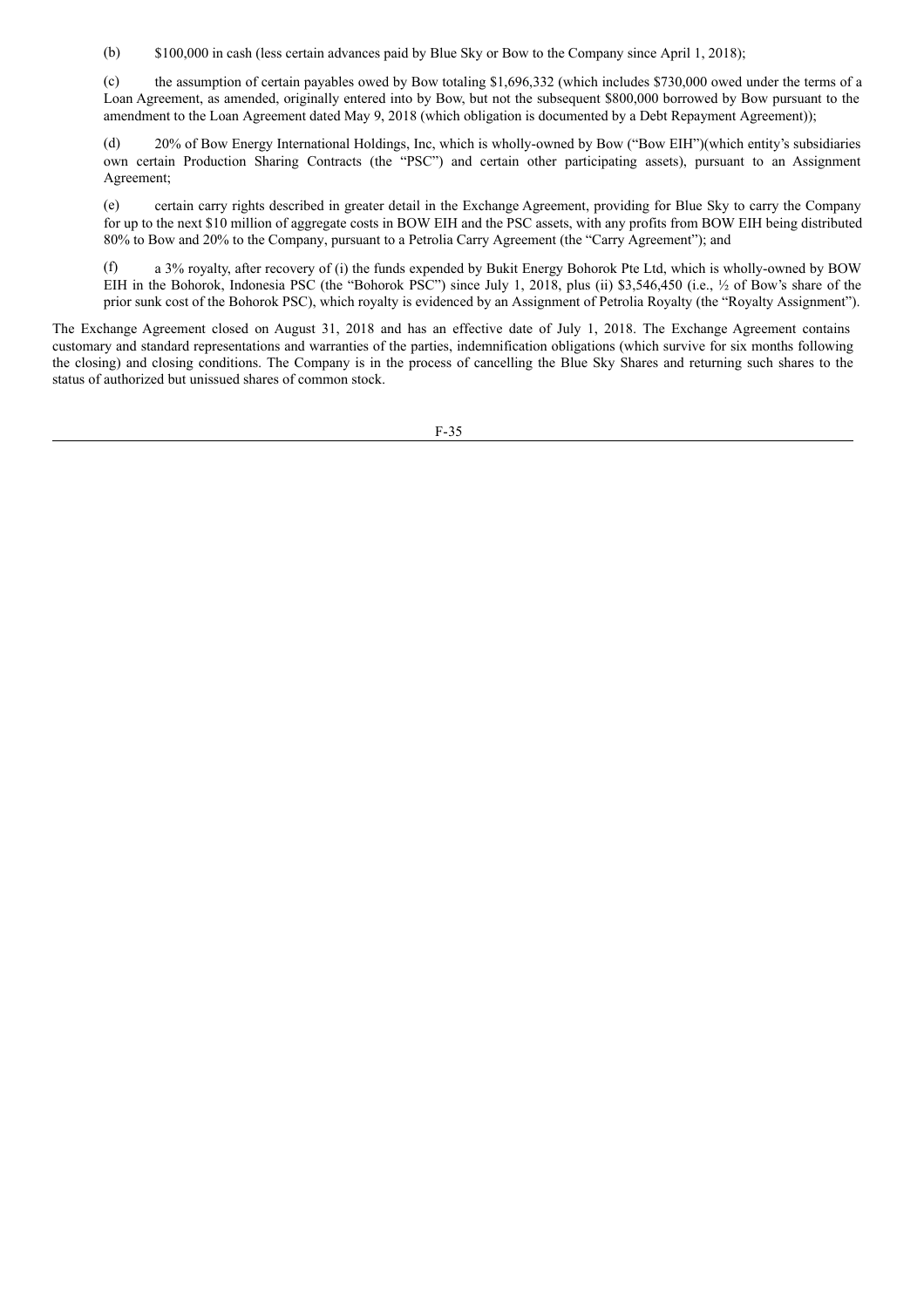(b) $100,000 in cash (less certain advances paid by Blue Sky or Bow to the Company since April 1, 2018);

(c) the assumption of certain payables owed by Bow totaling $1,696,332 (which includes $730,000 owed under the terms of a Loan Agreement, as amended, originally entered into by Bow, but not the subsequent $800,000 borrowed by Bow pursuant to the amendment to the Loan Agreement dated May 9, 2018 (which obligation is documented by a Debt Repayment Agreement));

(d) 20% of Bow Energy International Holdings, Inc, which is wholly-owned by Bow ("Bow EIH")(which entity's subsidiaries own certain Production Sharing Contracts (the "PSC") and certain other participating assets), pursuant to an Assignment Agreement;

(e) certain carry rights described in greater detail in the Exchange Agreement, providing for Blue Sky to carry the Company for up to the next $10 million of aggregate costs in BOW EIH and the PSC assets, with any profits from BOW EIH being distributed 80% to Bow and 20% to the Company, pursuant to a Petrolia Carry Agreement (the "Carry Agreement"); and

(f) a 3% royalty, after recovery of (i) the funds expended by Bukit Energy Bohorok Pte Ltd, which is wholly-owned by BOW EIH in the Bohorok, Indonesia PSC (the "Bohorok PSC") since July 1, 2018, plus (ii) $3,546,450 (i.e., ½ of Bow's share of the prior sunk cost of the Bohorok PSC), which royalty is evidenced by an Assignment of Petrolia Royalty (the "Royalty Assignment").

The Exchange Agreement closed on August 31, 2018 and has an effective date of July 1, 2018. The Exchange Agreement contains customary and standard representations and warranties of the parties, indemnification obligations (which survive for six months following the closing) and closing conditions. The Company is in the process of cancelling the Blue Sky Shares and returning such shares to the status of authorized but unissued shares of common stock.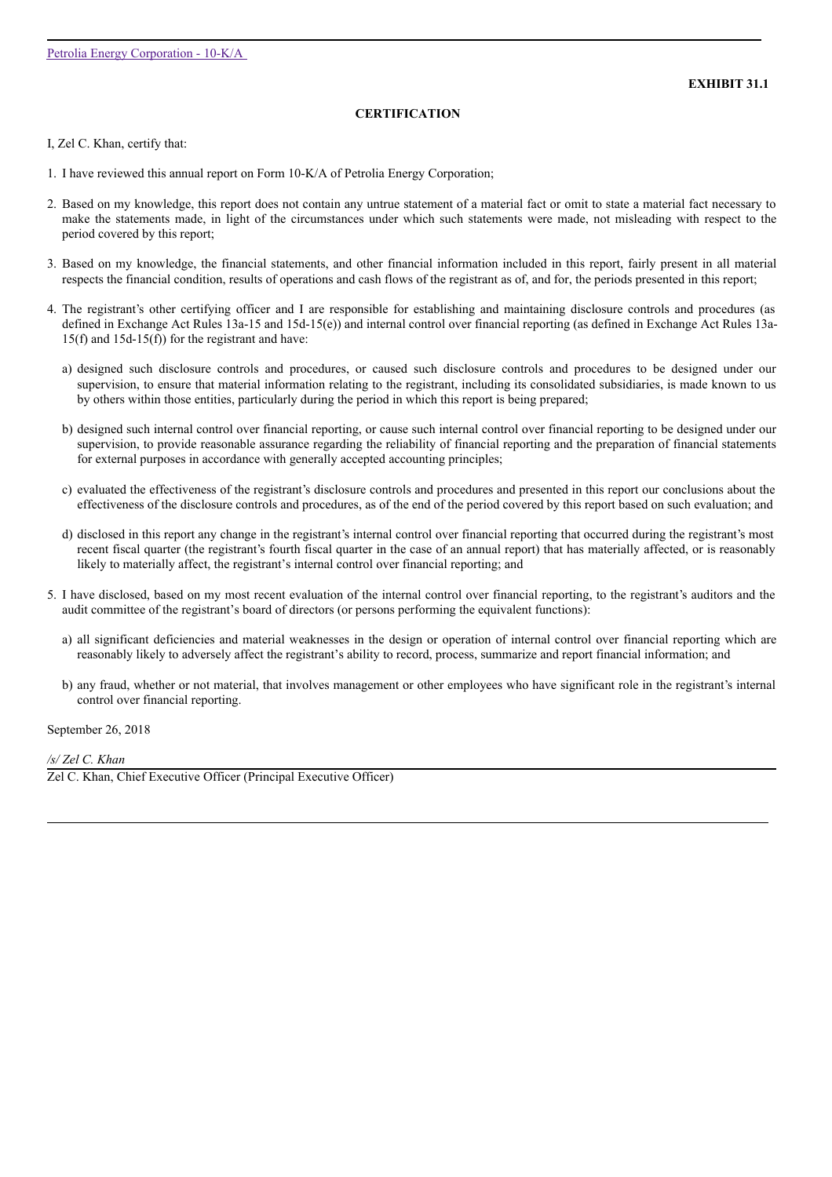**EXHIBIT 31.1**

**CERTIFICATION**

I, Zel C. Khan, certify that:

1. I have reviewed this annual report on Form 10-K/A of Petrolia Energy Corporation;

2. Based on my knowledge, this report does not contain any untrue statement of a material fact or omit to state a material fact necessary to make the statements made, in light of the circumstances under which such statements were made, not misleading with respect to the period covered by this report;

3. Based on my knowledge, the financial statements, and other financial information included in this report, fairly present in all material respects the financial condition, results of operations and cash flows of the registrant as of, and for, the periods presented in this report;

4. The registrant's other certifying officer and I are responsible for establishing and maintaining disclosure controls and procedures (as defined in Exchange Act Rules 13a-15 and 15d-15(e)) and internal control over financial reporting (as defined in Exchange Act Rules 13a-15(f) and 15d-15(f)) for the registrant and have:

   a) designed such disclosure controls and procedures, or caused such disclosure controls and procedures to be designed under our supervision, to ensure that material information relating to the registrant, including its consolidated subsidiaries, is made known to us by others within those entities, particularly during the period in which this report is being prepared;

   b) designed such internal control over financial reporting, or cause such internal control over financial reporting to be designed under our supervision, to provide reasonable assurance regarding the reliability of financial reporting and the preparation of financial statements for external purposes in accordance with generally accepted accounting principles;

   c) evaluated the effectiveness of the registrant's disclosure controls and procedures and presented in this report our conclusions about the effectiveness of the disclosure controls and procedures, as of the end of the period covered by this report based on such evaluation; and

   d) disclosed in this report any change in the registrant's internal control over financial reporting that occurred during the registrant's most recent fiscal quarter (the registrant's fourth fiscal quarter in the case of an annual report) that has materially affected, or is reasonably likely to materially affect, the registrant's internal control over financial reporting; and

5. I have disclosed, based on my most recent evaluation of the internal control over financial reporting, to the registrant's auditors and the audit committee of the registrant's board of directors (or persons performing the equivalent functions):

   a) all significant deficiencies and material weaknesses in the design or operation of internal control over financial reporting which are reasonably likely to adversely affect the registrant's ability to record, process, summarize and report financial information; and

   b) any fraud, whether or not material, that involves management or other employees who have significant role in the registrant's internal control over financial reporting.

September 26, 2018

*/s/ Zel C. Khan*

Zel C. Khan, Chief Executive Officer (Principal Executive Officer)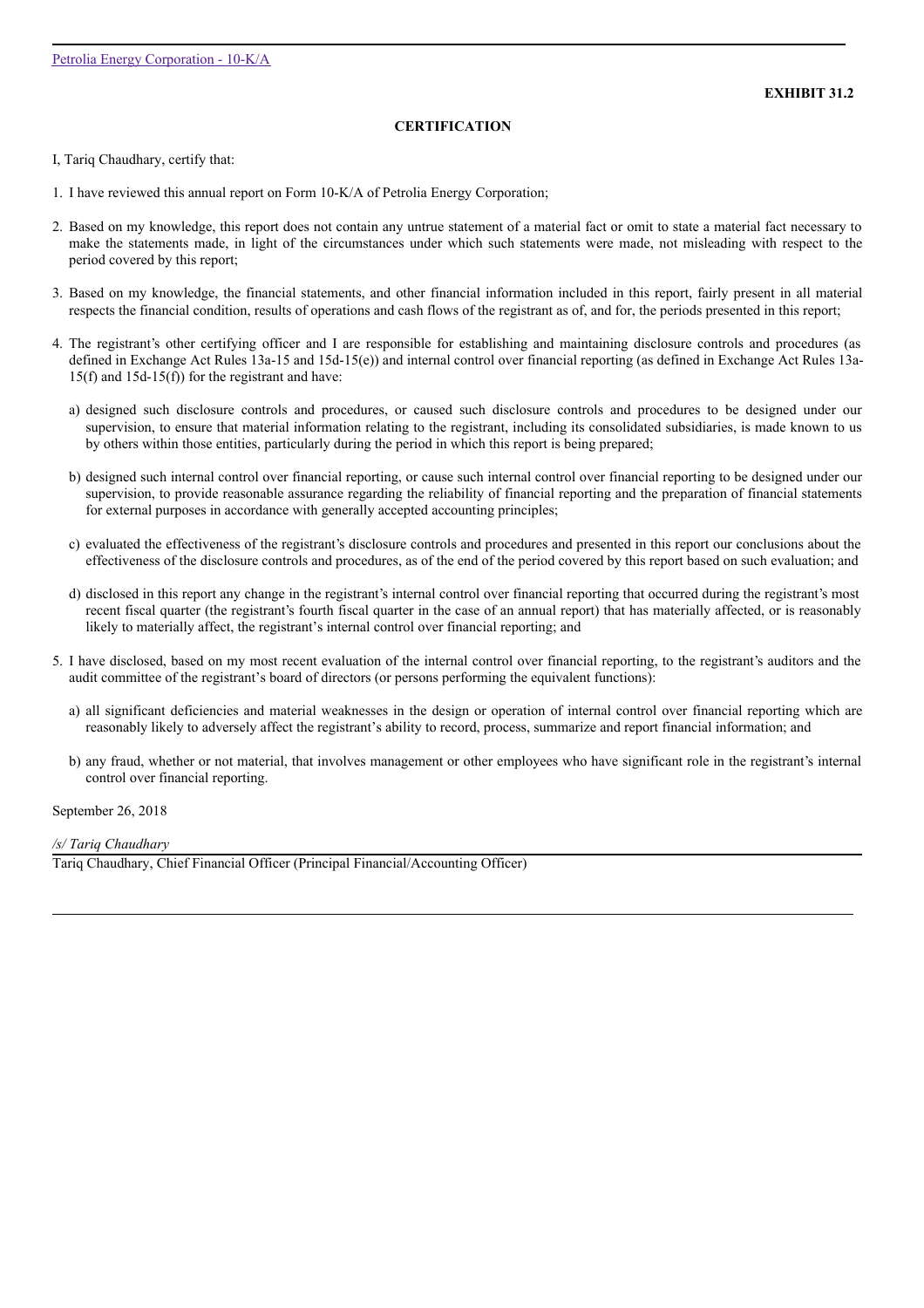**EXHIBIT 31.2**

**CERTIFICATION**

I, Tariq Chaudhary, certify that:

1. I have reviewed this annual report on Form 10-K/A of Petrolia Energy Corporation;

2. Based on my knowledge, this report does not contain any untrue statement of a material fact or omit to state a material fact necessary to make the statements made, in light of the circumstances under which such statements were made, not misleading with respect to the period covered by this report;

3. Based on my knowledge, the financial statements, and other financial information included in this report, fairly present in all material respects the financial condition, results of operations and cash flows of the registrant as of, and for, the periods presented in this report;

4. The registrant's other certifying officer and I are responsible for establishing and maintaining disclosure controls and procedures (as defined in Exchange Act Rules 13a-15 and 15d-15(e)) and internal control over financial reporting (as defined in Exchange Act Rules 13a-15(f) and 15d-15(f)) for the registrant and have:

   a) designed such disclosure controls and procedures, or caused such disclosure controls and procedures to be designed under our supervision, to ensure that material information relating to the registrant, including its consolidated subsidiaries, is made known to us by others within those entities, particularly during the period in which this report is being prepared;

   b) designed such internal control over financial reporting, or cause such internal control over financial reporting to be designed under our supervision, to provide reasonable assurance regarding the reliability of financial reporting and the preparation of financial statements for external purposes in accordance with generally accepted accounting principles;

   c) evaluated the effectiveness of the registrant's disclosure controls and procedures and presented in this report our conclusions about the effectiveness of the disclosure controls and procedures, as of the end of the period covered by this report based on such evaluation; and

   d) disclosed in this report any change in the registrant's internal control over financial reporting that occurred during the registrant's most recent fiscal quarter (the registrant's fourth fiscal quarter in the case of an annual report) that has materially affected, or is reasonably likely to materially affect, the registrant's internal control over financial reporting; and

5. I have disclosed, based on my most recent evaluation of the internal control over financial reporting, to the registrant's auditors and the audit committee of the registrant's board of directors (or persons performing the equivalent functions):

   a) all significant deficiencies and material weaknesses in the design or operation of internal control over financial reporting which are reasonably likely to adversely affect the registrant's ability to record, process, summarize and report financial information; and

   b) any fraud, whether or not material, that involves management or other employees who have significant role in the registrant's internal control over financial reporting.

September 26, 2018

*/s/ Tariq Chaudhary*

Tariq Chaudhary, Chief Financial Officer (Principal Financial/Accounting Officer)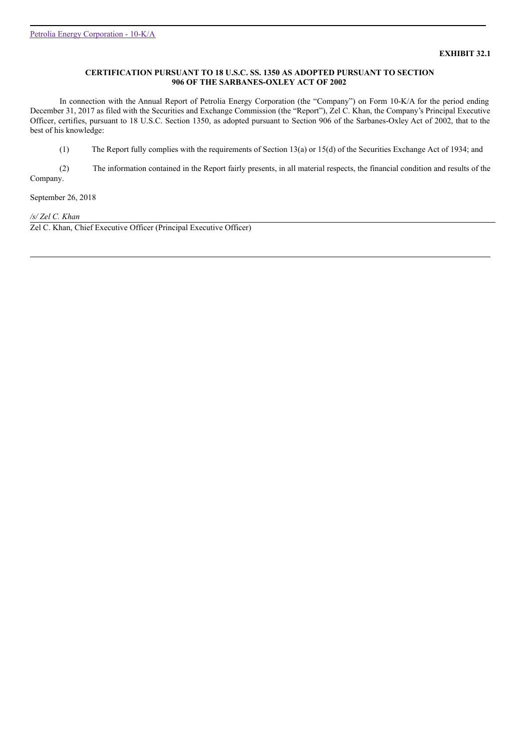**EXHIBIT 32.1**

**CERTIFICATION PURSUANT TO 18 U.S.C. SS. 1350 AS ADOPTED PURSUANT TO SECTION 906 OF THE SARBANES-OXLEY ACT OF 2002**

In connection with the Annual Report of Petrolia Energy Corporation (the "Company") on Form 10-K/A for the period ending December 31, 2017 as filed with the Securities and Exchange Commission (the "Report"), Zel C. Khan, the Company's Principal Executive Officer, certifies, pursuant to 18 U.S.C. Section 1350, as adopted pursuant to Section 906 of the Sarbanes-Oxley Act of 2002, that to the best of his knowledge:

(1) The Report fully complies with the requirements of Section 13(a) or 15(d) of the Securities Exchange Act of 1934; and

(2) The information contained in the Report fairly presents, in all material respects, the financial condition and results of the Company.

September 26, 2018

*/s/ Zel C. Khan*

Zel C. Khan, Chief Executive Officer (Principal Executive Officer)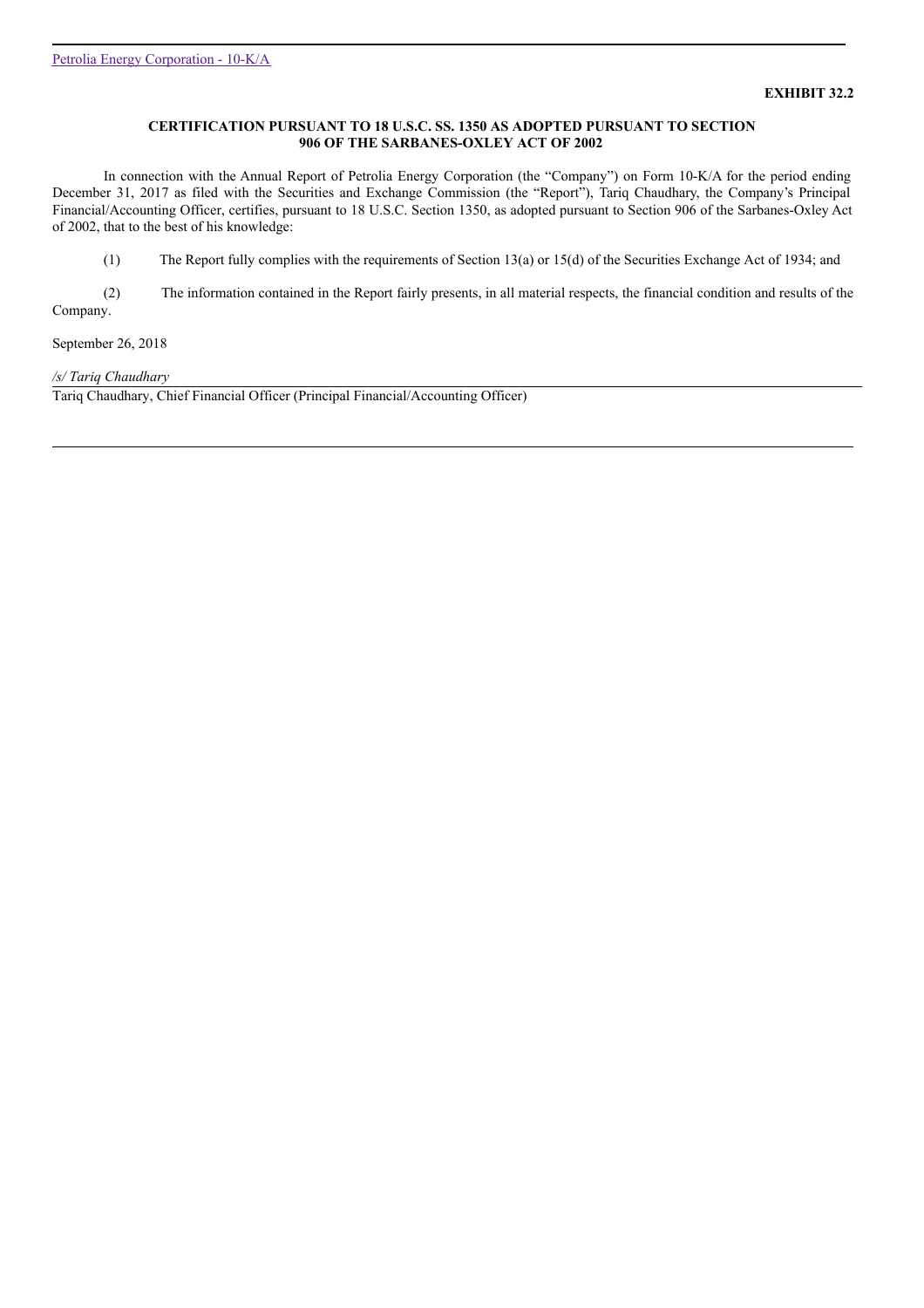**EXHIBIT 32.2**

**CERTIFICATION PURSUANT TO 18 U.S.C. SS. 1350 AS ADOPTED PURSUANT TO SECTION 906 OF THE SARBANES-OXLEY ACT OF 2002**

In connection with the Annual Report of Petrolia Energy Corporation (the "Company") on Form 10-K/A for the period ending December 31, 2017 as filed with the Securities and Exchange Commission (the "Report"), Tariq Chaudhary, the Company's Principal Financial/Accounting Officer, certifies, pursuant to 18 U.S.C. Section 1350, as adopted pursuant to Section 906 of the Sarbanes-Oxley Act of 2002, that to the best of his knowledge:

(1) The Report fully complies with the requirements of Section 13(a) or 15(d) of the Securities Exchange Act of 1934; and

(2) The information contained in the Report fairly presents, in all material respects, the financial condition and results of the Company.

September 26, 2018

*/s/ Tariq Chaudhary*

Tariq Chaudhary, Chief Financial Officer (Principal Financial/Accounting Officer)